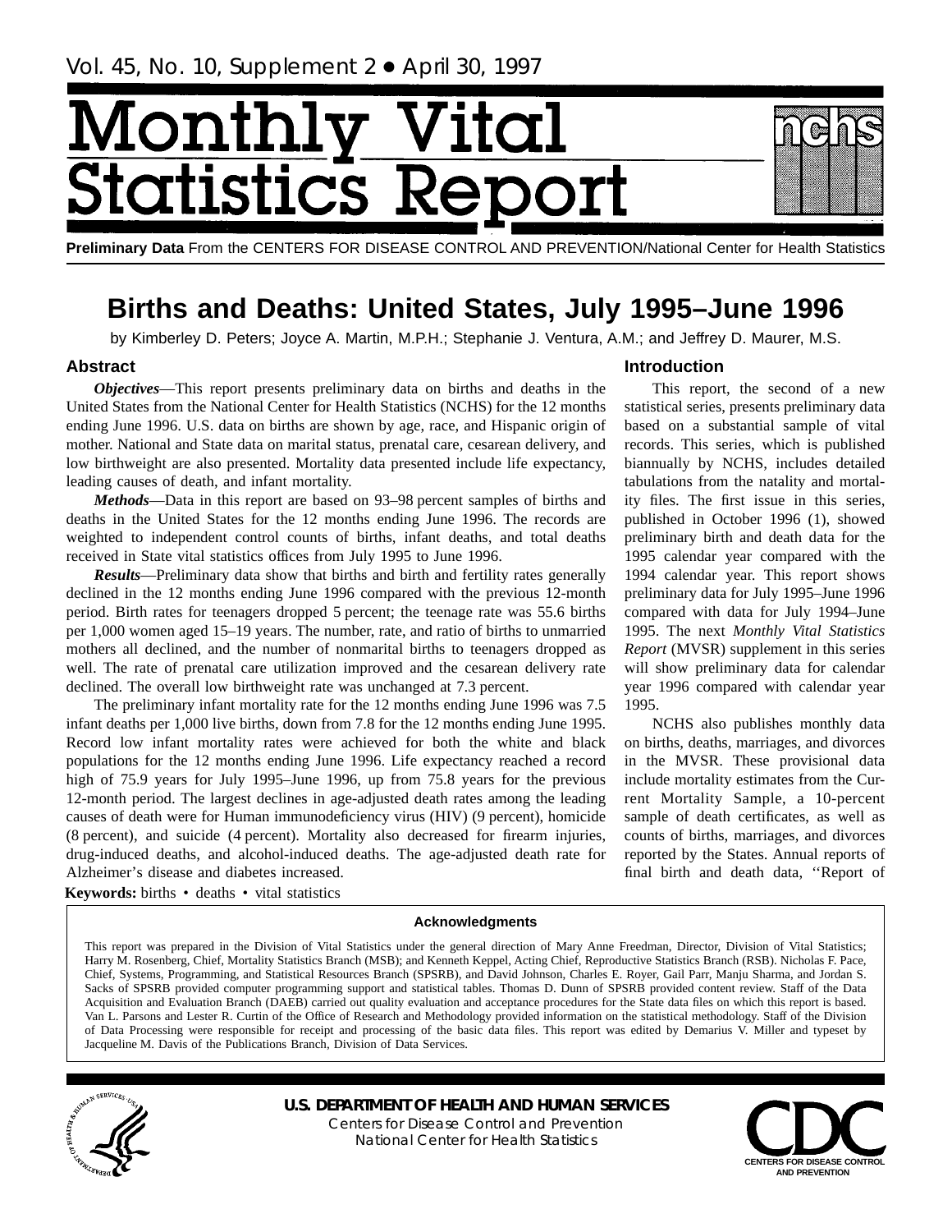Vol. 45, No. 10, Supplement 2 • April 30, 1997

# Monthly Vital Statistics Report

**Preliminary Data** From the CENTERS FOR DISEASE CONTROL AND PREVENTION/National Center for Health Statistics

# Births and Deaths: United States, July 1995–June 1996

by Kimberley D. Peters; Joyce A. Martin, M.P.H.; Stephanie J. Ventura, A.M.; and Jeffrey D. Maurer, M.S.

## Abstract

***Objectives***—This report presents preliminary data on births and deaths in the United States from the National Center for Health Statistics (NCHS) for the 12 months ending June 1996. U.S. data on births are shown by age, race, and Hispanic origin of mother. National and State data on marital status, prenatal care, cesarean delivery, and low birthweight are also presented. Mortality data presented include life expectancy, leading causes of death, and infant mortality.

***Methods***—Data in this report are based on 93–98 percent samples of births and deaths in the United States for the 12 months ending June 1996. The records are weighted to independent control counts of births, infant deaths, and total deaths received in State vital statistics offices from July 1995 to June 1996.

***Results***—Preliminary data show that births and birth and fertility rates generally declined in the 12 months ending June 1996 compared with the previous 12-month period. Birth rates for teenagers dropped 5 percent; the teenage rate was 55.6 births per 1,000 women aged 15–19 years. The number, rate, and ratio of births to unmarried mothers all declined, and the number of nonmarital births to teenagers dropped as well. The rate of prenatal care utilization improved and the cesarean delivery rate declined. The overall low birthweight rate was unchanged at 7.3 percent.

The preliminary infant mortality rate for the 12 months ending June 1996 was 7.5 infant deaths per 1,000 live births, down from 7.8 for the 12 months ending June 1995. Record low infant mortality rates were achieved for both the white and black populations for the 12 months ending June 1996. Life expectancy reached a record high of 75.9 years for July 1995–June 1996, up from 75.8 years for the previous 12-month period. The largest declines in age-adjusted death rates among the leading causes of death were for Human immunodeficiency virus (HIV) (9 percent), homicide (8 percent), and suicide (4 percent). Mortality also decreased for firearm injuries, drug-induced deaths, and alcohol-induced deaths. The age-adjusted death rate for Alzheimer's disease and diabetes increased.

**Keywords:** births • deaths • vital statistics

## Introduction

This report, the second of a new statistical series, presents preliminary data based on a substantial sample of vital records. This series, which is published biannually by NCHS, includes detailed tabulations from the natality and mortality files. The first issue in this series, published in October 1996 (1), showed preliminary birth and death data for the 1995 calendar year compared with the 1994 calendar year. This report shows preliminary data for July 1995–June 1996 compared with data for July 1994–June 1995. The next *Monthly Vital Statistics Report* (MVSR) supplement in this series will show preliminary data for calendar year 1996 compared with calendar year 1995.

NCHS also publishes monthly data on births, deaths, marriages, and divorces in the MVSR. These provisional data include mortality estimates from the Current Mortality Sample, a 10-percent sample of death certificates, as well as counts of births, marriages, and divorces reported by the States. Annual reports of final birth and death data, ''Report of

### Acknowledgments

This report was prepared in the Division of Vital Statistics under the general direction of Mary Anne Freedman, Director, Division of Vital Statistics; Harry M. Rosenberg, Chief, Mortality Statistics Branch (MSB); and Kenneth Keppel, Acting Chief, Reproductive Statistics Branch (RSB). Nicholas F. Pace, Chief, Systems, Programming, and Statistical Resources Branch (SPSRB), and David Johnson, Charles E. Royer, Gail Parr, Manju Sharma, and Jordan S. Sacks of SPSRB provided computer programming support and statistical tables. Thomas D. Dunn of SPSRB provided content review. Staff of the Data Acquisition and Evaluation Branch (DAEB) carried out quality evaluation and acceptance procedures for the State data files on which this report is based. Van L. Parsons and Lester R. Curtin of the Office of Research and Methodology provided information on the statistical methodology. Staff of the Division of Data Processing were responsible for receipt and processing of the basic data files. This report was edited by Demarius V. Miller and typeset by Jacqueline M. Davis of the Publications Branch, Division of Data Services.

**U.S. DEPARTMENT OF HEALTH AND HUMAN SERVICES**
Centers for Disease Control and Prevention
National Center for Health Statistics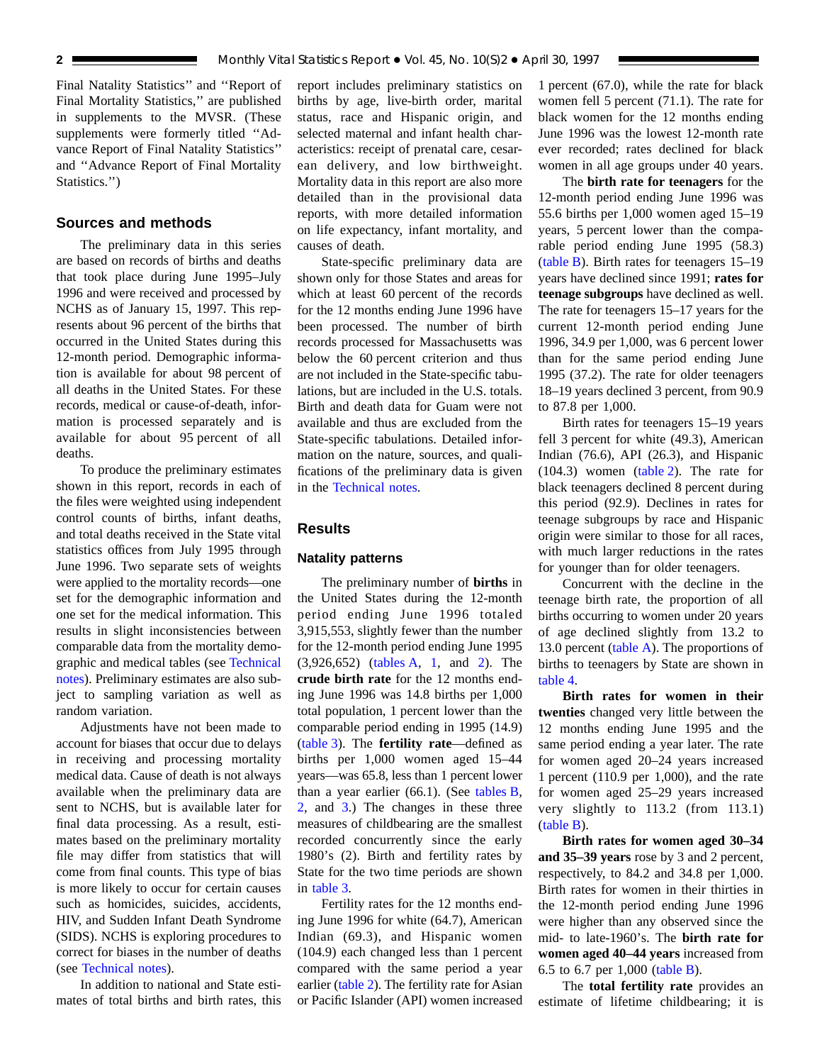Final Natality Statistics'' and ''Report of Final Mortality Statistics,'' are published in supplements to the MVSR. (These supplements were formerly titled ''Advance Report of Final Natality Statistics'' and ''Advance Report of Final Mortality Statistics.'')

## Sources and methods

The preliminary data in this series are based on records of births and deaths that took place during June 1995–July 1996 and were received and processed by NCHS as of January 15, 1997. This represents about 96 percent of the births that occurred in the United States during this 12-month period. Demographic information is available for about 98 percent of all deaths in the United States. For these records, medical or cause-of-death, information is processed separately and is available for about 95 percent of all deaths.

To produce the preliminary estimates shown in this report, records in each of the files were weighted using independent control counts of births, infant deaths, and total deaths received in the State vital statistics offices from July 1995 through June 1996. Two separate sets of weights were applied to the mortality records—one set for the demographic information and one set for the medical information. This results in slight inconsistencies between comparable data from the mortality demographic and medical tables (see Technical notes). Preliminary estimates are also subject to sampling variation as well as random variation.

Adjustments have not been made to account for biases that occur due to delays in receiving and processing mortality medical data. Cause of death is not always available when the preliminary data are sent to NCHS, but is available later for final data processing. As a result, estimates based on the preliminary mortality file may differ from statistics that will come from final counts. This type of bias is more likely to occur for certain causes such as homicides, suicides, accidents, HIV, and Sudden Infant Death Syndrome (SIDS). NCHS is exploring procedures to correct for biases in the number of deaths (see Technical notes).

In addition to national and State estimates of total births and birth rates, this report includes preliminary statistics on births by age, live-birth order, marital status, race and Hispanic origin, and selected maternal and infant health characteristics: receipt of prenatal care, cesarean delivery, and low birthweight. Mortality data in this report are also more detailed than in the provisional data reports, with more detailed information on life expectancy, infant mortality, and causes of death.

State-specific preliminary data are shown only for those States and areas for which at least 60 percent of the records for the 12 months ending June 1996 have been processed. The number of birth records processed for Massachusetts was below the 60 percent criterion and thus are not included in the State-specific tabulations, but are included in the U.S. totals. Birth and death data for Guam were not available and thus are excluded from the State-specific tabulations. Detailed information on the nature, sources, and qualifications of the preliminary data is given in the Technical notes.

## Results

### Natality patterns

The preliminary number of **births** in the United States during the 12-month period ending June 1996 totaled 3,915,553, slightly fewer than the number for the 12-month period ending June 1995 (3,926,652) (tables A, 1, and 2). The **crude birth rate** for the 12 months ending June 1996 was 14.8 births per 1,000 total population, 1 percent lower than the comparable period ending in 1995 (14.9) (table 3). The **fertility rate**—defined as births per 1,000 women aged 15–44 years—was 65.8, less than 1 percent lower than a year earlier (66.1). (See tables B, 2, and 3.) The changes in these three measures of childbearing are the smallest recorded concurrently since the early 1980's (2). Birth and fertility rates by State for the two time periods are shown in table 3.

Fertility rates for the 12 months ending June 1996 for white (64.7), American Indian (69.3), and Hispanic women (104.9) each changed less than 1 percent compared with the same period a year earlier (table 2). The fertility rate for Asian or Pacific Islander (API) women increased 1 percent (67.0), while the rate for black women fell 5 percent (71.1). The rate for black women for the 12 months ending June 1996 was the lowest 12-month rate ever recorded; rates declined for black women in all age groups under 40 years.

The **birth rate for teenagers** for the 12-month period ending June 1996 was 55.6 births per 1,000 women aged 15–19 years, 5 percent lower than the comparable period ending June 1995 (58.3) (table B). Birth rates for teenagers 15–19 years have declined since 1991; **rates for teenage subgroups** have declined as well. The rate for teenagers 15–17 years for the current 12-month period ending June 1996, 34.9 per 1,000, was 6 percent lower than for the same period ending June 1995 (37.2). The rate for older teenagers 18–19 years declined 3 percent, from 90.9 to 87.8 per 1,000.

Birth rates for teenagers 15–19 years fell 3 percent for white (49.3), American Indian (76.6), API (26.3), and Hispanic (104.3) women (table 2). The rate for black teenagers declined 8 percent during this period (92.9). Declines in rates for teenage subgroups by race and Hispanic origin were similar to those for all races, with much larger reductions in the rates for younger than for older teenagers.

Concurrent with the decline in the teenage birth rate, the proportion of all births occurring to women under 20 years of age declined slightly from 13.2 to 13.0 percent (table A). The proportions of births to teenagers by State are shown in table 4.

**Birth rates for women in their twenties** changed very little between the 12 months ending June 1995 and the same period ending a year later. The rate for women aged 20–24 years increased 1 percent (110.9 per 1,000), and the rate for women aged 25–29 years increased very slightly to 113.2 (from 113.1) (table B).

**Birth rates for women aged 30–34 and 35–39 years** rose by 3 and 2 percent, respectively, to 84.2 and 34.8 per 1,000. Birth rates for women in their thirties in the 12-month period ending June 1996 were higher than any observed since the mid- to late-1960's. The **birth rate for women aged 40–44 years** increased from 6.5 to 6.7 per 1,000 (table B).

The **total fertility rate** provides an estimate of lifetime childbearing; it is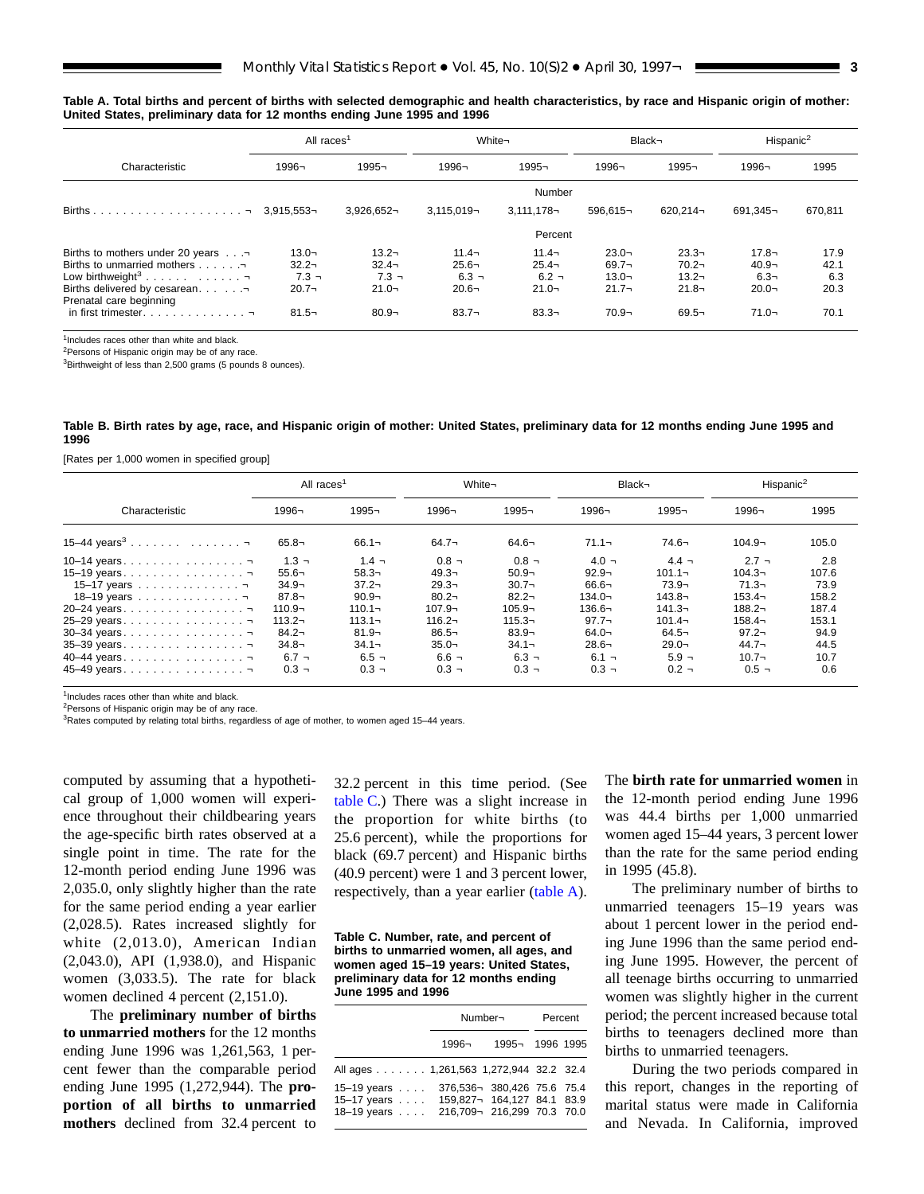**Table A. Total births and percent of births with selected demographic and health characteristics, by race and Hispanic origin of mother: United States, preliminary data for 12 months ending June 1995 and 1996**

| Characteristic | All races[1] | | White | | Black | | Hispanic[2] | |
|---|---|---|---|---|---|---|---|---|
| | 1996 | 1995 | 1996 | 1995 | 1996 | 1995 | 1996 | 1995 |
| | | | | Number | | | | |
| Births | 3,915,553 | 3,926,652 | 3,115,019 | 3,111,178 | 596,615 | 620,214 | 691,345 | 670,811 |
| | | | | Percent | | | | |
| Births to mothers under 20 years | 13.0 | 13.2 | 11.4 | 11.4 | 23.0 | 23.3 | 17.8 | 17.9 |
| Births to unmarried mothers | 32.2 | 32.4 | 25.6 | 25.4 | 69.7 | 70.2 | 40.9 | 42.1 |
| Low birthweight[3] | 7.3 | 7.3 | 6.3 | 6.2 | 13.0 | 13.2 | 6.3 | 6.3 |
| Births delivered by cesarean | 20.7 | 21.0 | 20.6 | 21.0 | 21.7 | 21.8 | 20.0 | 20.3 |
| Prenatal care beginning in first trimester | 81.5 | 80.9 | 83.7 | 83.3 | 70.9 | 69.5 | 71.0 | 70.1 |

[1]Includes races other than white and black.
[2]Persons of Hispanic origin may be of any race.
[3]Birthweight of less than 2,500 grams (5 pounds 8 ounces).

**Table B. Birth rates by age, race, and Hispanic origin of mother: United States, preliminary data for 12 months ending June 1995 and 1996**

[Rates per 1,000 women in specified group]

| Characteristic | All races[1] | | White | | Black | | Hispanic[2] | |
|---|---|---|---|---|---|---|---|---|
| | 1996 | 1995 | 1996 | 1995 | 1996 | 1995 | 1996 | 1995 |
| 15–44 years[3] | 65.8 | 66.1 | 64.7 | 64.6 | 71.1 | 74.6 | 104.9 | 105.0 |
| 10–14 years | 1.3 | 1.4 | 0.8 | 0.8 | 4.0 | 4.4 | 2.7 | 2.8 |
| 15–19 years | 55.6 | 58.3 | 49.3 | 50.9 | 92.9 | 101.1 | 104.3 | 107.6 |
| 15–17 years | 34.9 | 37.2 | 29.3 | 30.7 | 66.6 | 73.9 | 71.3 | 73.9 |
| 18–19 years | 87.8 | 90.9 | 80.2 | 82.2 | 134.0 | 143.8 | 153.4 | 158.2 |
| 20–24 years | 110.9 | 110.1 | 107.9 | 105.9 | 136.6 | 141.3 | 188.2 | 187.4 |
| 25–29 years | 113.2 | 113.1 | 116.2 | 115.3 | 97.7 | 101.4 | 158.4 | 153.1 |
| 30–34 years | 84.2 | 81.9 | 86.5 | 83.9 | 64.0 | 64.5 | 97.2 | 94.9 |
| 35–39 years | 34.8 | 34.1 | 35.0 | 34.1 | 28.6 | 29.0 | 44.7 | 44.5 |
| 40–44 years | 6.7 | 6.5 | 6.6 | 6.3 | 6.1 | 5.9 | 10.7 | 10.7 |
| 45–49 years | 0.3 | 0.3 | 0.3 | 0.3 | 0.3 | 0.2 | 0.5 | 0.6 |

[1]Includes races other than white and black.
[2]Persons of Hispanic origin may be of any race.
[3]Rates computed by relating total births, regardless of age of mother, to women aged 15–44 years.

computed by assuming that a hypothetical group of 1,000 women will experience throughout their childbearing years the age-specific birth rates observed at a single point in time. The rate for the 12-month period ending June 1996 was 2,035.0, only slightly higher than the rate for the same period ending a year earlier (2,028.5). Rates increased slightly for white (2,013.0), American Indian (2,043.0), API (1,938.0), and Hispanic women (3,033.5). The rate for black women declined 4 percent (2,151.0).

The **preliminary number of births to unmarried mothers** for the 12 months ending June 1996 was 1,261,563, 1 percent fewer than the comparable period ending June 1995 (1,272,944). The **proportion of all births to unmarried mothers** declined from 32.4 percent to 32.2 percent in this time period. (See table C.) There was a slight increase in the proportion for white births (to 25.6 percent), while the proportions for black (69.7 percent) and Hispanic births (40.9 percent) were 1 and 3 percent lower, respectively, than a year earlier (table A).

**Table C. Number, rate, and percent of births to unmarried women, all ages, and women aged 15–19 years: United States, preliminary data for 12 months ending June 1995 and 1996**

| | Number | | Percent | |
|---|---|---|---|---|
| | 1996 | 1995 | 1996 | 1995 |
| All ages | 1,261,563 | 1,272,944 | 32.2 | 32.4 |
| 15–19 years | 376,536 | 380,426 | 75.6 | 75.4 |
| 15–17 years | 159,827 | 164,127 | 84.1 | 83.9 |
| 18–19 years | 216,709 | 216,299 | 70.3 | 70.0 |

The **birth rate for unmarried women** in the 12-month period ending June 1996 was 44.4 births per 1,000 unmarried women aged 15–44 years, 3 percent lower than the rate for the same period ending in 1995 (45.8).

The preliminary number of births to unmarried teenagers 15–19 years was about 1 percent lower in the period ending June 1996 than the same period ending June 1995. However, the percent of all teenage births occurring to unmarried women was slightly higher in the current period; the percent increased because total births to teenagers declined more than births to unmarried teenagers.

During the two periods compared in this report, changes in the reporting of marital status were made in California and Nevada. In California, improved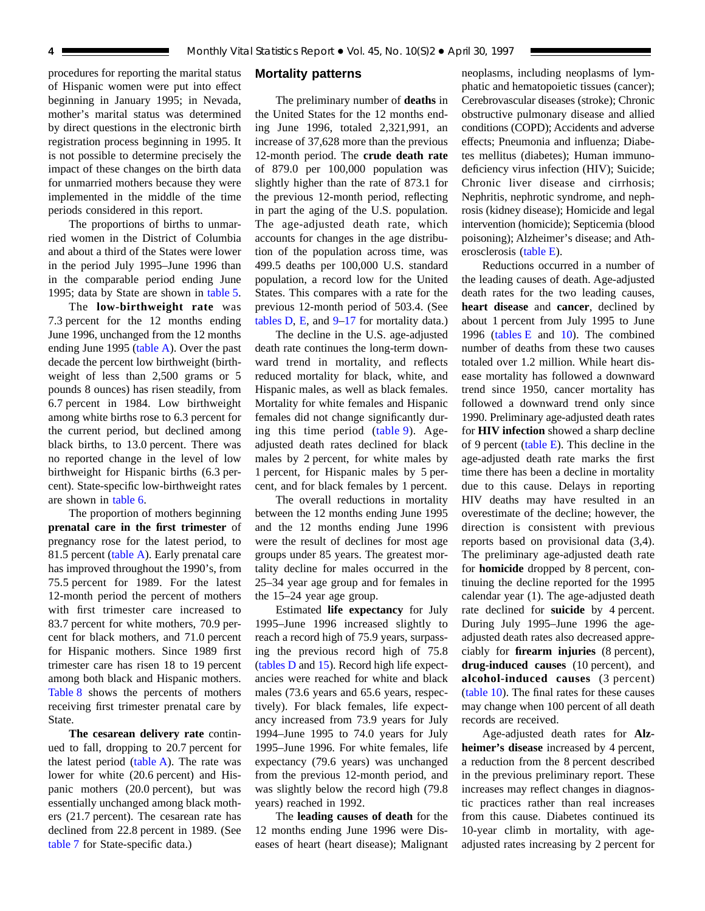procedures for reporting the marital status of Hispanic women were put into effect beginning in January 1995; in Nevada, mother's marital status was determined by direct questions in the electronic birth registration process beginning in 1995. It is not possible to determine precisely the impact of these changes on the birth data for unmarried mothers because they were implemented in the middle of the time periods considered in this report.

The proportions of births to unmarried women in the District of Columbia and about a third of the States were lower in the period July 1995–June 1996 than in the comparable period ending June 1995; data by State are shown in table 5.

The **low-birthweight rate** was 7.3 percent for the 12 months ending June 1996, unchanged from the 12 months ending June 1995 (table A). Over the past decade the percent low birthweight (birthweight of less than 2,500 grams or 5 pounds 8 ounces) has risen steadily, from 6.7 percent in 1984. Low birthweight among white births rose to 6.3 percent for the current period, but declined among black births, to 13.0 percent. There was no reported change in the level of low birthweight for Hispanic births (6.3 percent). State-specific low-birthweight rates are shown in table 6.

The proportion of mothers beginning **prenatal care in the first trimester** of pregnancy rose for the latest period, to 81.5 percent (table A). Early prenatal care has improved throughout the 1990's, from 75.5 percent for 1989. For the latest 12-month period the percent of mothers with first trimester care increased to 83.7 percent for white mothers, 70.9 percent for black mothers, and 71.0 percent for Hispanic mothers. Since 1989 first trimester care has risen 18 to 19 percent among both black and Hispanic mothers. Table 8 shows the percents of mothers receiving first trimester prenatal care by State.

**The cesarean delivery rate** continued to fall, dropping to 20.7 percent for the latest period (table A). The rate was lower for white (20.6 percent) and Hispanic mothers (20.0 percent), but was essentially unchanged among black mothers (21.7 percent). The cesarean rate has declined from 22.8 percent in 1989. (See table 7 for State-specific data.)

## Mortality patterns

The preliminary number of **deaths** in the United States for the 12 months ending June 1996, totaled 2,321,991, an increase of 37,628 more than the previous 12-month period. The **crude death rate** of 879.0 per 100,000 population was slightly higher than the rate of 873.1 for the previous 12-month period, reflecting in part the aging of the U.S. population. The age-adjusted death rate, which accounts for changes in the age distribution of the population across time, was 499.5 deaths per 100,000 U.S. standard population, a record low for the United States. This compares with a rate for the previous 12-month period of 503.4. (See tables D, E, and 9–17 for mortality data.)

The decline in the U.S. age-adjusted death rate continues the long-term downward trend in mortality, and reflects reduced mortality for black, white, and Hispanic males, as well as black females. Mortality for white females and Hispanic females did not change significantly during this time period (table 9). Age-adjusted death rates declined for black males by 2 percent, for white males by 1 percent, for Hispanic males by 5 percent, and for black females by 1 percent.

The overall reductions in mortality between the 12 months ending June 1995 and the 12 months ending June 1996 were the result of declines for most age groups under 85 years. The greatest mortality decline for males occurred in the 25–34 year age group and for females in the 15–24 year age group.

Estimated **life expectancy** for July 1995–June 1996 increased slightly to reach a record high of 75.9 years, surpassing the previous record high of 75.8 (tables D and 15). Record high life expectancies were reached for white and black males (73.6 years and 65.6 years, respectively). For black females, life expectancy increased from 73.9 years for July 1994–June 1995 to 74.0 years for July 1995–June 1996. For white females, life expectancy (79.6 years) was unchanged from the previous 12-month period, and was slightly below the record high (79.8 years) reached in 1992.

The **leading causes of death** for the 12 months ending June 1996 were Diseases of heart (heart disease); Malignant neoplasms, including neoplasms of lymphatic and hematopoietic tissues (cancer); Cerebrovascular diseases (stroke); Chronic obstructive pulmonary disease and allied conditions (COPD); Accidents and adverse effects; Pneumonia and influenza; Diabetes mellitus (diabetes); Human immunodeficiency virus infection (HIV); Suicide; Chronic liver disease and cirrhosis; Nephritis, nephrotic syndrome, and nephrosis (kidney disease); Homicide and legal intervention (homicide); Septicemia (blood poisoning); Alzheimer's disease; and Atherosclerosis (table E).

Reductions occurred in a number of the leading causes of death. Age-adjusted death rates for the two leading causes, **heart disease** and **cancer**, declined by about 1 percent from July 1995 to June 1996 (tables E and 10). The combined number of deaths from these two causes totaled over 1.2 million. While heart disease mortality has followed a downward trend since 1950, cancer mortality has followed a downward trend only since 1990. Preliminary age-adjusted death rates for **HIV infection** showed a sharp decline of 9 percent (table E). This decline in the age-adjusted death rate marks the first time there has been a decline in mortality due to this cause. Delays in reporting HIV deaths may have resulted in an overestimate of the decline; however, the direction is consistent with previous reports based on provisional data (3,4). The preliminary age-adjusted death rate for **homicide** dropped by 8 percent, continuing the decline reported for the 1995 calendar year (1). The age-adjusted death rate declined for **suicide** by 4 percent. During July 1995–June 1996 the age-adjusted death rates also decreased appreciably for **firearm injuries** (8 percent), **drug-induced causes** (10 percent), and **alcohol-induced causes** (3 percent) (table 10). The final rates for these causes may change when 100 percent of all death records are received.

Age-adjusted death rates for **Alzheimer's disease** increased by 4 percent, a reduction from the 8 percent described in the previous preliminary report. These increases may reflect changes in diagnostic practices rather than real increases from this cause. Diabetes continued its 10-year climb in mortality, with age-adjusted rates increasing by 2 percent for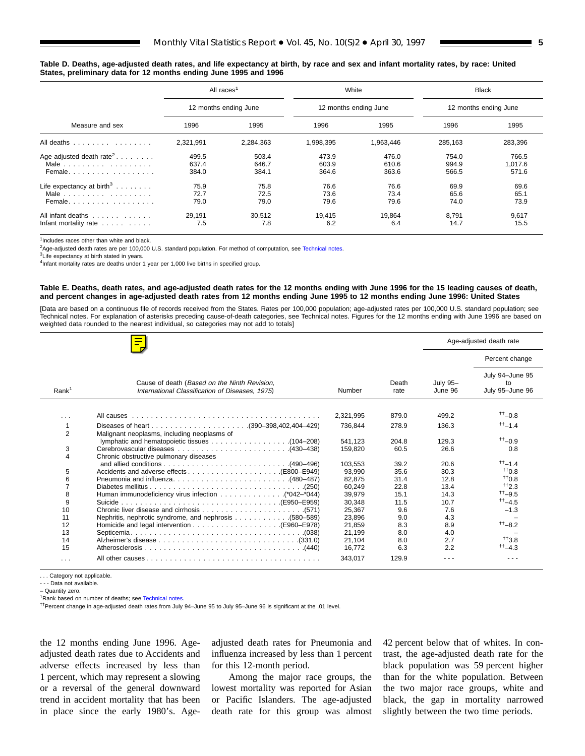**Table D. Deaths, age-adjusted death rates, and life expectancy at birth, by race and sex and infant mortality rates, by race: United States, preliminary data for 12 months ending June 1995 and 1996**

| Measure and sex | All races[1] | | White | | Black | |
|---|---|---|---|---|---|---|
| | 12 months ending June | | 12 months ending June | | 12 months ending June | |
| | 1996 | 1995 | 1996 | 1995 | 1996 | 1995 |
| All deaths | 2,321,991 | 2,284,363 | 1,998,395 | 1,963,446 | 285,163 | 283,396 |
| Age-adjusted death rate[2] | 499.5 | 503.4 | 473.9 | 476.0 | 754.0 | 766.5 |
| Male | 637.4 | 646.7 | 603.9 | 610.6 | 994.9 | 1,017.6 |
| Female | 384.0 | 384.1 | 364.6 | 363.6 | 566.5 | 571.6 |
| Life expectancy at birth[3] | 75.9 | 75.8 | 76.6 | 76.6 | 69.9 | 69.6 |
| Male | 72.7 | 72.5 | 73.6 | 73.4 | 65.6 | 65.1 |
| Female | 79.0 | 79.0 | 79.6 | 79.6 | 74.0 | 73.9 |
| All infant deaths | 29,191 | 30,512 | 19,415 | 19,864 | 8,791 | 9,617 |
| Infant mortality rate | 7.5 | 7.8 | 6.2 | 6.4 | 14.7 | 15.5 |

[1]Includes races other than white and black.
[2]Age-adjusted death rates are per 100,000 U.S. standard population. For method of computation, see Technical notes.
[3]Life expectancy at birth stated in years.
[4]Infant mortality rates are deaths under 1 year per 1,000 live births in specified group.

**Table E. Deaths, death rates, and age-adjusted death rates for the 12 months ending with June 1996 for the 15 leading causes of death, and percent changes in age-adjusted death rates from 12 months ending June 1995 to 12 months ending June 1996: United States**

[Data are based on a continuous file of records received from the States. Rates per 100,000 population; age-adjusted rates per 100,000 U.S. standard population; see Technical notes. For explanation of asterisks preceding cause-of-death categories, see Technical notes. Figures for the 12 months ending with June 1996 are based on weighted data rounded to the nearest individual, so categories may not add to totals]

| Rank[1] | Cause of death (*Based on the Ninth Revision, International Classification of Diseases, 1975*) | Number | Death rate | Age-adjusted death rate: July 95–June 96 | Age-adjusted death rate: Percent change July 94–June 95 to July 95–June 96 |
|---|---|---|---|---|---|
| . . . | All causes | 2,321,995 | 879.0 | 499.2 | ††–0.8 |
| 1 | Diseases of heart (390–398,402,404–429) | 736,844 | 278.9 | 136.3 | ††–1.4 |
| 2 | Malignant neoplasms, including neoplasms of lymphatic and hematopoietic tissues (104–208) | 541,123 | 204.8 | 129.3 | ††–0.9 |
| 3 | Cerebrovascular diseases (430–438) | 159,820 | 60.5 | 26.6 | 0.8 |
| 4 | Chronic obstructive pulmonary diseases and allied conditions (490–496) | 103,553 | 39.2 | 20.6 | ††–1.4 |
| 5 | Accidents and adverse effects (E800–E949) | 93,990 | 35.6 | 30.3 | ††0.8 |
| 6 | Pneumonia and influenza (480–487) | 82,875 | 31.4 | 12.8 | ††0.8 |
| 7 | Diabetes mellitus (250) | 60,249 | 22.8 | 13.4 | ††2.3 |
| 8 | Human immunodeficiency virus infection (*042–*044) | 39,979 | 15.1 | 14.3 | ††–9.5 |
| 9 | Suicide (E950–E959) | 30,348 | 11.5 | 10.7 | ††–4.5 |
| 10 | Chronic liver disease and cirrhosis (571) | 25,367 | 9.6 | 7.6 | –1.3 |
| 11 | Nephritis, nephrotic syndrome, and nephrosis (580–589) | 23,896 | 9.0 | 4.3 | – |
| 12 | Homicide and legal intervention (E960–E978) | 21,859 | 8.3 | 8.9 | ††–8.2 |
| 13 | Septicemia (038) | 21,199 | 8.0 | 4.0 | – |
| 14 | Alzheimer's disease (331.0) | 21,104 | 8.0 | 2.7 | ††3.8 |
| 15 | Atherosclerosis (440) | 16,772 | 6.3 | 2.2 | ††–4.3 |
| . . . | All other causes | 343,017 | 129.9 | - - - | - - - |

. . . Category not applicable.
- - - Data not available.
– Quantity zero.
[1]Rank based on number of deaths; see Technical notes.
††Percent change in age-adjusted death rates from July 94–June 95 to July 95–June 96 is significant at the .01 level.

the 12 months ending June 1996. Age-adjusted death rates due to Accidents and adverse effects increased by less than 1 percent, which may represent a slowing or a reversal of the general downward trend in accident mortality that has been in place since the early 1980's. Age-adjusted death rates for Pneumonia and influenza increased by less than 1 percent for this 12-month period.

Among the major race groups, the lowest mortality was reported for Asian or Pacific Islanders. The age-adjusted death rate for this group was almost 42 percent below that of whites. In contrast, the age-adjusted death rate for the black population was 59 percent higher than for the white population. Between the two major race groups, white and black, the gap in mortality narrowed slightly between the two time periods.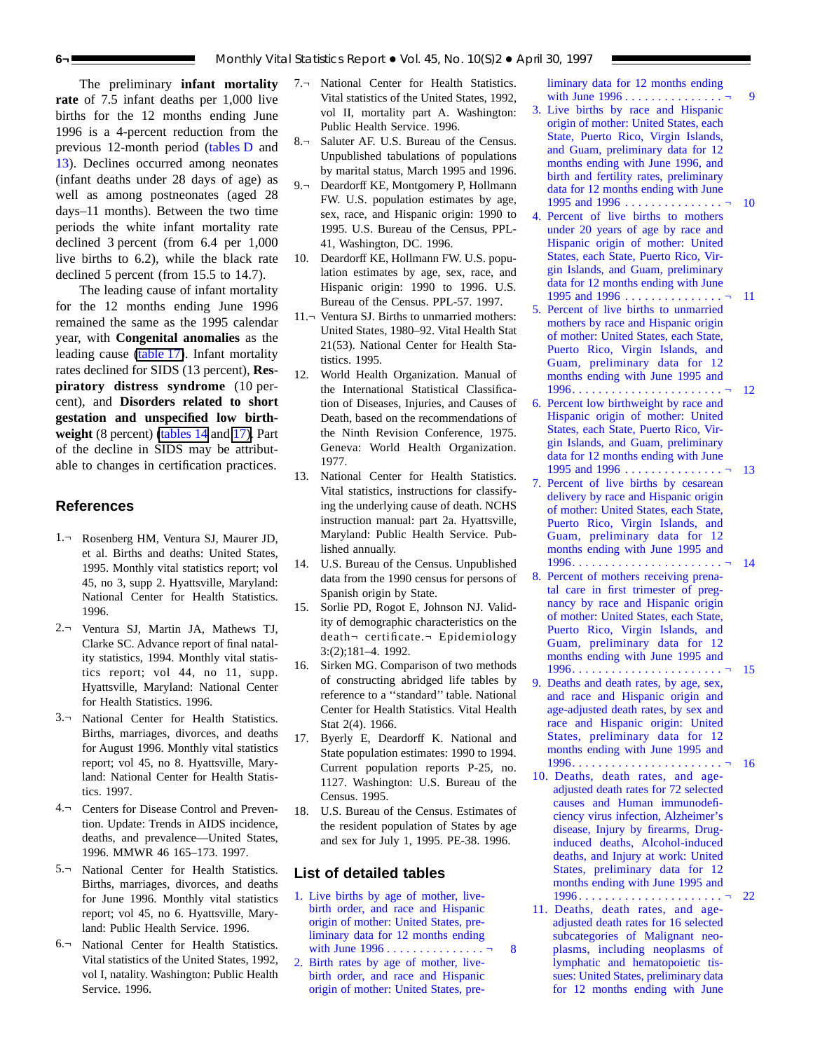The preliminary **infant mortality rate** of 7.5 infant deaths per 1,000 live births for the 12 months ending June 1996 is a 4-percent reduction from the previous 12-month period (tables D and 13). Declines occurred among neonates (infant deaths under 28 days of age) as well as among postneonates (aged 28 days–11 months). Between the two time periods the white infant mortality rate declined 3 percent (from 6.4 per 1,000 live births to 6.2), while the black rate declined 5 percent (from 15.5 to 14.7).

The leading cause of infant mortality for the 12 months ending June 1996 remained the same as the 1995 calendar year, with **Congenital anomalies** as the leading cause (table 17). Infant mortality rates declined for SIDS (13 percent), **Respiratory distress syndrome** (10 percent), and **Disorders related to short gestation and unspecified low birthweight** (8 percent) (tables 14 and 17). Part of the decline in SIDS may be attributable to changes in certification practices.

## References

1. Rosenberg HM, Ventura SJ, Maurer JD, et al. Births and deaths: United States, 1995. Monthly vital statistics report; vol 45, no 3, supp 2. Hyattsville, Maryland: National Center for Health Statistics. 1996.
2. Ventura SJ, Martin JA, Mathews TJ, Clarke SC. Advance report of final natality statistics, 1994. Monthly vital statistics report; vol 44, no 11, supp. Hyattsville, Maryland: National Center for Health Statistics. 1996.
3. National Center for Health Statistics. Births, marriages, divorces, and deaths for August 1996. Monthly vital statistics report; vol 45, no 8. Hyattsville, Maryland: National Center for Health Statistics. 1997.
4. Centers for Disease Control and Prevention. Update: Trends in AIDS incidence, deaths, and prevalence—United States, 1996. MMWR 46 165–173. 1997.
5. National Center for Health Statistics. Births, marriages, divorces, and deaths for June 1996. Monthly vital statistics report; vol 45, no 6. Hyattsville, Maryland: Public Health Service. 1996.
6. National Center for Health Statistics. Vital statistics of the United States, 1992, vol I, natality. Washington: Public Health Service. 1996.
7. National Center for Health Statistics. Vital statistics of the United States, 1992, vol II, mortality part A. Washington: Public Health Service. 1996.
8. Saluter AF. U.S. Bureau of the Census. Unpublished tabulations of populations by marital status, March 1995 and 1996.
9. Deardorff KE, Montgomery P, Hollmann FW. U.S. population estimates by age, sex, race, and Hispanic origin: 1990 to 1995. U.S. Bureau of the Census, PPL-41, Washington, DC. 1996.
10. Deardorff KE, Hollmann FW. U.S. population estimates by age, sex, race, and Hispanic origin: 1990 to 1996. U.S. Bureau of the Census. PPL-57. 1997.
11. Ventura SJ. Births to unmarried mothers: United States, 1980–92. Vital Health Stat 21(53). National Center for Health Statistics. 1995.
12. World Health Organization. Manual of the International Statistical Classification of Diseases, Injuries, and Causes of Death, based on the recommendations of the Ninth Revision Conference, 1975. Geneva: World Health Organization. 1977.
13. National Center for Health Statistics. Vital statistics, instructions for classifying the underlying cause of death. NCHS instruction manual: part 2a. Hyattsville, Maryland: Public Health Service. Published annually.
14. U.S. Bureau of the Census. Unpublished data from the 1990 census for persons of Spanish origin by State.
15. Sorlie PD, Rogot E, Johnson NJ. Validity of demographic characteristics on the death certificate. Epidemiology 3:(2);181–4. 1992.
16. Sirken MG. Comparison of two methods of constructing abridged life tables by reference to a ''standard'' table. National Center for Health Statistics. Vital Health Stat 2(4). 1966.
17. Byerly E, Deardorff K. National and State population estimates: 1990 to 1994. Current population reports P-25, no. 1127. Washington: U.S. Bureau of the Census. 1995.
18. U.S. Bureau of the Census. Estimates of the resident population of States by age and sex for July 1, 1995. PE-38. 1996.

## List of detailed tables

1. Live births by age of mother, live-birth order, and race and Hispanic origin of mother: United States, preliminary data for 12 months ending with June 1996 . . . . . . . . . . . . . . . . 8
2. Birth rates by age of mother, live-birth order, and race and Hispanic origin of mother: United States, preliminary data for 12 months ending with June 1996 . . . . . . . . . . . . . . . . 9
3. Live births by race and Hispanic origin of mother: United States, each State, Puerto Rico, Virgin Islands, and Guam, preliminary data for 12 months ending with June 1996, and birth and fertility rates, preliminary data for 12 months ending with June 1995 and 1996 . . . . . . . . . . . . . . . . 10
4. Percent of live births to mothers under 20 years of age by race and Hispanic origin of mother: United States, each State, Puerto Rico, Virgin Islands, and Guam, preliminary data for 12 months ending with June 1995 and 1996 . . . . . . . . . . . . . . . . 11
5. Percent of live births to unmarried mothers by race and Hispanic origin of mother: United States, each State, Puerto Rico, Virgin Islands, and Guam, preliminary data for 12 months ending with June 1995 and 1996. . . . . . . . . . . . . . . . . . . . . . . . 12
6. Percent low birthweight by race and Hispanic origin of mother: United States, each State, Puerto Rico, Virgin Islands, and Guam, preliminary data for 12 months ending with June 1995 and 1996 . . . . . . . . . . . . . . . . 13
7. Percent of live births by cesarean delivery by race and Hispanic origin of mother: United States, each State, Puerto Rico, Virgin Islands, and Guam, preliminary data for 12 months ending with June 1995 and 1996. . . . . . . . . . . . . . . . . . . . . . . . 14
8. Percent of mothers receiving prenatal care in first trimester of pregnancy by race and Hispanic origin of mother: United States, each State, Puerto Rico, Virgin Islands, and Guam, preliminary data for 12 months ending with June 1995 and 1996. . . . . . . . . . . . . . . . . . . . . . . . 15
9. Deaths and death rates, by age, sex, and race and Hispanic origin and age-adjusted death rates, by sex and race and Hispanic origin: United States, preliminary data for 12 months ending with June 1995 and 1996. . . . . . . . . . . . . . . . . . . . . . . . 16
10. Deaths, death rates, and age-adjusted death rates for 72 selected causes and Human immunodeficiency virus infection, Alzheimer's disease, Injury by firearms, Drug-induced deaths, Alcohol-induced deaths, and Injury at work: United States, preliminary data for 12 months ending with June 1995 and 1996. . . . . . . . . . . . . . . . . . . . . . . 22
11. Deaths, death rates, and age-adjusted death rates for 16 selected subcategories of Malignant neoplasms, including neoplasms of lymphatic and hematopoietic tissues: United States, preliminary data for 12 months ending with June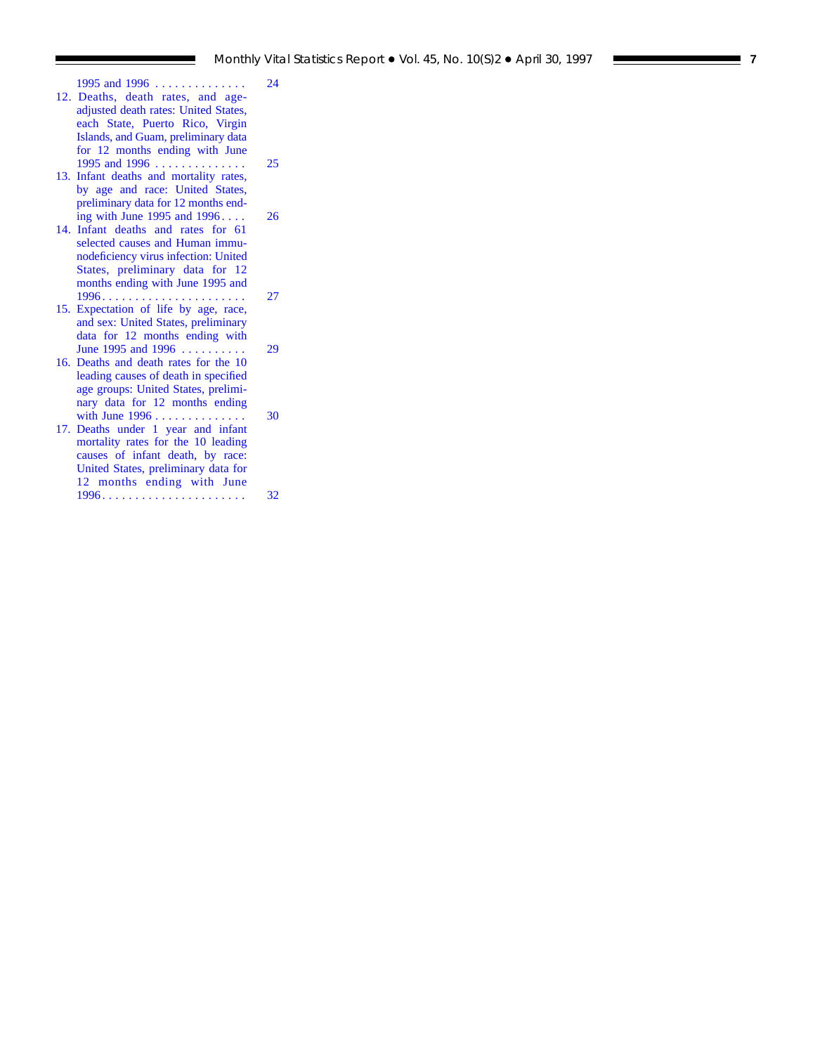1995 and 1996 . . . . . . . . . . . . . . 24

12. Deaths, death rates, and age-adjusted death rates: United States, each State, Puerto Rico, Virgin Islands, and Guam, preliminary data for 12 months ending with June 1995 and 1996 . . . . . . . . . . . . . . 25
13. Infant deaths and mortality rates, by age and race: United States, preliminary data for 12 months ending with June 1995 and 1996 . . . . 26
14. Infant deaths and rates for 61 selected causes and Human immunodeficiency virus infection: United States, preliminary data for 12 months ending with June 1995 and 1996. . . . . . . . . . . . . . . . . . . . . . 27
15. Expectation of life by age, race, and sex: United States, preliminary data for 12 months ending with June 1995 and 1996 . . . . . . . . . . 29
16. Deaths and death rates for the 10 leading causes of death in specified age groups: United States, preliminary data for 12 months ending with June 1996 . . . . . . . . . . . . . . 30
17. Deaths under 1 year and infant mortality rates for the 10 leading causes of infant death, by race: United States, preliminary data for 12 months ending with June 1996. . . . . . . . . . . . . . . . . . . . . . 32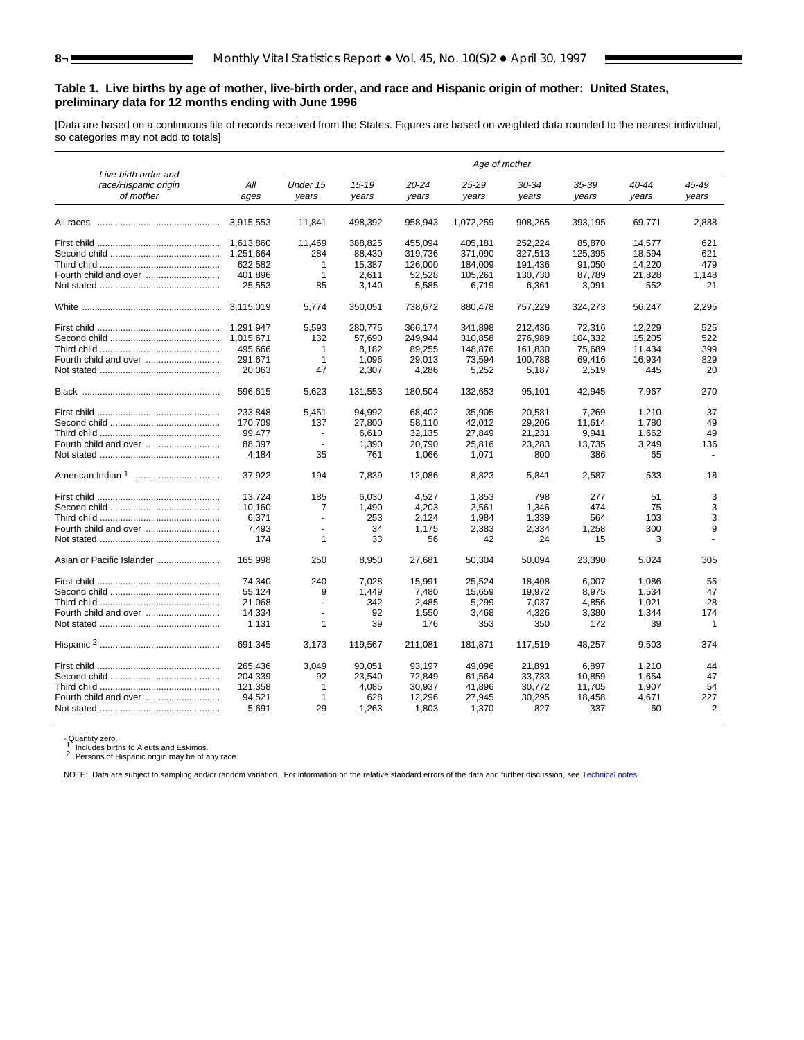**Table 1. Live births by age of mother, live-birth order, and race and Hispanic origin of mother: United States, preliminary data for 12 months ending with June 1996**

[Data are based on a continuous file of records received from the States. Figures are based on weighted data rounded to the nearest individual, so categories may not add to totals]

| Live-birth order and race/Hispanic origin of mother | All ages | Age of mother | | | | | | | |
|---|---|---|---|---|---|---|---|---|---|
| | | Under 15 years | 15-19 years | 20-24 years | 25-29 years | 30-34 years | 35-39 years | 40-44 years | 45-49 years |
| All races | 3,915,553 | 11,841 | 498,392 | 958,943 | 1,072,259 | 908,265 | 393,195 | 69,771 | 2,888 |
| First child | 1,613,860 | 11,469 | 388,825 | 455,094 | 405,181 | 252,224 | 85,870 | 14,577 | 621 |
| Second child | 1,251,664 | 284 | 88,430 | 319,736 | 371,090 | 327,513 | 125,395 | 18,594 | 621 |
| Third child | 622,582 | 1 | 15,387 | 126,000 | 184,009 | 191,436 | 91,050 | 14,220 | 479 |
| Fourth child and over | 401,896 | 1 | 2,611 | 52,528 | 105,261 | 130,730 | 87,789 | 21,828 | 1,148 |
| Not stated | 25,553 | 85 | 3,140 | 5,585 | 6,719 | 6,361 | 3,091 | 552 | 21 |
| White | 3,115,019 | 5,774 | 350,051 | 738,672 | 880,478 | 757,229 | 324,273 | 56,247 | 2,295 |
| First child | 1,291,947 | 5,593 | 280,775 | 366,174 | 341,898 | 212,436 | 72,316 | 12,229 | 525 |
| Second child | 1,015,671 | 132 | 57,690 | 249,944 | 310,858 | 276,989 | 104,332 | 15,205 | 522 |
| Third child | 495,666 | 1 | 8,182 | 89,255 | 148,876 | 161,830 | 75,689 | 11,434 | 399 |
| Fourth child and over | 291,671 | 1 | 1,096 | 29,013 | 73,594 | 100,788 | 69,416 | 16,934 | 829 |
| Not stated | 20,063 | 47 | 2,307 | 4,286 | 5,252 | 5,187 | 2,519 | 445 | 20 |
| Black | 596,615 | 5,623 | 131,553 | 180,504 | 132,653 | 95,101 | 42,945 | 7,967 | 270 |
| First child | 233,848 | 5,451 | 94,992 | 68,402 | 35,905 | 20,581 | 7,269 | 1,210 | 37 |
| Second child | 170,709 | 137 | 27,800 | 58,110 | 42,012 | 29,206 | 11,614 | 1,780 | 49 |
| Third child | 99,477 | - | 6,610 | 32,135 | 27,849 | 21,231 | 9,941 | 1,662 | 49 |
| Fourth child and over | 88,397 | - | 1,390 | 20,790 | 25,816 | 23,283 | 13,735 | 3,249 | 136 |
| Not stated | 4,184 | 35 | 761 | 1,066 | 1,071 | 800 | 386 | 65 | - |
| American Indian [1] | 37,922 | 194 | 7,839 | 12,086 | 8,823 | 5,841 | 2,587 | 533 | 18 |
| First child | 13,724 | 185 | 6,030 | 4,527 | 1,853 | 798 | 277 | 51 | 3 |
| Second child | 10,160 | 7 | 1,490 | 4,203 | 2,561 | 1,346 | 474 | 75 | 3 |
| Third child | 6,371 | - | 253 | 2,124 | 1,984 | 1,339 | 564 | 103 | 3 |
| Fourth child and over | 7,493 | - | 34 | 1,175 | 2,383 | 2,334 | 1,258 | 300 | 9 |
| Not stated | 174 | 1 | 33 | 56 | 42 | 24 | 15 | 3 | - |
| Asian or Pacific Islander | 165,998 | 250 | 8,950 | 27,681 | 50,304 | 50,094 | 23,390 | 5,024 | 305 |
| First child | 74,340 | 240 | 7,028 | 15,991 | 25,524 | 18,408 | 6,007 | 1,086 | 55 |
| Second child | 55,124 | 9 | 1,449 | 7,480 | 15,659 | 19,972 | 8,975 | 1,534 | 47 |
| Third child | 21,068 | - | 342 | 2,485 | 5,299 | 7,037 | 4,856 | 1,021 | 28 |
| Fourth child and over | 14,334 | - | 92 | 1,550 | 3,468 | 4,326 | 3,380 | 1,344 | 174 |
| Not stated | 1,131 | 1 | 39 | 176 | 353 | 350 | 172 | 39 | 1 |
| Hispanic [2] | 691,345 | 3,173 | 119,567 | 211,081 | 181,871 | 117,519 | 48,257 | 9,503 | 374 |
| First child | 265,436 | 3,049 | 90,051 | 93,197 | 49,096 | 21,891 | 6,897 | 1,210 | 44 |
| Second child | 204,339 | 92 | 23,540 | 72,849 | 61,564 | 33,733 | 10,859 | 1,654 | 47 |
| Third child | 121,358 | 1 | 4,085 | 30,937 | 41,896 | 30,772 | 11,705 | 1,907 | 54 |
| Fourth child and over | 94,521 | 1 | 628 | 12,296 | 27,945 | 30,295 | 18,458 | 4,671 | 227 |
| Not stated | 5,691 | 29 | 1,263 | 1,803 | 1,370 | 827 | 337 | 60 | 2 |

- Quantity zero.
[1] Includes births to Aleuts and Eskimos.
[2] Persons of Hispanic origin may be of any race.

NOTE: Data are subject to sampling and/or random variation. For information on the relative standard errors of the data and further discussion, see Technical notes.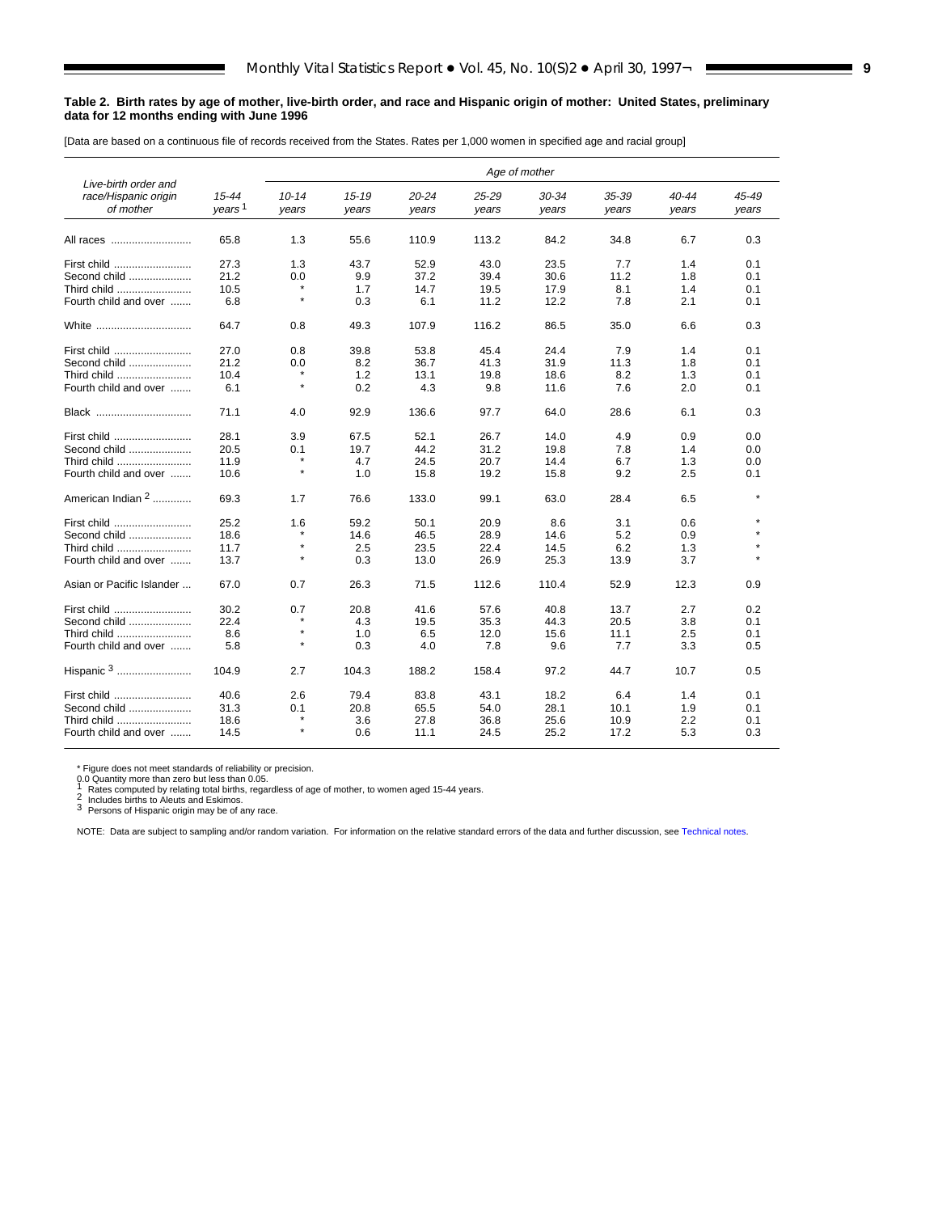**Table 2. Birth rates by age of mother, live-birth order, and race and Hispanic origin of mother: United States, preliminary data for 12 months ending with June 1996**

[Data are based on a continuous file of records received from the States. Rates per 1,000 women in specified age and racial group]

| Live-birth order and race/Hispanic origin of mother | 15-44 years[1] | Age of mother | | | | | | | |
|---|---|---|---|---|---|---|---|---|---|
| | | 10-14 years | 15-19 years | 20-24 years | 25-29 years | 30-34 years | 35-39 years | 40-44 years | 45-49 years |
| All races | 65.8 | 1.3 | 55.6 | 110.9 | 113.2 | 84.2 | 34.8 | 6.7 | 0.3 |
| First child | 27.3 | 1.3 | 43.7 | 52.9 | 43.0 | 23.5 | 7.7 | 1.4 | 0.1 |
| Second child | 21.2 | 0.0 | 9.9 | 37.2 | 39.4 | 30.6 | 11.2 | 1.8 | 0.1 |
| Third child | 10.5 | * | 1.7 | 14.7 | 19.5 | 17.9 | 8.1 | 1.4 | 0.1 |
| Fourth child and over | 6.8 | * | 0.3 | 6.1 | 11.2 | 12.2 | 7.8 | 2.1 | 0.1 |
| White | 64.7 | 0.8 | 49.3 | 107.9 | 116.2 | 86.5 | 35.0 | 6.6 | 0.3 |
| First child | 27.0 | 0.8 | 39.8 | 53.8 | 45.4 | 24.4 | 7.9 | 1.4 | 0.1 |
| Second child | 21.2 | 0.0 | 8.2 | 36.7 | 41.3 | 31.9 | 11.3 | 1.8 | 0.1 |
| Third child | 10.4 | * | 1.2 | 13.1 | 19.8 | 18.6 | 8.2 | 1.3 | 0.1 |
| Fourth child and over | 6.1 | * | 0.2 | 4.3 | 9.8 | 11.6 | 7.6 | 2.0 | 0.1 |
| Black | 71.1 | 4.0 | 92.9 | 136.6 | 97.7 | 64.0 | 28.6 | 6.1 | 0.3 |
| First child | 28.1 | 3.9 | 67.5 | 52.1 | 26.7 | 14.0 | 4.9 | 0.9 | 0.0 |
| Second child | 20.5 | 0.1 | 19.7 | 44.2 | 31.2 | 19.8 | 7.8 | 1.4 | 0.0 |
| Third child | 11.9 | * | 4.7 | 24.5 | 20.7 | 14.4 | 6.7 | 1.3 | 0.0 |
| Fourth child and over | 10.6 | * | 1.0 | 15.8 | 19.2 | 15.8 | 9.2 | 2.5 | 0.1 |
| American Indian[2] | 69.3 | 1.7 | 76.6 | 133.0 | 99.1 | 63.0 | 28.4 | 6.5 | * |
| First child | 25.2 | 1.6 | 59.2 | 50.1 | 20.9 | 8.6 | 3.1 | 0.6 | * |
| Second child | 18.6 | * | 14.6 | 46.5 | 28.9 | 14.6 | 5.2 | 0.9 | * |
| Third child | 11.7 | * | 2.5 | 23.5 | 22.4 | 14.5 | 6.2 | 1.3 | * |
| Fourth child and over | 13.7 | * | 0.3 | 13.0 | 26.9 | 25.3 | 13.9 | 3.7 | * |
| Asian or Pacific Islander | 67.0 | 0.7 | 26.3 | 71.5 | 112.6 | 110.4 | 52.9 | 12.3 | 0.9 |
| First child | 30.2 | 0.7 | 20.8 | 41.6 | 57.6 | 40.8 | 13.7 | 2.7 | 0.2 |
| Second child | 22.4 | * | 4.3 | 19.5 | 35.3 | 44.3 | 20.5 | 3.8 | 0.1 |
| Third child | 8.6 | * | 1.0 | 6.5 | 12.0 | 15.6 | 11.1 | 2.5 | 0.1 |
| Fourth child and over | 5.8 | * | 0.3 | 4.0 | 7.8 | 9.6 | 7.7 | 3.3 | 0.5 |
| Hispanic[3] | 104.9 | 2.7 | 104.3 | 188.2 | 158.4 | 97.2 | 44.7 | 10.7 | 0.5 |
| First child | 40.6 | 2.6 | 79.4 | 83.8 | 43.1 | 18.2 | 6.4 | 1.4 | 0.1 |
| Second child | 31.3 | 0.1 | 20.8 | 65.5 | 54.0 | 28.1 | 10.1 | 1.9 | 0.1 |
| Third child | 18.6 | * | 3.6 | 27.8 | 36.8 | 25.6 | 10.9 | 2.2 | 0.1 |
| Fourth child and over | 14.5 | * | 0.6 | 11.1 | 24.5 | 25.2 | 17.2 | 5.3 | 0.3 |

* Figure does not meet standards of reliability or precision.
0.0 Quantity more than zero but less than 0.05.
[1] Rates computed by relating total births, regardless of age of mother, to women aged 15-44 years.
[2] Includes births to Aleuts and Eskimos.
[3] Persons of Hispanic origin may be of any race.

NOTE: Data are subject to sampling and/or random variation. For information on the relative standard errors of the data and further discussion, see Technical notes.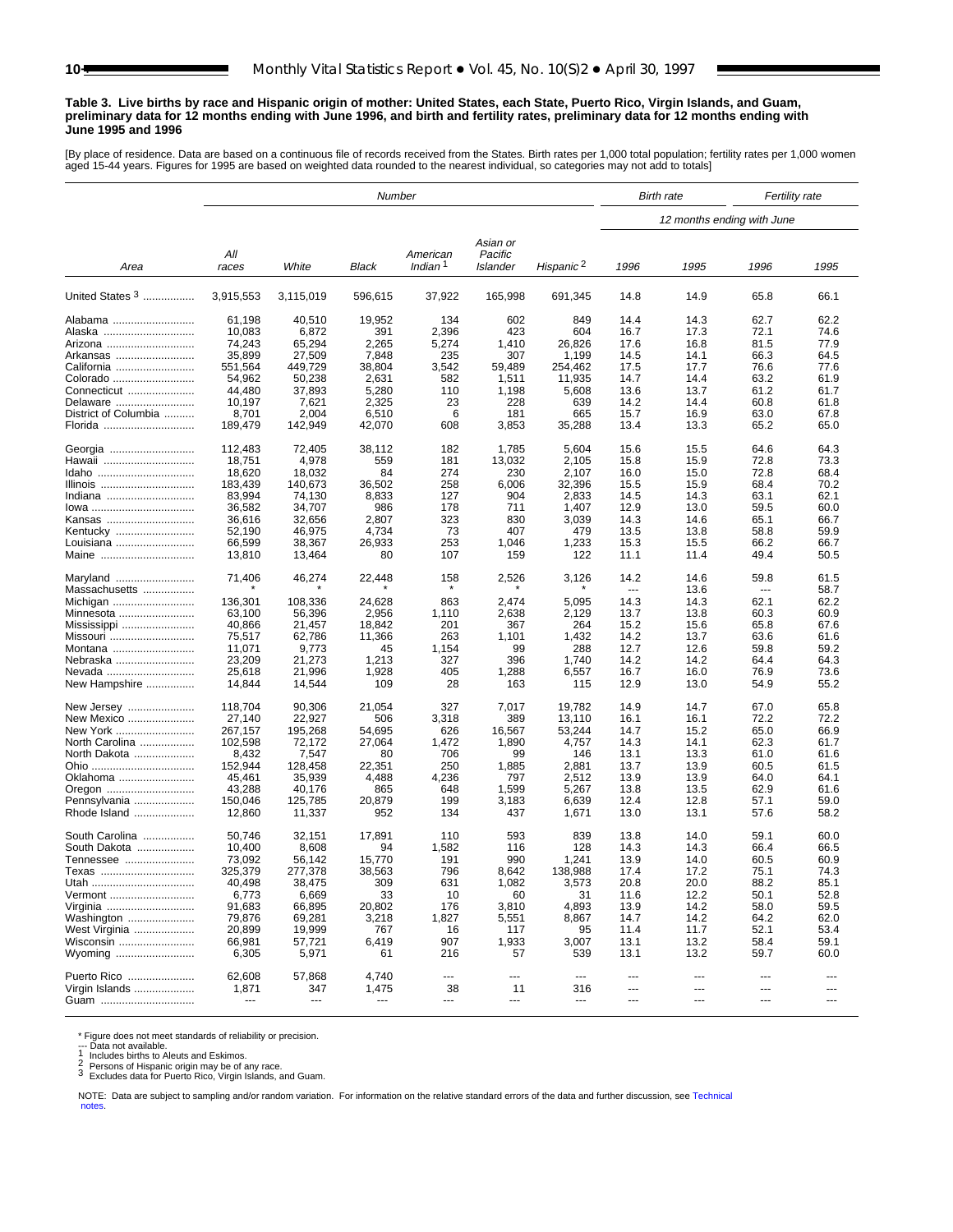**Table 3. Live births by race and Hispanic origin of mother: United States, each State, Puerto Rico, Virgin Islands, and Guam, preliminary data for 12 months ending with June 1996, and birth and fertility rates, preliminary data for 12 months ending with June 1995 and 1996**

[By place of residence. Data are based on a continuous file of records received from the States. Birth rates per 1,000 total population; fertility rates per 1,000 women aged 15-44 years. Figures for 1995 are based on weighted data rounded to the nearest individual, so categories may not add to totals]

| Area | Number | | | | | | Birth rate | | Fertility rate | |
|---|---|---|---|---|---|---|---|---|---|---|
| | | | | | | | 12 months ending with June | | | |
| | All races | White | Black | American Indian [1] | Asian or Pacific Islander | Hispanic [2] | 1996 | 1995 | 1996 | 1995 |
| United States [3] | 3,915,553 | 3,115,019 | 596,615 | 37,922 | 165,998 | 691,345 | 14.8 | 14.9 | 65.8 | 66.1 |
| Alabama | 61,198 | 40,510 | 19,952 | 134 | 602 | 849 | 14.4 | 14.3 | 62.7 | 62.2 |
| Alaska | 10,083 | 6,872 | 391 | 2,396 | 423 | 604 | 16.7 | 17.3 | 72.1 | 74.6 |
| Arizona | 74,243 | 65,294 | 2,265 | 5,274 | 1,410 | 26,826 | 17.6 | 16.8 | 81.5 | 77.9 |
| Arkansas | 35,899 | 27,509 | 7,848 | 235 | 307 | 1,199 | 14.5 | 14.1 | 66.3 | 64.5 |
| California | 551,564 | 449,729 | 38,804 | 3,542 | 59,489 | 254,462 | 17.5 | 17.7 | 76.6 | 77.6 |
| Colorado | 54,962 | 50,238 | 2,631 | 582 | 1,511 | 11,935 | 14.7 | 14.4 | 63.2 | 61.9 |
| Connecticut | 44,480 | 37,893 | 5,280 | 110 | 1,198 | 5,608 | 13.6 | 13.7 | 61.2 | 61.7 |
| Delaware | 10,197 | 7,621 | 2,325 | 23 | 228 | 639 | 14.2 | 14.4 | 60.8 | 61.8 |
| District of Columbia | 8,701 | 2,004 | 6,510 | 6 | 181 | 665 | 15.7 | 16.9 | 63.0 | 67.8 |
| Florida | 189,479 | 142,949 | 42,070 | 608 | 3,853 | 35,288 | 13.4 | 13.3 | 65.2 | 65.0 |
| Georgia | 112,483 | 72,405 | 38,112 | 182 | 1,785 | 5,604 | 15.6 | 15.5 | 64.6 | 64.3 |
| Hawaii | 18,751 | 4,978 | 559 | 181 | 13,032 | 2,105 | 15.8 | 15.9 | 72.8 | 73.3 |
| Idaho | 18,620 | 18,032 | 84 | 274 | 230 | 2,107 | 16.0 | 15.0 | 72.8 | 68.4 |
| Illinois | 183,439 | 140,673 | 36,502 | 258 | 6,006 | 32,396 | 15.5 | 15.9 | 68.4 | 70.2 |
| Indiana | 83,994 | 74,130 | 8,833 | 127 | 904 | 2,833 | 14.5 | 14.3 | 63.1 | 62.1 |
| Iowa | 36,582 | 34,707 | 986 | 178 | 711 | 1,407 | 12.9 | 13.0 | 59.5 | 60.0 |
| Kansas | 36,616 | 32,656 | 2,807 | 323 | 830 | 3,039 | 14.3 | 14.6 | 65.1 | 66.7 |
| Kentucky | 52,190 | 46,975 | 4,734 | 73 | 407 | 479 | 13.5 | 13.8 | 58.8 | 59.9 |
| Louisiana | 66,599 | 38,367 | 26,933 | 253 | 1,046 | 1,233 | 15.3 | 15.5 | 66.2 | 66.7 |
| Maine | 13,810 | 13,464 | 80 | 107 | 159 | 122 | 11.1 | 11.4 | 49.4 | 50.5 |
| Maryland | 71,406 | 46,274 | 22,448 | 158 | 2,526 | 3,126 | 14.2 | 14.6 | 59.8 | 61.5 |
| Massachusetts | * | * | * | * | * | * | --- | 13.6 | --- | 58.7 |
| Michigan | 136,301 | 108,336 | 24,628 | 863 | 2,474 | 5,095 | 14.3 | 14.3 | 62.1 | 62.2 |
| Minnesota | 63,100 | 56,396 | 2,956 | 1,110 | 2,638 | 2,129 | 13.7 | 13.8 | 60.3 | 60.9 |
| Mississippi | 40,866 | 21,457 | 18,842 | 201 | 367 | 264 | 15.2 | 15.6 | 65.8 | 67.6 |
| Missouri | 75,517 | 62,786 | 11,366 | 263 | 1,101 | 1,432 | 14.2 | 13.7 | 63.6 | 61.6 |
| Montana | 11,071 | 9,773 | 45 | 1,154 | 99 | 288 | 12.7 | 12.6 | 59.8 | 59.2 |
| Nebraska | 23,209 | 21,273 | 1,213 | 327 | 396 | 1,740 | 14.2 | 14.2 | 64.4 | 64.3 |
| Nevada | 25,618 | 21,996 | 1,928 | 405 | 1,288 | 6,557 | 16.7 | 16.0 | 76.9 | 73.6 |
| New Hampshire | 14,844 | 14,544 | 109 | 28 | 163 | 115 | 12.9 | 13.0 | 54.9 | 55.2 |
| New Jersey | 118,704 | 90,306 | 21,054 | 327 | 7,017 | 19,782 | 14.9 | 14.7 | 67.0 | 65.8 |
| New Mexico | 27,140 | 22,927 | 506 | 3,318 | 389 | 13,110 | 16.1 | 16.1 | 72.2 | 72.2 |
| New York | 267,157 | 195,268 | 54,695 | 626 | 16,567 | 53,244 | 14.7 | 15.2 | 65.0 | 66.9 |
| North Carolina | 102,598 | 72,172 | 27,064 | 1,472 | 1,890 | 4,757 | 14.3 | 14.1 | 62.3 | 61.7 |
| North Dakota | 8,432 | 7,547 | 80 | 706 | 99 | 146 | 13.1 | 13.3 | 61.0 | 61.6 |
| Ohio | 152,944 | 128,458 | 22,351 | 250 | 1,885 | 2,881 | 13.7 | 13.9 | 60.5 | 61.5 |
| Oklahoma | 45,461 | 35,939 | 4,488 | 4,236 | 797 | 2,512 | 13.9 | 13.9 | 64.0 | 64.1 |
| Oregon | 43,288 | 40,176 | 865 | 648 | 1,599 | 5,267 | 13.8 | 13.5 | 62.9 | 61.6 |
| Pennsylvania | 150,046 | 125,785 | 20,879 | 199 | 3,183 | 6,639 | 12.4 | 12.8 | 57.1 | 59.0 |
| Rhode Island | 12,860 | 11,337 | 952 | 134 | 437 | 1,671 | 13.0 | 13.1 | 57.6 | 58.2 |
| South Carolina | 50,746 | 32,151 | 17,891 | 110 | 593 | 839 | 13.8 | 14.0 | 59.1 | 60.0 |
| South Dakota | 10,400 | 8,608 | 94 | 1,582 | 116 | 128 | 14.3 | 14.3 | 66.4 | 66.5 |
| Tennessee | 73,092 | 56,142 | 15,770 | 191 | 990 | 1,241 | 13.9 | 14.0 | 60.5 | 60.9 |
| Texas | 325,379 | 277,378 | 38,563 | 796 | 8,642 | 138,988 | 17.4 | 17.2 | 75.1 | 74.3 |
| Utah | 40,498 | 38,475 | 309 | 631 | 1,082 | 3,573 | 20.8 | 20.0 | 88.2 | 85.1 |
| Vermont | 6,773 | 6,669 | 33 | 10 | 60 | 31 | 11.6 | 12.2 | 50.1 | 52.8 |
| Virginia | 91,683 | 66,895 | 20,802 | 176 | 3,810 | 4,893 | 13.9 | 14.2 | 58.0 | 59.5 |
| Washington | 79,876 | 69,281 | 3,218 | 1,827 | 5,551 | 8,867 | 14.7 | 14.2 | 64.2 | 62.0 |
| West Virginia | 20,899 | 19,999 | 767 | 16 | 117 | 95 | 11.4 | 11.7 | 52.1 | 53.4 |
| Wisconsin | 66,981 | 57,721 | 6,419 | 907 | 1,933 | 3,007 | 13.1 | 13.2 | 58.4 | 59.1 |
| Wyoming | 6,305 | 5,971 | 61 | 216 | 57 | 539 | 13.1 | 13.2 | 59.7 | 60.0 |
| Puerto Rico | 62,608 | 57,868 | 4,740 | --- | --- | --- | --- | --- | --- | --- |
| Virgin Islands | 1,871 | 347 | 1,475 | 38 | 11 | 316 | --- | --- | --- | --- |
| Guam | --- | --- | --- | --- | --- | --- | --- | --- | --- | --- |

\* Figure does not meet standards of reliability or precision.
--- Data not available.
[1] Includes births to Aleuts and Eskimos.
[2] Persons of Hispanic origin may be of any race.
[3] Excludes data for Puerto Rico, Virgin Islands, and Guam.

NOTE: Data are subject to sampling and/or random variation. For information on the relative standard errors of the data and further discussion, see Technical notes.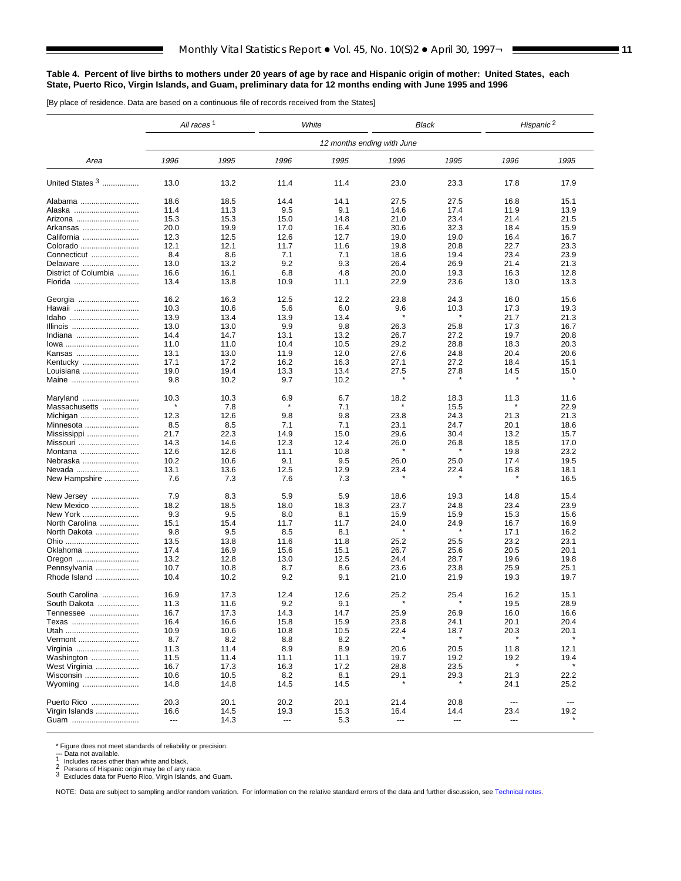**Table 4. Percent of live births to mothers under 20 years of age by race and Hispanic origin of mother: United States, each State, Puerto Rico, Virgin Islands, and Guam, preliminary data for 12 months ending with June 1995 and 1996**

[By place of residence. Data are based on a continuous file of records received from the States]

| Area | All races [1] | | White | | Black | | Hispanic [2] | |
|---|---|---|---|---|---|---|---|---|
| | 12 months ending with June | | | | | | | |
| | 1996 | 1995 | 1996 | 1995 | 1996 | 1995 | 1996 | 1995 |
| United States [3] | 13.0 | 13.2 | 11.4 | 11.4 | 23.0 | 23.3 | 17.8 | 17.9 |
| Alabama | 18.6 | 18.5 | 14.4 | 14.1 | 27.5 | 27.5 | 16.8 | 15.1 |
| Alaska | 11.4 | 11.3 | 9.5 | 9.1 | 14.6 | 17.4 | 11.9 | 13.9 |
| Arizona | 15.3 | 15.3 | 15.0 | 14.8 | 21.0 | 23.4 | 21.4 | 21.5 |
| Arkansas | 20.0 | 19.9 | 17.0 | 16.4 | 30.6 | 32.3 | 18.4 | 15.9 |
| California | 12.3 | 12.5 | 12.6 | 12.7 | 19.0 | 19.0 | 16.4 | 16.7 |
| Colorado | 12.1 | 12.1 | 11.7 | 11.6 | 19.8 | 20.8 | 22.7 | 23.3 |
| Connecticut | 8.4 | 8.6 | 7.1 | 7.1 | 18.6 | 19.4 | 23.4 | 23.9 |
| Delaware | 13.0 | 13.2 | 9.2 | 9.3 | 26.4 | 26.9 | 21.4 | 21.3 |
| District of Columbia | 16.6 | 16.1 | 6.8 | 4.8 | 20.0 | 19.3 | 16.3 | 12.8 |
| Florida | 13.4 | 13.8 | 10.9 | 11.1 | 22.9 | 23.6 | 13.0 | 13.3 |
| Georgia | 16.2 | 16.3 | 12.5 | 12.2 | 23.8 | 24.3 | 16.0 | 15.6 |
| Hawaii | 10.3 | 10.6 | 5.6 | 6.0 | 9.6 | 10.3 | 17.3 | 19.3 |
| Idaho | 13.9 | 13.4 | 13.9 | 13.4 | * | * | 21.7 | 21.3 |
| Illinois | 13.0 | 13.0 | 9.9 | 9.8 | 26.3 | 25.8 | 17.3 | 16.7 |
| Indiana | 14.4 | 14.7 | 13.1 | 13.2 | 26.7 | 27.2 | 19.7 | 20.8 |
| Iowa | 11.0 | 11.0 | 10.4 | 10.5 | 29.2 | 28.8 | 18.3 | 20.3 |
| Kansas | 13.1 | 13.0 | 11.9 | 12.0 | 27.6 | 24.8 | 20.4 | 20.6 |
| Kentucky | 17.1 | 17.2 | 16.2 | 16.3 | 27.1 | 27.2 | 18.4 | 15.1 |
| Louisiana | 19.0 | 19.4 | 13.3 | 13.4 | 27.5 | 27.8 | 14.5 | 15.0 |
| Maine | 9.8 | 10.2 | 9.7 | 10.2 | * | * | * | * |
| Maryland | 10.3 | 10.3 | 6.9 | 6.7 | 18.2 | 18.3 | 11.3 | 11.6 |
| Massachusetts | * | 7.8 | * | 7.1 | * | 15.5 | * | 22.9 |
| Michigan | 12.3 | 12.6 | 9.8 | 9.8 | 23.8 | 24.3 | 21.3 | 21.3 |
| Minnesota | 8.5 | 8.5 | 7.1 | 7.1 | 23.1 | 24.7 | 20.1 | 18.6 |
| Mississippi | 21.7 | 22.3 | 14.9 | 15.0 | 29.6 | 30.4 | 13.2 | 15.7 |
| Missouri | 14.3 | 14.6 | 12.3 | 12.4 | 26.0 | 26.8 | 18.5 | 17.0 |
| Montana | 12.6 | 12.6 | 11.1 | 10.8 | * | * | 19.8 | 23.2 |
| Nebraska | 10.2 | 10.6 | 9.1 | 9.5 | 26.0 | 25.0 | 17.4 | 19.5 |
| Nevada | 13.1 | 13.6 | 12.5 | 12.9 | 23.4 | 22.4 | 16.8 | 18.1 |
| New Hampshire | 7.6 | 7.3 | 7.6 | 7.3 | * | * | * | 16.5 |
| New Jersey | 7.9 | 8.3 | 5.9 | 5.9 | 18.6 | 19.3 | 14.8 | 15.4 |
| New Mexico | 18.2 | 18.5 | 18.0 | 18.3 | 23.7 | 24.8 | 23.4 | 23.9 |
| New York | 9.3 | 9.5 | 8.0 | 8.1 | 15.9 | 15.9 | 15.3 | 15.6 |
| North Carolina | 15.1 | 15.4 | 11.7 | 11.7 | 24.0 | 24.9 | 16.7 | 16.9 |
| North Dakota | 9.8 | 9.5 | 8.5 | 8.1 | * | * | 17.1 | 16.2 |
| Ohio | 13.5 | 13.8 | 11.6 | 11.8 | 25.2 | 25.5 | 23.2 | 23.1 |
| Oklahoma | 17.4 | 16.9 | 15.6 | 15.1 | 26.7 | 25.6 | 20.5 | 20.1 |
| Oregon | 13.2 | 12.8 | 13.0 | 12.5 | 24.4 | 28.7 | 19.6 | 19.8 |
| Pennsylvania | 10.7 | 10.8 | 8.7 | 8.6 | 23.6 | 23.8 | 25.9 | 25.1 |
| Rhode Island | 10.4 | 10.2 | 9.2 | 9.1 | 21.0 | 21.9 | 19.3 | 19.7 |
| South Carolina | 16.9 | 17.3 | 12.4 | 12.6 | 25.2 | 25.4 | 16.2 | 15.1 |
| South Dakota | 11.3 | 11.6 | 9.2 | 9.1 | * | * | 19.5 | 28.9 |
| Tennessee | 16.7 | 17.3 | 14.3 | 14.7 | 25.9 | 26.9 | 16.0 | 16.6 |
| Texas | 16.4 | 16.6 | 15.8 | 15.9 | 23.8 | 24.1 | 20.1 | 20.4 |
| Utah | 10.9 | 10.6 | 10.8 | 10.5 | 22.4 | 18.7 | 20.3 | 20.1 |
| Vermont | 8.7 | 8.2 | 8.8 | 8.2 | * | * | * | * |
| Virginia | 11.3 | 11.4 | 8.9 | 8.9 | 20.6 | 20.5 | 11.8 | 12.1 |
| Washington | 11.5 | 11.4 | 11.1 | 11.1 | 19.7 | 19.2 | 19.2 | 19.4 |
| West Virginia | 16.7 | 17.3 | 16.3 | 17.2 | 28.8 | 23.5 | * | * |
| Wisconsin | 10.6 | 10.5 | 8.2 | 8.1 | 29.1 | 29.3 | 21.3 | 22.2 |
| Wyoming | 14.8 | 14.8 | 14.5 | 14.5 | * | * | 24.1 | 25.2 |
| Puerto Rico | 20.3 | 20.1 | 20.2 | 20.1 | 21.4 | 20.8 | --- | --- |
| Virgin Islands | 16.6 | 14.5 | 19.3 | 15.3 | 16.4 | 14.4 | 23.4 | 19.2 |
| Guam | --- | 14.3 | --- | 5.3 | --- | --- | --- | * |

\* Figure does not meet standards of reliability or precision.
--- Data not available.
[1] Includes races other than white and black.
[2] Persons of Hispanic origin may be of any race.
[3] Excludes data for Puerto Rico, Virgin Islands, and Guam.

NOTE: Data are subject to sampling and/or random variation. For information on the relative standard errors of the data and further discussion, see Technical notes.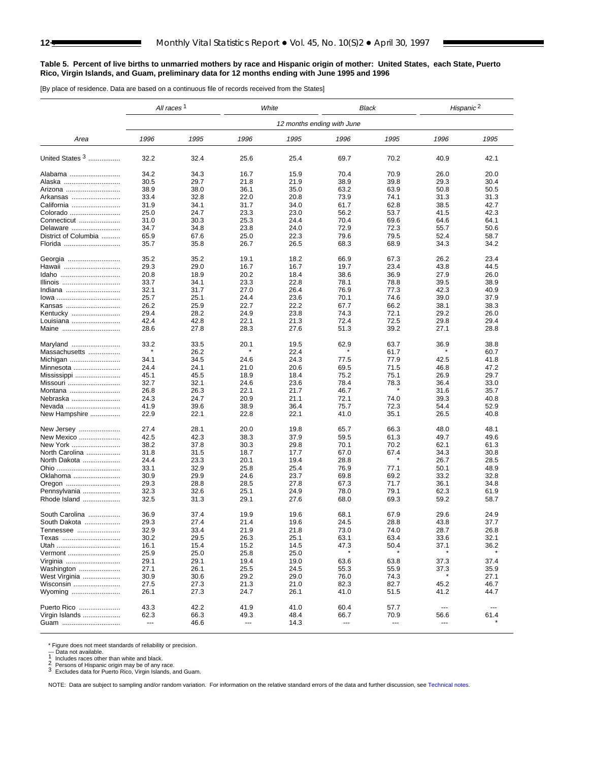**Table 5. Percent of live births to unmarried mothers by race and Hispanic origin of mother: United States, each State, Puerto Rico, Virgin Islands, and Guam, preliminary data for 12 months ending with June 1995 and 1996**

[By place of residence. Data are based on a continuous file of records received from the States]

| Area | All races [1] | | White | | Black | | Hispanic [2] | |
|---|---|---|---|---|---|---|---|---|
| | 12 months ending with June | | | | | | | |
| | 1996 | 1995 | 1996 | 1995 | 1996 | 1995 | 1996 | 1995 |
| United States [3] | 32.2 | 32.4 | 25.6 | 25.4 | 69.7 | 70.2 | 40.9 | 42.1 |
| Alabama | 34.2 | 34.3 | 16.7 | 15.9 | 70.4 | 70.9 | 26.0 | 20.0 |
| Alaska | 30.5 | 29.7 | 21.8 | 21.9 | 38.9 | 39.8 | 29.3 | 30.4 |
| Arizona | 38.9 | 38.0 | 36.1 | 35.0 | 63.2 | 63.9 | 50.8 | 50.5 |
| Arkansas | 33.4 | 32.8 | 22.0 | 20.8 | 73.9 | 74.1 | 31.3 | 31.3 |
| California | 31.9 | 34.1 | 31.7 | 34.0 | 61.7 | 62.8 | 38.5 | 42.7 |
| Colorado | 25.0 | 24.7 | 23.3 | 23.0 | 56.2 | 53.7 | 41.5 | 42.3 |
| Connecticut | 31.0 | 30.3 | 25.3 | 24.4 | 70.4 | 69.6 | 64.6 | 64.1 |
| Delaware | 34.7 | 34.8 | 23.8 | 24.0 | 72.9 | 72.3 | 55.7 | 50.6 |
| District of Columbia | 65.9 | 67.6 | 25.0 | 22.3 | 79.6 | 79.5 | 52.4 | 58.7 |
| Florida | 35.7 | 35.8 | 26.7 | 26.5 | 68.3 | 68.9 | 34.3 | 34.2 |
| Georgia | 35.2 | 35.2 | 19.1 | 18.2 | 66.9 | 67.3 | 26.2 | 23.4 |
| Hawaii | 29.3 | 29.0 | 16.7 | 16.7 | 19.7 | 23.4 | 43.8 | 44.5 |
| Idaho | 20.8 | 18.9 | 20.2 | 18.4 | 38.6 | 36.9 | 27.9 | 26.0 |
| Illinois | 33.7 | 34.1 | 23.3 | 22.8 | 78.1 | 78.8 | 39.5 | 38.9 |
| Indiana | 32.1 | 31.7 | 27.0 | 26.4 | 76.9 | 77.3 | 42.3 | 40.9 |
| Iowa | 25.7 | 25.1 | 24.4 | 23.6 | 70.1 | 74.6 | 39.0 | 37.9 |
| Kansas | 26.2 | 25.9 | 22.7 | 22.2 | 67.7 | 66.2 | 38.1 | 38.3 |
| Kentucky | 29.4 | 28.2 | 24.9 | 23.8 | 74.3 | 72.1 | 29.2 | 26.0 |
| Louisiana | 42.4 | 42.8 | 22.1 | 21.3 | 72.4 | 72.5 | 29.8 | 29.4 |
| Maine | 28.6 | 27.8 | 28.3 | 27.6 | 51.3 | 39.2 | 27.1 | 28.8 |
| Maryland | 33.2 | 33.5 | 20.1 | 19.5 | 62.9 | 63.7 | 36.9 | 38.8 |
| Massachusetts | * | 26.2 | * | 22.4 | * | 61.7 | * | 60.7 |
| Michigan | 34.1 | 34.5 | 24.6 | 24.3 | 77.5 | 77.9 | 42.5 | 41.8 |
| Minnesota | 24.4 | 24.1 | 21.0 | 20.6 | 69.5 | 71.5 | 46.8 | 47.2 |
| Mississippi | 45.1 | 45.5 | 18.9 | 18.4 | 75.2 | 75.1 | 26.9 | 29.7 |
| Missouri | 32.7 | 32.1 | 24.6 | 23.6 | 78.4 | 78.3 | 36.4 | 33.0 |
| Montana | 26.8 | 26.3 | 22.1 | 21.7 | 46.7 | * | 31.6 | 35.7 |
| Nebraska | 24.3 | 24.7 | 20.9 | 21.1 | 72.1 | 74.0 | 39.3 | 40.8 |
| Nevada | 41.9 | 39.6 | 38.9 | 36.4 | 75.7 | 72.3 | 54.4 | 52.9 |
| New Hampshire | 22.9 | 22.1 | 22.8 | 22.1 | 41.0 | 35.1 | 26.5 | 40.8 |
| New Jersey | 27.4 | 28.1 | 20.0 | 19.8 | 65.7 | 66.3 | 48.0 | 48.1 |
| New Mexico | 42.5 | 42.3 | 38.3 | 37.9 | 59.5 | 61.3 | 49.7 | 49.6 |
| New York | 38.2 | 37.8 | 30.3 | 29.8 | 70.1 | 70.2 | 62.1 | 61.3 |
| North Carolina | 31.8 | 31.5 | 18.7 | 17.7 | 67.0 | 67.4 | 34.3 | 30.8 |
| North Dakota | 24.4 | 23.3 | 20.1 | 19.4 | 28.8 | * | 26.7 | 28.5 |
| Ohio | 33.1 | 32.9 | 25.8 | 25.4 | 76.9 | 77.1 | 50.1 | 48.9 |
| Oklahoma | 30.9 | 29.9 | 24.6 | 23.7 | 69.8 | 69.2 | 33.2 | 32.8 |
| Oregon | 29.3 | 28.8 | 28.5 | 27.8 | 67.3 | 71.7 | 36.1 | 34.8 |
| Pennsylvania | 32.3 | 32.6 | 25.1 | 24.9 | 78.0 | 79.1 | 62.3 | 61.9 |
| Rhode Island | 32.5 | 31.3 | 29.1 | 27.6 | 68.0 | 69.3 | 59.2 | 58.7 |
| South Carolina | 36.9 | 37.4 | 19.9 | 19.6 | 68.1 | 67.9 | 29.6 | 24.9 |
| South Dakota | 29.3 | 27.4 | 21.4 | 19.6 | 24.5 | 28.8 | 43.8 | 37.7 |
| Tennessee | 32.9 | 33.4 | 21.9 | 21.8 | 73.0 | 74.0 | 28.7 | 26.8 |
| Texas | 30.2 | 29.5 | 26.3 | 25.1 | 63.1 | 63.4 | 33.6 | 32.1 |
| Utah | 16.1 | 15.4 | 15.2 | 14.5 | 47.3 | 50.4 | 37.1 | 36.2 |
| Vermont | 25.9 | 25.0 | 25.8 | 25.0 | * | * | * | * |
| Virginia | 29.1 | 29.1 | 19.4 | 19.0 | 63.6 | 63.8 | 37.3 | 37.4 |
| Washington | 27.1 | 26.1 | 25.5 | 24.5 | 55.3 | 55.9 | 37.3 | 35.9 |
| West Virginia | 30.9 | 30.6 | 29.2 | 29.0 | 76.0 | 74.3 | * | 27.1 |
| Wisconsin | 27.5 | 27.3 | 21.3 | 21.0 | 82.3 | 82.7 | 45.2 | 46.7 |
| Wyoming | 26.1 | 27.3 | 24.7 | 26.1 | 41.0 | 51.5 | 41.2 | 44.7 |
| Puerto Rico | 43.3 | 42.2 | 41.9 | 41.0 | 60.4 | 57.7 | --- | --- |
| Virgin Islands | 62.3 | 66.3 | 49.3 | 48.4 | 66.7 | 70.9 | 56.6 | 61.4 |
| Guam | --- | 46.6 | --- | 14.3 | --- | --- | --- | * |

\* Figure does not meet standards of reliability or precision.
--- Data not available.
[1] Includes races other than white and black.
[2] Persons of Hispanic origin may be of any race.
[3] Excludes data for Puerto Rico, Virgin Islands, and Guam.

NOTE: Data are subject to sampling and/or random variation. For information on the relative standard errors of the data and further discussion, see Technical notes.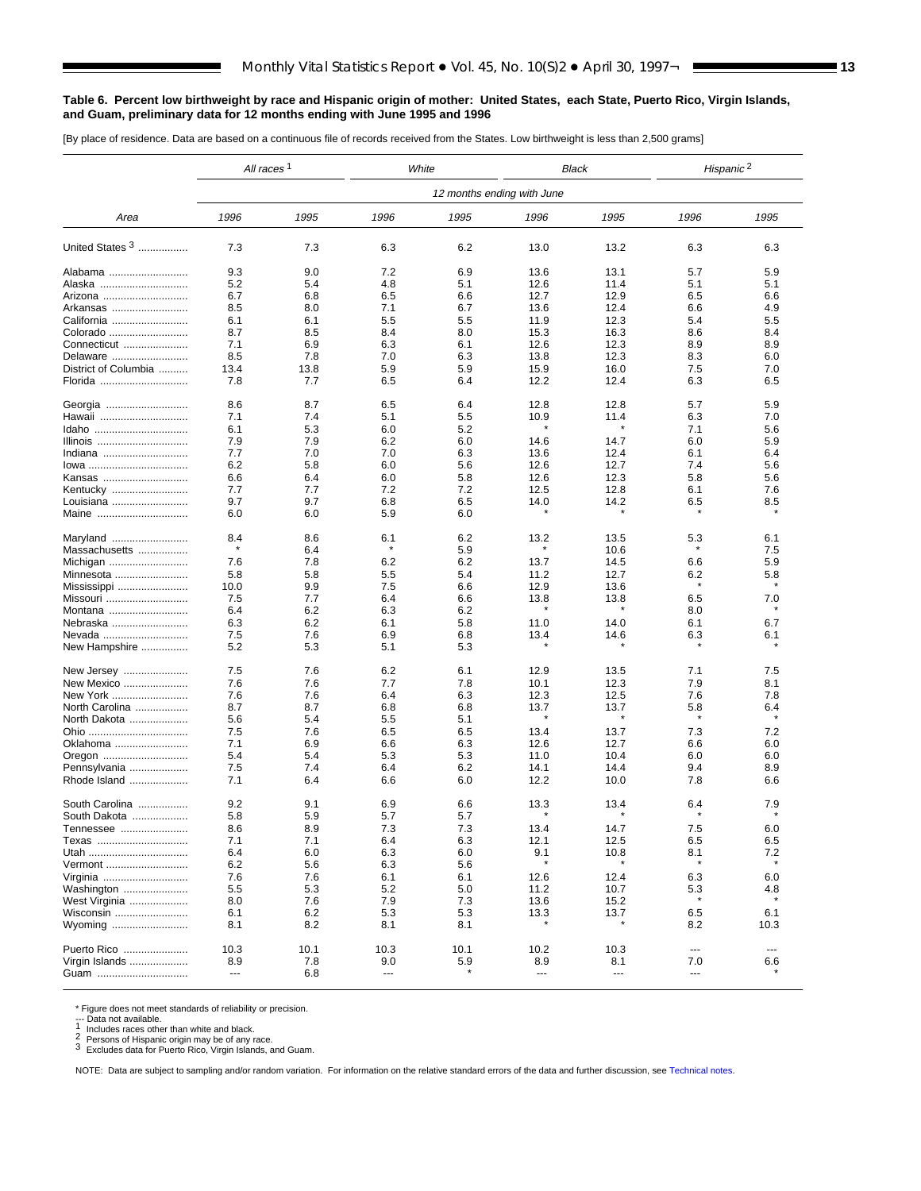**Table 6. Percent low birthweight by race and Hispanic origin of mother: United States, each State, Puerto Rico, Virgin Islands, and Guam, preliminary data for 12 months ending with June 1995 and 1996**

[By place of residence. Data are based on a continuous file of records received from the States. Low birthweight is less than 2,500 grams]

| Area | All races [1] | | White | | Black | | Hispanic [2] | |
|---|---|---|---|---|---|---|---|---|
| | 12 months ending with June | | | | | | | |
| | 1996 | 1995 | 1996 | 1995 | 1996 | 1995 | 1996 | 1995 |
| United States [3] | 7.3 | 7.3 | 6.3 | 6.2 | 13.0 | 13.2 | 6.3 | 6.3 |
| Alabama | 9.3 | 9.0 | 7.2 | 6.9 | 13.6 | 13.1 | 5.7 | 5.9 |
| Alaska | 5.2 | 5.4 | 4.8 | 5.1 | 12.6 | 11.4 | 5.1 | 5.1 |
| Arizona | 6.7 | 6.8 | 6.5 | 6.6 | 12.7 | 12.9 | 6.5 | 6.6 |
| Arkansas | 8.5 | 8.0 | 7.1 | 6.7 | 13.6 | 12.4 | 6.6 | 4.9 |
| California | 6.1 | 6.1 | 5.5 | 5.5 | 11.9 | 12.3 | 5.4 | 5.5 |
| Colorado | 8.7 | 8.5 | 8.4 | 8.0 | 15.3 | 16.3 | 8.6 | 8.4 |
| Connecticut | 7.1 | 6.9 | 6.3 | 6.1 | 12.6 | 12.3 | 8.9 | 8.9 |
| Delaware | 8.5 | 7.8 | 7.0 | 6.3 | 13.8 | 12.3 | 8.3 | 6.0 |
| District of Columbia | 13.4 | 13.8 | 5.9 | 5.9 | 15.9 | 16.0 | 7.5 | 7.0 |
| Florida | 7.8 | 7.7 | 6.5 | 6.4 | 12.2 | 12.4 | 6.3 | 6.5 |
| Georgia | 8.6 | 8.7 | 6.5 | 6.4 | 12.8 | 12.8 | 5.7 | 5.9 |
| Hawaii | 7.1 | 7.4 | 5.1 | 5.5 | 10.9 | 11.4 | 6.3 | 7.0 |
| Idaho | 6.1 | 5.3 | 6.0 | 5.2 | * | * | 7.1 | 5.6 |
| Illinois | 7.9 | 7.9 | 6.2 | 6.0 | 14.6 | 14.7 | 6.0 | 5.9 |
| Indiana | 7.7 | 7.0 | 7.0 | 6.3 | 13.6 | 12.4 | 6.1 | 6.4 |
| Iowa | 6.2 | 5.8 | 6.0 | 5.6 | 12.6 | 12.7 | 7.4 | 5.6 |
| Kansas | 6.6 | 6.4 | 6.0 | 5.8 | 12.6 | 12.3 | 5.8 | 5.6 |
| Kentucky | 7.7 | 7.7 | 7.2 | 7.2 | 12.5 | 12.8 | 6.1 | 7.6 |
| Louisiana | 9.7 | 9.7 | 6.8 | 6.5 | 14.0 | 14.2 | 6.5 | 8.5 |
| Maine | 6.0 | 6.0 | 5.9 | 6.0 | * | * | * | * |
| Maryland | 8.4 | 8.6 | 6.1 | 6.2 | 13.2 | 13.5 | 5.3 | 6.1 |
| Massachusetts | * | 6.4 | * | 5.9 | * | 10.6 | * | 7.5 |
| Michigan | 7.6 | 7.8 | 6.2 | 6.2 | 13.7 | 14.5 | 6.6 | 5.9 |
| Minnesota | 5.8 | 5.8 | 5.5 | 5.4 | 11.2 | 12.7 | 6.2 | 5.8 |
| Mississippi | 10.0 | 9.9 | 7.5 | 6.6 | 12.9 | 13.6 | * | * |
| Missouri | 7.5 | 7.7 | 6.4 | 6.6 | 13.8 | 13.8 | 6.5 | 7.0 |
| Montana | 6.4 | 6.2 | 6.3 | 6.2 | * | * | 8.0 | * |
| Nebraska | 6.3 | 6.2 | 6.1 | 5.8 | 11.0 | 14.0 | 6.1 | 6.7 |
| Nevada | 7.5 | 7.6 | 6.9 | 6.8 | 13.4 | 14.6 | 6.3 | 6.1 |
| New Hampshire | 5.2 | 5.3 | 5.1 | 5.3 | * | * | * | * |
| New Jersey | 7.5 | 7.6 | 6.2 | 6.1 | 12.9 | 13.5 | 7.1 | 7.5 |
| New Mexico | 7.6 | 7.6 | 7.7 | 7.8 | 10.1 | 12.3 | 7.9 | 8.1 |
| New York | 7.6 | 7.6 | 6.4 | 6.3 | 12.3 | 12.5 | 7.6 | 7.8 |
| North Carolina | 8.7 | 8.7 | 6.8 | 6.8 | 13.7 | 13.7 | 5.8 | 6.4 |
| North Dakota | 5.6 | 5.4 | 5.5 | 5.1 | * | * | * | * |
| Ohio | 7.5 | 7.6 | 6.5 | 6.5 | 13.4 | 13.7 | 7.3 | 7.2 |
| Oklahoma | 7.1 | 6.9 | 6.6 | 6.3 | 12.6 | 12.7 | 6.6 | 6.0 |
| Oregon | 5.4 | 5.4 | 5.3 | 5.3 | 11.0 | 10.4 | 6.0 | 6.0 |
| Pennsylvania | 7.5 | 7.4 | 6.4 | 6.2 | 14.1 | 14.4 | 9.4 | 8.9 |
| Rhode Island | 7.1 | 6.4 | 6.6 | 6.0 | 12.2 | 10.0 | 7.8 | 6.6 |
| South Carolina | 9.2 | 9.1 | 6.9 | 6.6 | 13.3 | 13.4 | 6.4 | 7.9 |
| South Dakota | 5.8 | 5.9 | 5.7 | 5.7 | * | * | * | * |
| Tennessee | 8.6 | 8.9 | 7.3 | 7.3 | 13.4 | 14.7 | 7.5 | 6.0 |
| Texas | 7.1 | 7.1 | 6.4 | 6.3 | 12.1 | 12.5 | 6.5 | 6.5 |
| Utah | 6.4 | 6.0 | 6.3 | 6.0 | 9.1 | 10.8 | 8.1 | 7.2 |
| Vermont | 6.2 | 5.6 | 6.3 | 5.6 | * | * | * | * |
| Virginia | 7.6 | 7.6 | 6.1 | 6.1 | 12.6 | 12.4 | 6.3 | 6.0 |
| Washington | 5.5 | 5.3 | 5.2 | 5.0 | 11.2 | 10.7 | 5.3 | 4.8 |
| West Virginia | 8.0 | 7.6 | 7.9 | 7.3 | 13.6 | 15.2 | * | * |
| Wisconsin | 6.1 | 6.2 | 5.3 | 5.3 | 13.3 | 13.7 | 6.5 | 6.1 |
| Wyoming | 8.1 | 8.2 | 8.1 | 8.1 | * | * | 8.2 | 10.3 |
| Puerto Rico | 10.3 | 10.1 | 10.3 | 10.1 | 10.2 | 10.3 | --- | --- |
| Virgin Islands | 8.9 | 7.8 | 9.0 | 5.9 | 8.9 | 8.1 | 7.0 | 6.6 |
| Guam | --- | 6.8 | --- | * | --- | --- | --- | * |

\* Figure does not meet standards of reliability or precision.
--- Data not available.
[1] Includes races other than white and black.
[2] Persons of Hispanic origin may be of any race.
[3] Excludes data for Puerto Rico, Virgin Islands, and Guam.

NOTE: Data are subject to sampling and/or random variation. For information on the relative standard errors of the data and further discussion, see Technical notes.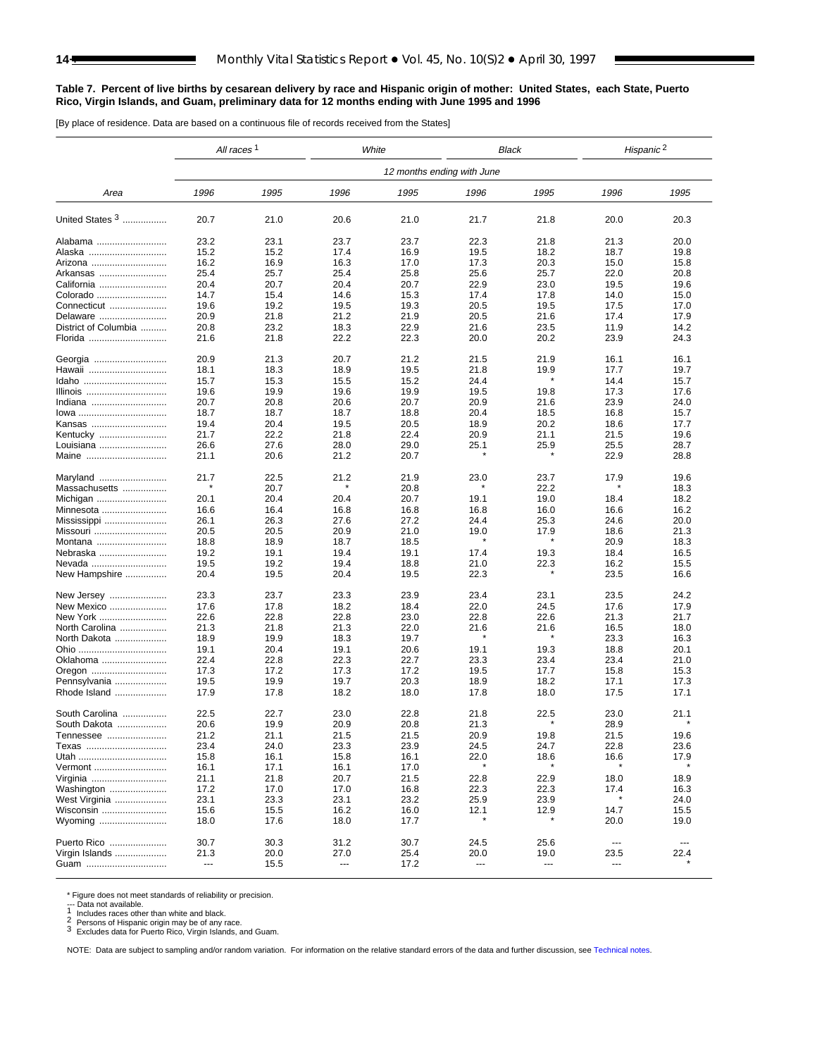**Table 7. Percent of live births by cesarean delivery by race and Hispanic origin of mother: United States, each State, Puerto Rico, Virgin Islands, and Guam, preliminary data for 12 months ending with June 1995 and 1996**

[By place of residence. Data are based on a continuous file of records received from the States]

| Area | All races [1] | | White | | Black | | Hispanic [2] | |
|---|---|---|---|---|---|---|---|---|
| | 12 months ending with June | | | | | | | |
| | 1996 | 1995 | 1996 | 1995 | 1996 | 1995 | 1996 | 1995 |
| United States [3] | 20.7 | 21.0 | 20.6 | 21.0 | 21.7 | 21.8 | 20.0 | 20.3 |
| Alabama | 23.2 | 23.1 | 23.7 | 23.7 | 22.3 | 21.8 | 21.3 | 20.0 |
| Alaska | 15.2 | 15.2 | 17.4 | 16.9 | 19.5 | 18.2 | 18.7 | 19.8 |
| Arizona | 16.2 | 16.9 | 16.3 | 17.0 | 17.3 | 20.3 | 15.0 | 15.8 |
| Arkansas | 25.4 | 25.7 | 25.4 | 25.8 | 25.6 | 25.7 | 22.0 | 20.8 |
| California | 20.4 | 20.7 | 20.4 | 20.7 | 22.9 | 23.0 | 19.5 | 19.6 |
| Colorado | 14.7 | 15.4 | 14.6 | 15.3 | 17.4 | 17.8 | 14.0 | 15.0 |
| Connecticut | 19.6 | 19.2 | 19.5 | 19.3 | 20.5 | 19.5 | 17.5 | 17.0 |
| Delaware | 20.9 | 21.8 | 21.2 | 21.9 | 20.5 | 21.6 | 17.4 | 17.9 |
| District of Columbia | 20.8 | 23.2 | 18.3 | 22.9 | 21.6 | 23.5 | 11.9 | 14.2 |
| Florida | 21.6 | 21.8 | 22.2 | 22.3 | 20.0 | 20.2 | 23.9 | 24.3 |
| Georgia | 20.9 | 21.3 | 20.7 | 21.2 | 21.5 | 21.9 | 16.1 | 16.1 |
| Hawaii | 18.1 | 18.3 | 18.9 | 19.5 | 21.8 | 19.9 | 17.7 | 19.7 |
| Idaho | 15.7 | 15.3 | 15.5 | 15.2 | 24.4 | * | 14.4 | 15.7 |
| Illinois | 19.6 | 19.9 | 19.6 | 19.9 | 19.5 | 19.8 | 17.3 | 17.6 |
| Indiana | 20.7 | 20.8 | 20.6 | 20.7 | 20.9 | 21.6 | 23.9 | 24.0 |
| Iowa | 18.7 | 18.7 | 18.7 | 18.8 | 20.4 | 18.5 | 16.8 | 15.7 |
| Kansas | 19.4 | 20.4 | 19.5 | 20.5 | 18.9 | 20.2 | 18.6 | 17.7 |
| Kentucky | 21.7 | 22.2 | 21.8 | 22.4 | 20.9 | 21.1 | 21.5 | 19.6 |
| Louisiana | 26.6 | 27.6 | 28.0 | 29.0 | 25.1 | 25.9 | 25.5 | 28.7 |
| Maine | 21.1 | 20.6 | 21.2 | 20.7 | * | * | 22.9 | 28.8 |
| Maryland | 21.7 | 22.5 | 21.2 | 21.9 | 23.0 | 23.7 | 17.9 | 19.6 |
| Massachusetts | * | 20.7 | * | 20.8 | * | 22.2 | * | 18.3 |
| Michigan | 20.1 | 20.4 | 20.4 | 20.7 | 19.1 | 19.0 | 18.4 | 18.2 |
| Minnesota | 16.6 | 16.4 | 16.8 | 16.8 | 16.8 | 16.0 | 16.6 | 16.2 |
| Mississippi | 26.1 | 26.3 | 27.6 | 27.2 | 24.4 | 25.3 | 24.6 | 20.0 |
| Missouri | 20.5 | 20.5 | 20.9 | 21.0 | 19.0 | 17.9 | 18.6 | 21.3 |
| Montana | 18.8 | 18.9 | 18.7 | 18.5 | * | * | 20.9 | 18.3 |
| Nebraska | 19.2 | 19.1 | 19.4 | 19.1 | 17.4 | 19.3 | 18.4 | 16.5 |
| Nevada | 19.5 | 19.2 | 19.4 | 18.8 | 21.0 | 22.3 | 16.2 | 15.5 |
| New Hampshire | 20.4 | 19.5 | 20.4 | 19.5 | 22.3 | * | 23.5 | 16.6 |
| New Jersey | 23.3 | 23.7 | 23.3 | 23.9 | 23.4 | 23.1 | 23.5 | 24.2 |
| New Mexico | 17.6 | 17.8 | 18.2 | 18.4 | 22.0 | 24.5 | 17.6 | 17.9 |
| New York | 22.6 | 22.8 | 22.8 | 23.0 | 22.8 | 22.6 | 21.3 | 21.7 |
| North Carolina | 21.3 | 21.8 | 21.3 | 22.0 | 21.6 | 21.6 | 16.5 | 18.0 |
| North Dakota | 18.9 | 19.9 | 18.3 | 19.7 | * | * | 23.3 | 16.3 |
| Ohio | 19.1 | 20.4 | 19.1 | 20.6 | 19.1 | 19.3 | 18.8 | 20.1 |
| Oklahoma | 22.4 | 22.8 | 22.3 | 22.7 | 23.3 | 23.4 | 23.4 | 21.0 |
| Oregon | 17.3 | 17.2 | 17.3 | 17.2 | 19.5 | 17.7 | 15.8 | 15.3 |
| Pennsylvania | 19.5 | 19.9 | 19.7 | 20.3 | 18.9 | 18.2 | 17.1 | 17.3 |
| Rhode Island | 17.9 | 17.8 | 18.2 | 18.0 | 17.8 | 18.0 | 17.5 | 17.1 |
| South Carolina | 22.5 | 22.7 | 23.0 | 22.8 | 21.8 | 22.5 | 23.0 | 21.1 |
| South Dakota | 20.6 | 19.9 | 20.9 | 20.8 | 21.3 | * | 28.9 | * |
| Tennessee | 21.2 | 21.1 | 21.5 | 21.5 | 20.9 | 19.8 | 21.5 | 19.6 |
| Texas | 23.4 | 24.0 | 23.3 | 23.9 | 24.5 | 24.7 | 22.8 | 23.6 |
| Utah | 15.8 | 16.1 | 15.8 | 16.1 | 22.0 | 18.6 | 16.6 | 17.9 |
| Vermont | 16.1 | 17.1 | 16.1 | 17.0 | * | * | * | * |
| Virginia | 21.1 | 21.8 | 20.7 | 21.5 | 22.8 | 22.9 | 18.0 | 18.9 |
| Washington | 17.2 | 17.0 | 17.0 | 16.8 | 22.3 | 22.3 | 17.4 | 16.3 |
| West Virginia | 23.1 | 23.3 | 23.1 | 23.2 | 25.9 | 23.9 | * | 24.0 |
| Wisconsin | 15.6 | 15.5 | 16.2 | 16.0 | 12.1 | 12.9 | 14.7 | 15.5 |
| Wyoming | 18.0 | 17.6 | 18.0 | 17.7 | * | * | 20.0 | 19.0 |
| Puerto Rico | 30.7 | 30.3 | 31.2 | 30.7 | 24.5 | 25.6 | --- | --- |
| Virgin Islands | 21.3 | 20.0 | 27.0 | 25.4 | 20.0 | 19.0 | 23.5 | 22.4 |
| Guam | --- | 15.5 | --- | 17.2 | --- | --- | --- | * |

\* Figure does not meet standards of reliability or precision.
--- Data not available.
[1] Includes races other than white and black.
[2] Persons of Hispanic origin may be of any race.
[3] Excludes data for Puerto Rico, Virgin Islands, and Guam.

NOTE: Data are subject to sampling and/or random variation. For information on the relative standard errors of the data and further discussion, see Technical notes.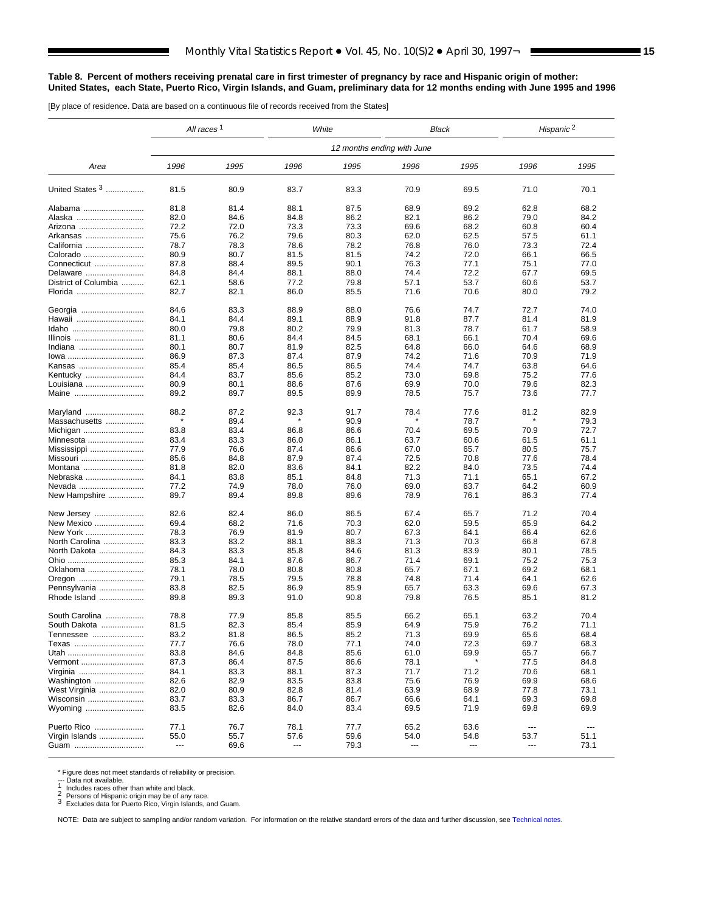**Table 8. Percent of mothers receiving prenatal care in first trimester of pregnancy by race and Hispanic origin of mother: United States, each State, Puerto Rico, Virgin Islands, and Guam, preliminary data for 12 months ending with June 1995 and 1996**

[By place of residence. Data are based on a continuous file of records received from the States]

| Area | All races [1] | | White | | Black | | Hispanic [2] | |
|---|---|---|---|---|---|---|---|---|
| | 12 months ending with June | | | | | | | |
| | 1996 | 1995 | 1996 | 1995 | 1996 | 1995 | 1996 | 1995 |
| United States [3] | 81.5 | 80.9 | 83.7 | 83.3 | 70.9 | 69.5 | 71.0 | 70.1 |
| Alabama | 81.8 | 81.4 | 88.1 | 87.5 | 68.9 | 69.2 | 62.8 | 68.2 |
| Alaska | 82.0 | 84.6 | 84.8 | 86.2 | 82.1 | 86.2 | 79.0 | 84.2 |
| Arizona | 72.2 | 72.0 | 73.3 | 73.3 | 69.6 | 68.2 | 60.8 | 60.4 |
| Arkansas | 75.6 | 76.2 | 79.6 | 80.3 | 62.0 | 62.5 | 57.5 | 61.1 |
| California | 78.7 | 78.3 | 78.6 | 78.2 | 76.8 | 76.0 | 73.3 | 72.4 |
| Colorado | 80.9 | 80.7 | 81.5 | 81.5 | 74.2 | 72.0 | 66.1 | 66.5 |
| Connecticut | 87.8 | 88.4 | 89.5 | 90.1 | 76.3 | 77.1 | 75.1 | 77.0 |
| Delaware | 84.8 | 84.4 | 88.1 | 88.0 | 74.4 | 72.2 | 67.7 | 69.5 |
| District of Columbia | 62.1 | 58.6 | 77.2 | 79.8 | 57.1 | 53.7 | 60.6 | 53.7 |
| Florida | 82.7 | 82.1 | 86.0 | 85.5 | 71.6 | 70.6 | 80.0 | 79.2 |
| Georgia | 84.6 | 83.3 | 88.9 | 88.0 | 76.6 | 74.7 | 72.7 | 74.0 |
| Hawaii | 84.1 | 84.4 | 89.1 | 88.9 | 91.8 | 87.7 | 81.4 | 81.9 |
| Idaho | 80.0 | 79.8 | 80.2 | 79.9 | 81.3 | 78.7 | 61.7 | 58.9 |
| Illinois | 81.1 | 80.6 | 84.4 | 84.5 | 68.1 | 66.1 | 70.4 | 69.6 |
| Indiana | 80.1 | 80.7 | 81.9 | 82.5 | 64.8 | 66.0 | 64.6 | 68.9 |
| Iowa | 86.9 | 87.3 | 87.4 | 87.9 | 74.2 | 71.6 | 70.9 | 71.9 |
| Kansas | 85.4 | 85.4 | 86.5 | 86.5 | 74.4 | 74.7 | 63.8 | 64.6 |
| Kentucky | 84.4 | 83.7 | 85.6 | 85.2 | 73.0 | 69.8 | 75.2 | 77.6 |
| Louisiana | 80.9 | 80.1 | 88.6 | 87.6 | 69.9 | 70.0 | 79.6 | 82.3 |
| Maine | 89.2 | 89.7 | 89.5 | 89.9 | 78.5 | 75.7 | 73.6 | 77.7 |
| Maryland | 88.2 | 87.2 | 92.3 | 91.7 | 78.4 | 77.6 | 81.2 | 82.9 |
| Massachusetts | * | 89.4 | * | 90.9 | * | 78.7 | * | 79.3 |
| Michigan | 83.8 | 83.4 | 86.8 | 86.6 | 70.4 | 69.5 | 70.9 | 72.7 |
| Minnesota | 83.4 | 83.3 | 86.0 | 86.1 | 63.7 | 60.6 | 61.5 | 61.1 |
| Mississippi | 77.9 | 76.6 | 87.4 | 86.6 | 67.0 | 65.7 | 80.5 | 75.7 |
| Missouri | 85.6 | 84.8 | 87.9 | 87.4 | 72.5 | 70.8 | 77.6 | 78.4 |
| Montana | 81.8 | 82.0 | 83.6 | 84.1 | 82.2 | 84.0 | 73.5 | 74.4 |
| Nebraska | 84.1 | 83.8 | 85.1 | 84.8 | 71.3 | 71.1 | 65.1 | 67.2 |
| Nevada | 77.2 | 74.9 | 78.0 | 76.0 | 69.0 | 63.7 | 64.2 | 60.9 |
| New Hampshire | 89.7 | 89.4 | 89.8 | 89.6 | 78.9 | 76.1 | 86.3 | 77.4 |
| New Jersey | 82.6 | 82.4 | 86.0 | 86.5 | 67.4 | 65.7 | 71.2 | 70.4 |
| New Mexico | 69.4 | 68.2 | 71.6 | 70.3 | 62.0 | 59.5 | 65.9 | 64.2 |
| New York | 78.3 | 76.9 | 81.9 | 80.7 | 67.3 | 64.1 | 66.4 | 62.6 |
| North Carolina | 83.3 | 83.2 | 88.1 | 88.3 | 71.3 | 70.3 | 66.8 | 67.8 |
| North Dakota | 84.3 | 83.3 | 85.8 | 84.6 | 81.3 | 83.9 | 80.1 | 78.5 |
| Ohio | 85.3 | 84.1 | 87.6 | 86.7 | 71.4 | 69.1 | 75.2 | 75.3 |
| Oklahoma | 78.1 | 78.0 | 80.8 | 80.8 | 65.7 | 67.1 | 69.2 | 68.1 |
| Oregon | 79.1 | 78.5 | 79.5 | 78.8 | 74.8 | 71.4 | 64.1 | 62.6 |
| Pennsylvania | 83.8 | 82.5 | 86.9 | 85.9 | 65.7 | 63.3 | 69.6 | 67.3 |
| Rhode Island | 89.8 | 89.3 | 91.0 | 90.8 | 79.8 | 76.5 | 85.1 | 81.2 |
| South Carolina | 78.8 | 77.9 | 85.8 | 85.5 | 66.2 | 65.1 | 63.2 | 70.4 |
| South Dakota | 81.5 | 82.3 | 85.4 | 85.9 | 64.9 | 75.9 | 76.2 | 71.1 |
| Tennessee | 83.2 | 81.8 | 86.5 | 85.2 | 71.3 | 69.9 | 65.6 | 68.4 |
| Texas | 77.7 | 76.6 | 78.0 | 77.1 | 74.0 | 72.3 | 69.7 | 68.3 |
| Utah | 83.8 | 84.6 | 84.8 | 85.6 | 61.0 | 69.9 | 65.7 | 66.7 |
| Vermont | 87.3 | 86.4 | 87.5 | 86.6 | 78.1 | * | 77.5 | 84.8 |
| Virginia | 84.1 | 83.3 | 88.1 | 87.3 | 71.7 | 71.2 | 70.6 | 68.1 |
| Washington | 82.6 | 82.9 | 83.5 | 83.8 | 75.6 | 76.9 | 69.9 | 68.6 |
| West Virginia | 82.0 | 80.9 | 82.8 | 81.4 | 63.9 | 68.9 | 77.8 | 73.1 |
| Wisconsin | 83.7 | 83.3 | 86.7 | 86.7 | 66.6 | 64.1 | 69.3 | 69.8 |
| Wyoming | 83.5 | 82.6 | 84.0 | 83.4 | 69.5 | 71.9 | 69.8 | 69.9 |
| Puerto Rico | 77.1 | 76.7 | 78.1 | 77.7 | 65.2 | 63.6 | --- | --- |
| Virgin Islands | 55.0 | 55.7 | 57.6 | 59.6 | 54.0 | 54.8 | 53.7 | 51.1 |
| Guam | --- | 69.6 | --- | 79.3 | --- | --- | --- | 73.1 |

\* Figure does not meet standards of reliability or precision.
--- Data not available.
1 Includes races other than white and black.
2 Persons of Hispanic origin may be of any race.
3 Excludes data for Puerto Rico, Virgin Islands, and Guam.

NOTE: Data are subject to sampling and/or random variation. For information on the relative standard errors of the data and further discussion, see Technical notes.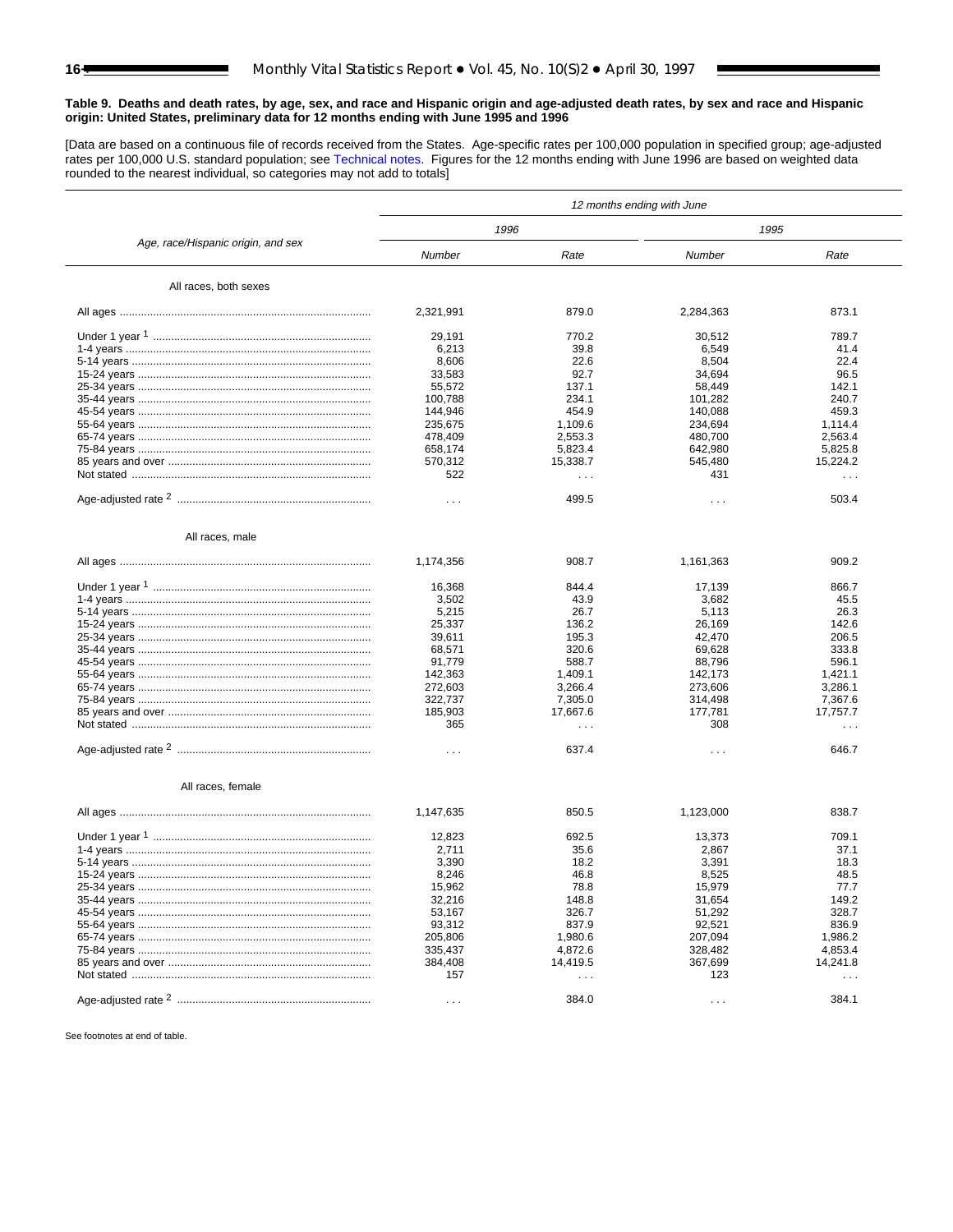**Table 9. Deaths and death rates, by age, sex, and race and Hispanic origin and age-adjusted death rates, by sex and race and Hispanic origin: United States, preliminary data for 12 months ending with June 1995 and 1996**

[Data are based on a continuous file of records received from the States. Age-specific rates per 100,000 population in specified group; age-adjusted rates per 100,000 U.S. standard population; see Technical notes. Figures for the 12 months ending with June 1996 are based on weighted data rounded to the nearest individual, so categories may not add to totals]

| Age, race/Hispanic origin, and sex | 12 months ending with June | | | |
|---|---|---|---|---|
| | 1996 | | 1995 | |
| | Number | Rate | Number | Rate |
| **All races, both sexes** | | | | |
| All ages | 2,321,991 | 879.0 | 2,284,363 | 873.1 |
| Under 1 year [1] | 29,191 | 770.2 | 30,512 | 789.7 |
| 1-4 years | 6,213 | 39.8 | 6,549 | 41.4 |
| 5-14 years | 8,606 | 22.6 | 8,504 | 22.4 |
| 15-24 years | 33,583 | 92.7 | 34,694 | 96.5 |
| 25-34 years | 55,572 | 137.1 | 58,449 | 142.1 |
| 35-44 years | 100,788 | 234.1 | 101,282 | 240.7 |
| 45-54 years | 144,946 | 454.9 | 140,088 | 459.3 |
| 55-64 years | 235,675 | 1,109.6 | 234,694 | 1,114.4 |
| 65-74 years | 478,409 | 2,553.3 | 480,700 | 2,563.4 |
| 75-84 years | 658,174 | 5,823.4 | 642,980 | 5,825.8 |
| 85 years and over | 570,312 | 15,338.7 | 545,480 | 15,224.2 |
| Not stated | 522 | . . . | 431 | . . . |
| Age-adjusted rate [2] | . . . | 499.5 | . . . | 503.4 |
| **All races, male** | | | | |
| All ages | 1,174,356 | 908.7 | 1,161,363 | 909.2 |
| Under 1 year [1] | 16,368 | 844.4 | 17,139 | 866.7 |
| 1-4 years | 3,502 | 43.9 | 3,682 | 45.5 |
| 5-14 years | 5,215 | 26.7 | 5,113 | 26.3 |
| 15-24 years | 25,337 | 136.2 | 26,169 | 142.6 |
| 25-34 years | 39,611 | 195.3 | 42,470 | 206.5 |
| 35-44 years | 68,571 | 320.6 | 69,628 | 333.8 |
| 45-54 years | 91,779 | 588.7 | 88,796 | 596.1 |
| 55-64 years | 142,363 | 1,409.1 | 142,173 | 1,421.1 |
| 65-74 years | 272,603 | 3,266.4 | 273,606 | 3,286.1 |
| 75-84 years | 322,737 | 7,305.0 | 314,498 | 7,367.6 |
| 85 years and over | 185,903 | 17,667.6 | 177,781 | 17,757.7 |
| Not stated | 365 | . . . | 308 | . . . |
| Age-adjusted rate [2] | . . . | 637.4 | . . . | 646.7 |
| **All races, female** | | | | |
| All ages | 1,147,635 | 850.5 | 1,123,000 | 838.7 |
| Under 1 year [1] | 12,823 | 692.5 | 13,373 | 709.1 |
| 1-4 years | 2,711 | 35.6 | 2,867 | 37.1 |
| 5-14 years | 3,390 | 18.2 | 3,391 | 18.3 |
| 15-24 years | 8,246 | 46.8 | 8,525 | 48.5 |
| 25-34 years | 15,962 | 78.8 | 15,979 | 77.7 |
| 35-44 years | 32,216 | 148.8 | 31,654 | 149.2 |
| 45-54 years | 53,167 | 326.7 | 51,292 | 328.7 |
| 55-64 years | 93,312 | 837.9 | 92,521 | 836.9 |
| 65-74 years | 205,806 | 1,980.6 | 207,094 | 1,986.2 |
| 75-84 years | 335,437 | 4,872.6 | 328,482 | 4,853.4 |
| 85 years and over | 384,408 | 14,419.5 | 367,699 | 14,241.8 |
| Not stated | 157 | . . . | 123 | . . . |
| Age-adjusted rate [2] | . . . | 384.0 | . . . | 384.1 |

See footnotes at end of table.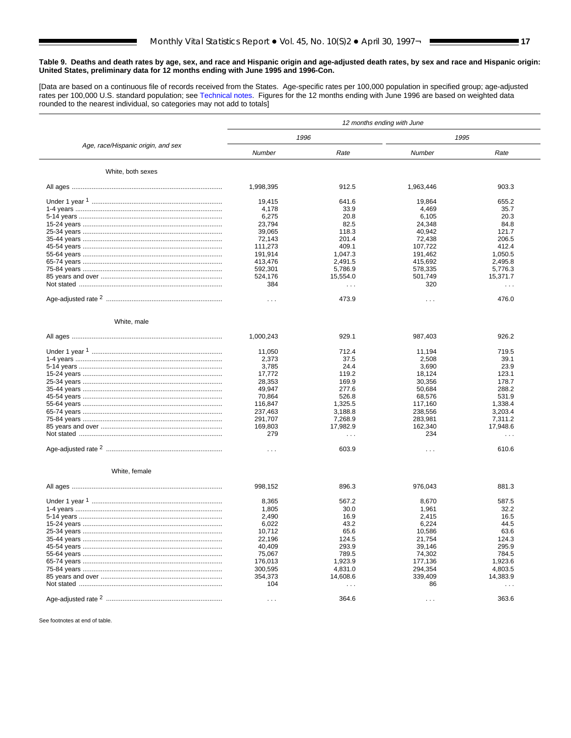**Table 9. Deaths and death rates by age, sex, and race and Hispanic origin and age-adjusted death rates, by sex and race and Hispanic origin: United States, preliminary data for 12 months ending with June 1995 and 1996-Con.**

[Data are based on a continuous file of records received from the States. Age-specific rates per 100,000 population in specified group; age-adjusted rates per 100,000 U.S. standard population; see Technical notes. Figures for the 12 months ending with June 1996 are based on weighted data rounded to the nearest individual, so categories may not add to totals]

| Age, race/Hispanic origin, and sex | 12 months ending with June | | | |
|---|---|---|---|---|
| | 1996 | | 1995 | |
| | Number | Rate | Number | Rate |
| **White, both sexes** | | | | |
| All ages | 1,998,395 | 912.5 | 1,963,446 | 903.3 |
| Under 1 year [1] | 19,415 | 641.6 | 19,864 | 655.2 |
| 1-4 years | 4,178 | 33.9 | 4,469 | 35.7 |
| 5-14 years | 6,275 | 20.8 | 6,105 | 20.3 |
| 15-24 years | 23,794 | 82.5 | 24,348 | 84.8 |
| 25-34 years | 39,065 | 118.3 | 40,942 | 121.7 |
| 35-44 years | 72,143 | 201.4 | 72,438 | 206.5 |
| 45-54 years | 111,273 | 409.1 | 107,722 | 412.4 |
| 55-64 years | 191,914 | 1,047.3 | 191,462 | 1,050.5 |
| 65-74 years | 413,476 | 2,491.5 | 415,692 | 2,495.8 |
| 75-84 years | 592,301 | 5,786.9 | 578,335 | 5,776.3 |
| 85 years and over | 524,176 | 15,554.0 | 501,749 | 15,371.7 |
| Not stated | 384 | . . . | 320 | . . . |
| Age-adjusted rate [2] | . . . | 473.9 | . . . | 476.0 |
| **White, male** | | | | |
| All ages | 1,000,243 | 929.1 | 987,403 | 926.2 |
| Under 1 year [1] | 11,050 | 712.4 | 11,194 | 719.5 |
| 1-4 years | 2,373 | 37.5 | 2,508 | 39.1 |
| 5-14 years | 3,785 | 24.4 | 3,690 | 23.9 |
| 15-24 years | 17,772 | 119.2 | 18,124 | 123.1 |
| 25-34 years | 28,353 | 169.9 | 30,356 | 178.7 |
| 35-44 years | 49,947 | 277.6 | 50,684 | 288.2 |
| 45-54 years | 70,864 | 526.8 | 68,576 | 531.9 |
| 55-64 years | 116,847 | 1,325.5 | 117,160 | 1,338.4 |
| 65-74 years | 237,463 | 3,188.8 | 238,556 | 3,203.4 |
| 75-84 years | 291,707 | 7,268.9 | 283,981 | 7,311.2 |
| 85 years and over | 169,803 | 17,982.9 | 162,340 | 17,948.6 |
| Not stated | 279 | . . . | 234 | . . . |
| Age-adjusted rate [2] | . . . | 603.9 | . . . | 610.6 |
| **White, female** | | | | |
| All ages | 998,152 | 896.3 | 976,043 | 881.3 |
| Under 1 year [1] | 8,365 | 567.2 | 8,670 | 587.5 |
| 1-4 years | 1,805 | 30.0 | 1,961 | 32.2 |
| 5-14 years | 2,490 | 16.9 | 2,415 | 16.5 |
| 15-24 years | 6,022 | 43.2 | 6,224 | 44.5 |
| 25-34 years | 10,712 | 65.6 | 10,586 | 63.6 |
| 35-44 years | 22,196 | 124.5 | 21,754 | 124.3 |
| 45-54 years | 40,409 | 293.9 | 39,146 | 295.9 |
| 55-64 years | 75,067 | 789.5 | 74,302 | 784.5 |
| 65-74 years | 176,013 | 1,923.9 | 177,136 | 1,923.6 |
| 75-84 years | 300,595 | 4,831.0 | 294,354 | 4,803.5 |
| 85 years and over | 354,373 | 14,608.6 | 339,409 | 14,383.9 |
| Not stated | 104 | . . . | 86 | . . . |
| Age-adjusted rate [2] | . . . | 364.6 | . . . | 363.6 |

See footnotes at end of table.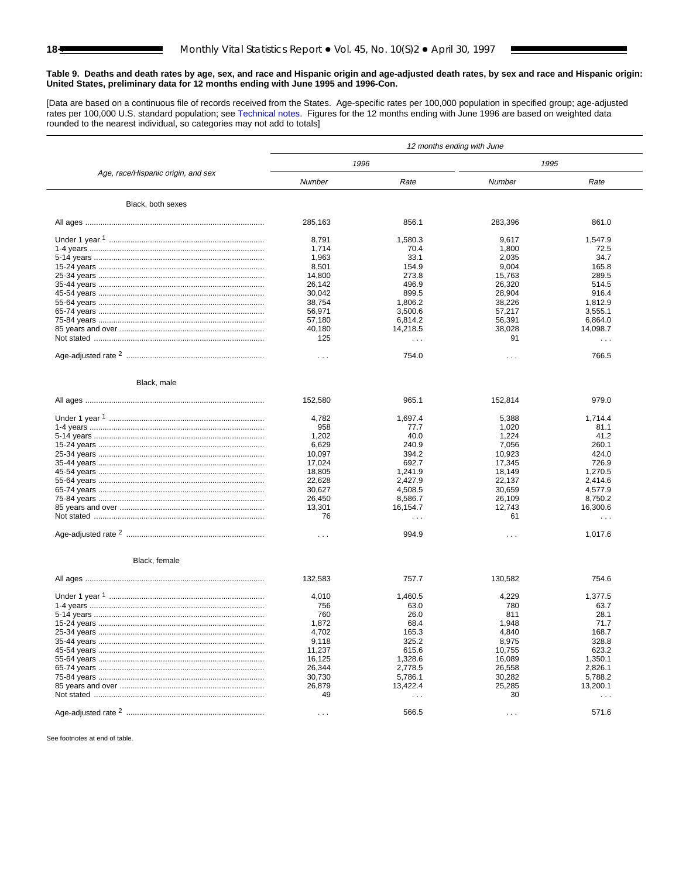**Table 9. Deaths and death rates by age, sex, and race and Hispanic origin and age-adjusted death rates, by sex and race and Hispanic origin: United States, preliminary data for 12 months ending with June 1995 and 1996-Con.**

[Data are based on a continuous file of records received from the States. Age-specific rates per 100,000 population in specified group; age-adjusted rates per 100,000 U.S. standard population; see Technical notes. Figures for the 12 months ending with June 1996 are based on weighted data rounded to the nearest individual, so categories may not add to totals]

| Age, race/Hispanic origin, and sex | *12 months ending with June* | | | |
|---|---|---|---|---|
| | *1996* | | *1995* | |
| | *Number* | *Rate* | *Number* | *Rate* |
| **Black, both sexes** | | | | |
| All ages | 285,163 | 856.1 | 283,396 | 861.0 |
| Under 1 year [1] | 8,791 | 1,580.3 | 9,617 | 1,547.9 |
| 1-4 years | 1,714 | 70.4 | 1,800 | 72.5 |
| 5-14 years | 1,963 | 33.1 | 2,035 | 34.7 |
| 15-24 years | 8,501 | 154.9 | 9,004 | 165.8 |
| 25-34 years | 14,800 | 273.8 | 15,763 | 289.5 |
| 35-44 years | 26,142 | 496.9 | 26,320 | 514.5 |
| 45-54 years | 30,042 | 899.5 | 28,904 | 916.4 |
| 55-64 years | 38,754 | 1,806.2 | 38,226 | 1,812.9 |
| 65-74 years | 56,971 | 3,500.6 | 57,217 | 3,555.1 |
| 75-84 years | 57,180 | 6,814.2 | 56,391 | 6,864.0 |
| 85 years and over | 40,180 | 14,218.5 | 38,028 | 14,098.7 |
| Not stated | 125 | . . . | 91 | . . . |
| Age-adjusted rate [2] | . . . | 754.0 | . . . | 766.5 |
| **Black, male** | | | | |
| All ages | 152,580 | 965.1 | 152,814 | 979.0 |
| Under 1 year [1] | 4,782 | 1,697.4 | 5,388 | 1,714.4 |
| 1-4 years | 958 | 77.7 | 1,020 | 81.1 |
| 5-14 years | 1,202 | 40.0 | 1,224 | 41.2 |
| 15-24 years | 6,629 | 240.9 | 7,056 | 260.1 |
| 25-34 years | 10,097 | 394.2 | 10,923 | 424.0 |
| 35-44 years | 17,024 | 692.7 | 17,345 | 726.9 |
| 45-54 years | 18,805 | 1,241.9 | 18,149 | 1,270.5 |
| 55-64 years | 22,628 | 2,427.9 | 22,137 | 2,414.6 |
| 65-74 years | 30,627 | 4,508.5 | 30,659 | 4,577.9 |
| 75-84 years | 26,450 | 8,586.7 | 26,109 | 8,750.2 |
| 85 years and over | 13,301 | 16,154.7 | 12,743 | 16,300.6 |
| Not stated | 76 | . . . | 61 | . . . |
| Age-adjusted rate [2] | . . . | 994.9 | . . . | 1,017.6 |
| **Black, female** | | | | |
| All ages | 132,583 | 757.7 | 130,582 | 754.6 |
| Under 1 year [1] | 4,010 | 1,460.5 | 4,229 | 1,377.5 |
| 1-4 years | 756 | 63.0 | 780 | 63.7 |
| 5-14 years | 760 | 26.0 | 811 | 28.1 |
| 15-24 years | 1,872 | 68.4 | 1,948 | 71.7 |
| 25-34 years | 4,702 | 165.3 | 4,840 | 168.7 |
| 35-44 years | 9,118 | 325.2 | 8,975 | 328.8 |
| 45-54 years | 11,237 | 615.6 | 10,755 | 623.2 |
| 55-64 years | 16,125 | 1,328.6 | 16,089 | 1,350.1 |
| 65-74 years | 26,344 | 2,778.5 | 26,558 | 2,826.1 |
| 75-84 years | 30,730 | 5,786.1 | 30,282 | 5,788.2 |
| 85 years and over | 26,879 | 13,422.4 | 25,285 | 13,200.1 |
| Not stated | 49 | . . . | 30 | . . . |
| Age-adjusted rate [2] | . . . | 566.5 | . . . | 571.6 |

See footnotes at end of table.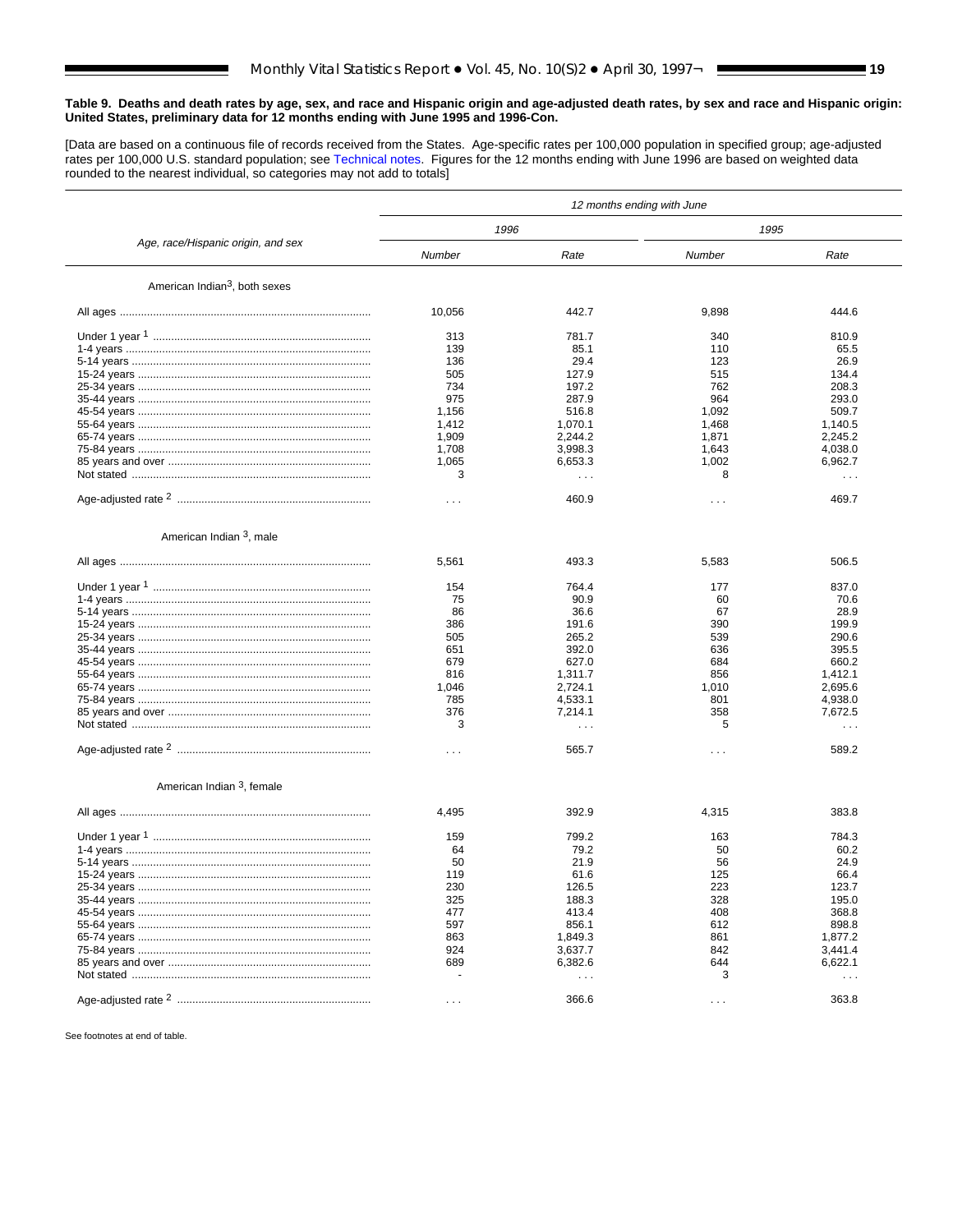**Table 9. Deaths and death rates by age, sex, and race and Hispanic origin and age-adjusted death rates, by sex and race and Hispanic origin: United States, preliminary data for 12 months ending with June 1995 and 1996-Con.**

[Data are based on a continuous file of records received from the States. Age-specific rates per 100,000 population in specified group; age-adjusted rates per 100,000 U.S. standard population; see Technical notes. Figures for the 12 months ending with June 1996 are based on weighted data rounded to the nearest individual, so categories may not add to totals]

| Age, race/Hispanic origin, and sex | 12 months ending with June | | | |
|---|---|---|---|---|
| | 1996 | | 1995 | |
| | Number | Rate | Number | Rate |
| **American Indian[3], both sexes** | | | | |
| All ages | 10,056 | 442.7 | 9,898 | 444.6 |
| Under 1 year [1] | 313 | 781.7 | 340 | 810.9 |
| 1-4 years | 139 | 85.1 | 110 | 65.5 |
| 5-14 years | 136 | 29.4 | 123 | 26.9 |
| 15-24 years | 505 | 127.9 | 515 | 134.4 |
| 25-34 years | 734 | 197.2 | 762 | 208.3 |
| 35-44 years | 975 | 287.9 | 964 | 293.0 |
| 45-54 years | 1,156 | 516.8 | 1,092 | 509.7 |
| 55-64 years | 1,412 | 1,070.1 | 1,468 | 1,140.5 |
| 65-74 years | 1,909 | 2,244.2 | 1,871 | 2,245.2 |
| 75-84 years | 1,708 | 3,998.3 | 1,643 | 4,038.0 |
| 85 years and over | 1,065 | 6,653.3 | 1,002 | 6,962.7 |
| Not stated | 3 | . . . | 8 | . . . |
| Age-adjusted rate [2] | . . . | 460.9 | . . . | 469.7 |
| **American Indian [3], male** | | | | |
| All ages | 5,561 | 493.3 | 5,583 | 506.5 |
| Under 1 year [1] | 154 | 764.4 | 177 | 837.0 |
| 1-4 years | 75 | 90.9 | 60 | 70.6 |
| 5-14 years | 86 | 36.6 | 67 | 28.9 |
| 15-24 years | 386 | 191.6 | 390 | 199.9 |
| 25-34 years | 505 | 265.2 | 539 | 290.6 |
| 35-44 years | 651 | 392.0 | 636 | 395.5 |
| 45-54 years | 679 | 627.0 | 684 | 660.2 |
| 55-64 years | 816 | 1,311.7 | 856 | 1,412.1 |
| 65-74 years | 1,046 | 2,724.1 | 1,010 | 2,695.6 |
| 75-84 years | 785 | 4,533.1 | 801 | 4,938.0 |
| 85 years and over | 376 | 7,214.1 | 358 | 7,672.5 |
| Not stated | 3 | . . . | 5 | . . . |
| Age-adjusted rate [2] | . . . | 565.7 | . . . | 589.2 |
| **American Indian [3], female** | | | | |
| All ages | 4,495 | 392.9 | 4,315 | 383.8 |
| Under 1 year [1] | 159 | 799.2 | 163 | 784.3 |
| 1-4 years | 64 | 79.2 | 50 | 60.2 |
| 5-14 years | 50 | 21.9 | 56 | 24.9 |
| 15-24 years | 119 | 61.6 | 125 | 66.4 |
| 25-34 years | 230 | 126.5 | 223 | 123.7 |
| 35-44 years | 325 | 188.3 | 328 | 195.0 |
| 45-54 years | 477 | 413.4 | 408 | 368.8 |
| 55-64 years | 597 | 856.1 | 612 | 898.8 |
| 65-74 years | 863 | 1,849.3 | 861 | 1,877.2 |
| 75-84 years | 924 | 3,637.7 | 842 | 3,441.4 |
| 85 years and over | 689 | 6,382.6 | 644 | 6,622.1 |
| Not stated | - | . . . | 3 | . . . |
| Age-adjusted rate [2] | . . . | 366.6 | . . . | 363.8 |

See footnotes at end of table.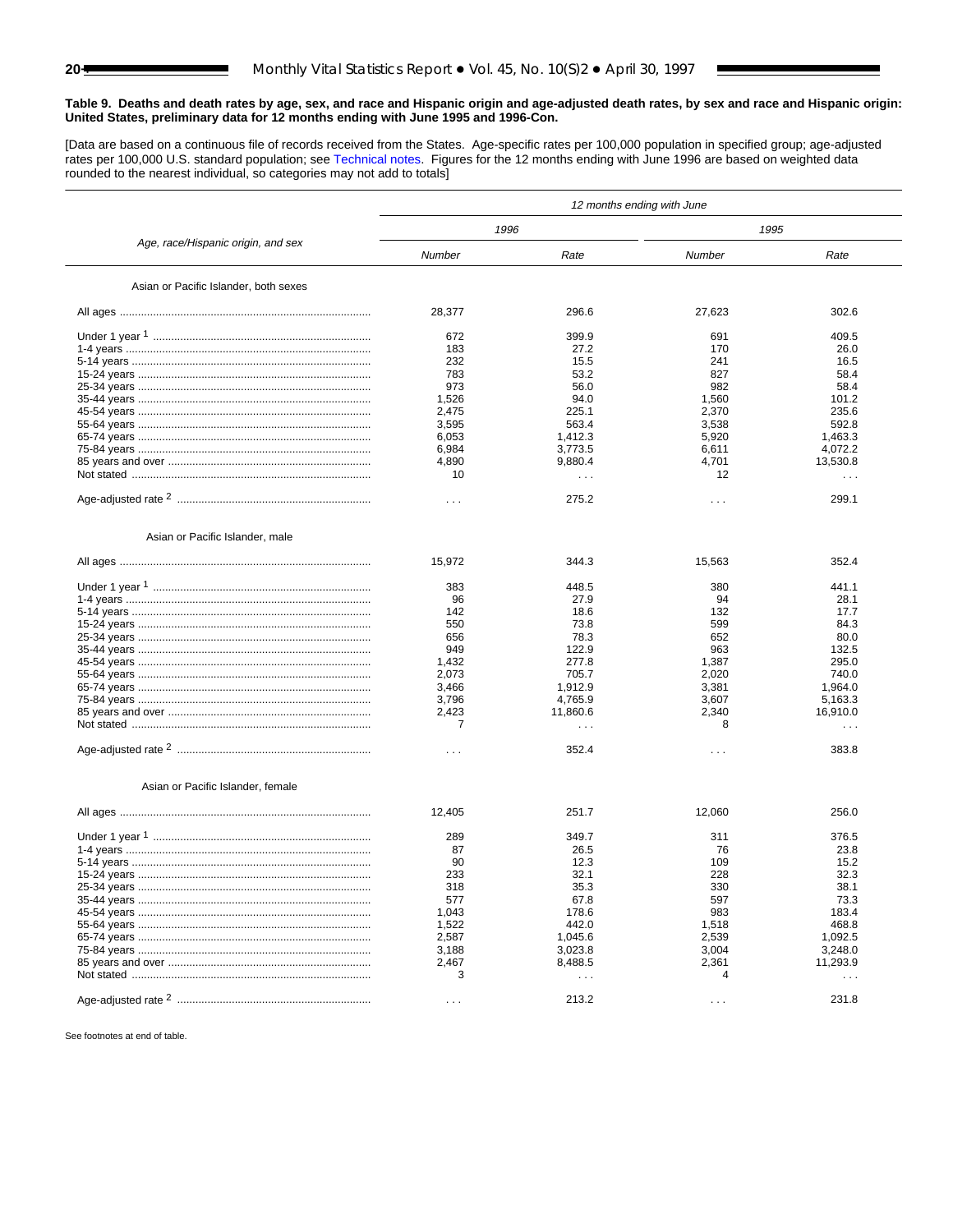**Table 9. Deaths and death rates by age, sex, and race and Hispanic origin and age-adjusted death rates, by sex and race and Hispanic origin: United States, preliminary data for 12 months ending with June 1995 and 1996-Con.**

[Data are based on a continuous file of records received from the States. Age-specific rates per 100,000 population in specified group; age-adjusted rates per 100,000 U.S. standard population; see Technical notes. Figures for the 12 months ending with June 1996 are based on weighted data rounded to the nearest individual, so categories may not add to totals]

| Age, race/Hispanic origin, and sex | *12 months ending with June* | | | |
|---|---|---|---|---|
| | *1996* | | *1995* | |
| | *Number* | *Rate* | *Number* | *Rate* |
| **Asian or Pacific Islander, both sexes** | | | | |
| All ages | 28,377 | 296.6 | 27,623 | 302.6 |
| Under 1 year [1] | 672 | 399.9 | 691 | 409.5 |
| 1-4 years | 183 | 27.2 | 170 | 26.0 |
| 5-14 years | 232 | 15.5 | 241 | 16.5 |
| 15-24 years | 783 | 53.2 | 827 | 58.4 |
| 25-34 years | 973 | 56.0 | 982 | 58.4 |
| 35-44 years | 1,526 | 94.0 | 1,560 | 101.2 |
| 45-54 years | 2,475 | 225.1 | 2,370 | 235.6 |
| 55-64 years | 3,595 | 563.4 | 3,538 | 592.8 |
| 65-74 years | 6,053 | 1,412.3 | 5,920 | 1,463.3 |
| 75-84 years | 6,984 | 3,773.5 | 6,611 | 4,072.2 |
| 85 years and over | 4,890 | 9,880.4 | 4,701 | 13,530.8 |
| Not stated | 10 | . . . | 12 | . . . |
| Age-adjusted rate [2] | . . . | 275.2 | . . . | 299.1 |
| **Asian or Pacific Islander, male** | | | | |
| All ages | 15,972 | 344.3 | 15,563 | 352.4 |
| Under 1 year [1] | 383 | 448.5 | 380 | 441.1 |
| 1-4 years | 96 | 27.9 | 94 | 28.1 |
| 5-14 years | 142 | 18.6 | 132 | 17.7 |
| 15-24 years | 550 | 73.8 | 599 | 84.3 |
| 25-34 years | 656 | 78.3 | 652 | 80.0 |
| 35-44 years | 949 | 122.9 | 963 | 132.5 |
| 45-54 years | 1,432 | 277.8 | 1,387 | 295.0 |
| 55-64 years | 2,073 | 705.7 | 2,020 | 740.0 |
| 65-74 years | 3,466 | 1,912.9 | 3,381 | 1,964.0 |
| 75-84 years | 3,796 | 4,765.9 | 3,607 | 5,163.3 |
| 85 years and over | 2,423 | 11,860.6 | 2,340 | 16,910.0 |
| Not stated | 7 | . . . | 8 | . . . |
| Age-adjusted rate [2] | . . . | 352.4 | . . . | 383.8 |
| **Asian or Pacific Islander, female** | | | | |
| All ages | 12,405 | 251.7 | 12,060 | 256.0 |
| Under 1 year [1] | 289 | 349.7 | 311 | 376.5 |
| 1-4 years | 87 | 26.5 | 76 | 23.8 |
| 5-14 years | 90 | 12.3 | 109 | 15.2 |
| 15-24 years | 233 | 32.1 | 228 | 32.3 |
| 25-34 years | 318 | 35.3 | 330 | 38.1 |
| 35-44 years | 577 | 67.8 | 597 | 73.3 |
| 45-54 years | 1,043 | 178.6 | 983 | 183.4 |
| 55-64 years | 1,522 | 442.0 | 1,518 | 468.8 |
| 65-74 years | 2,587 | 1,045.6 | 2,539 | 1,092.5 |
| 75-84 years | 3,188 | 3,023.8 | 3,004 | 3,248.0 |
| 85 years and over | 2,467 | 8,488.5 | 2,361 | 11,293.9 |
| Not stated | 3 | . . . | 4 | . . . |
| Age-adjusted rate [2] | . . . | 213.2 | . . . | 231.8 |

See footnotes at end of table.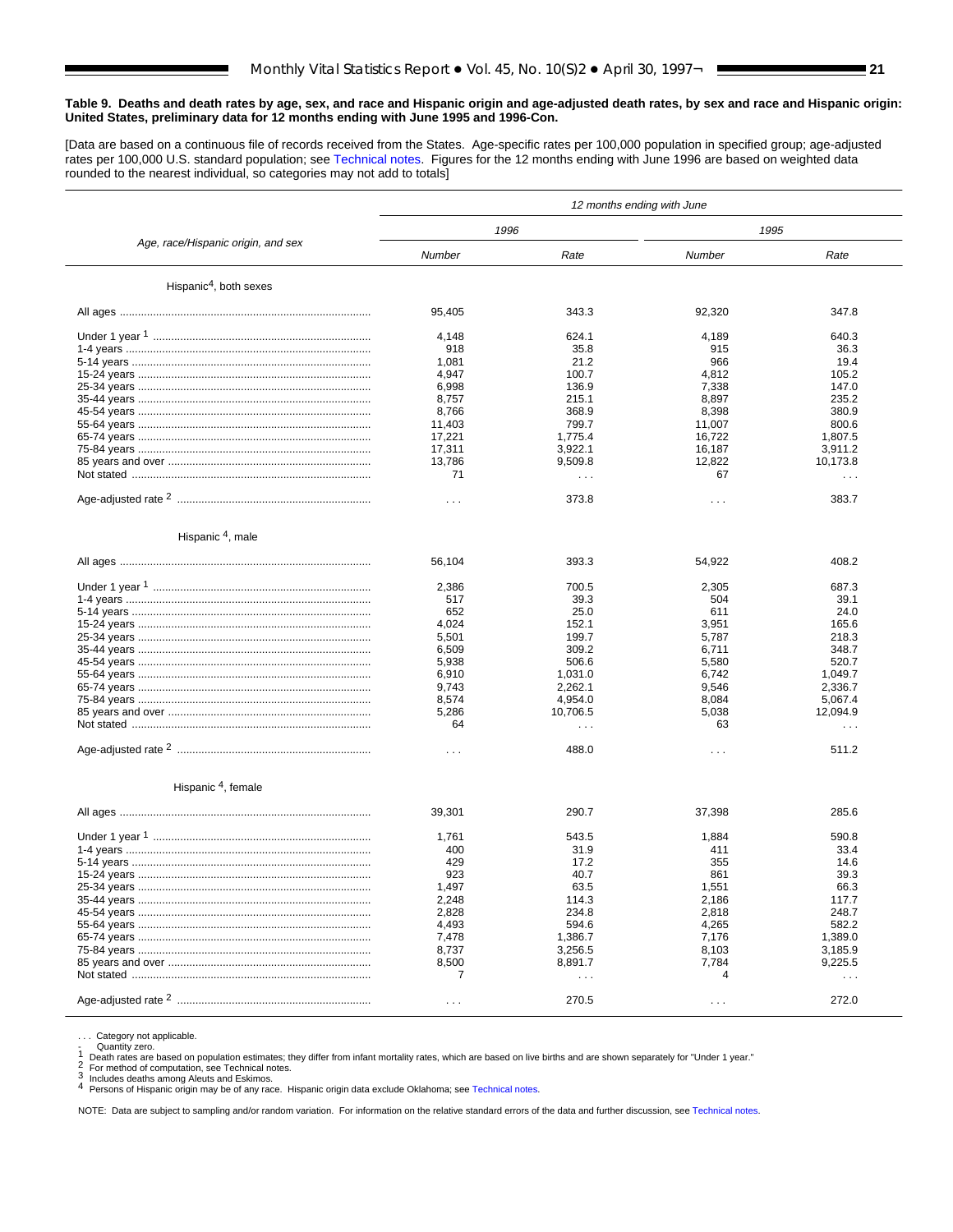**Table 9. Deaths and death rates by age, sex, and race and Hispanic origin and age-adjusted death rates, by sex and race and Hispanic origin: United States, preliminary data for 12 months ending with June 1995 and 1996-Con.**

[Data are based on a continuous file of records received from the States. Age-specific rates per 100,000 population in specified group; age-adjusted rates per 100,000 U.S. standard population; see Technical notes. Figures for the 12 months ending with June 1996 are based on weighted data rounded to the nearest individual, so categories may not add to totals]

| Age, race/Hispanic origin, and sex | 12 months ending with June | | | |
|---|---|---|---|---|
| | 1996 | | 1995 | |
| | Number | Rate | Number | Rate |
| **Hispanic[4], both sexes** | | | | |
| All ages | 95,405 | 343.3 | 92,320 | 347.8 |
| Under 1 year [1] | 4,148 | 624.1 | 4,189 | 640.3 |
| 1-4 years | 918 | 35.8 | 915 | 36.3 |
| 5-14 years | 1,081 | 21.2 | 966 | 19.4 |
| 15-24 years | 4,947 | 100.7 | 4,812 | 105.2 |
| 25-34 years | 6,998 | 136.9 | 7,338 | 147.0 |
| 35-44 years | 8,757 | 215.1 | 8,897 | 235.2 |
| 45-54 years | 8,766 | 368.9 | 8,398 | 380.9 |
| 55-64 years | 11,403 | 799.7 | 11,007 | 800.6 |
| 65-74 years | 17,221 | 1,775.4 | 16,722 | 1,807.5 |
| 75-84 years | 17,311 | 3,922.1 | 16,187 | 3,911.2 |
| 85 years and over | 13,786 | 9,509.8 | 12,822 | 10,173.8 |
| Not stated | 71 | . . . | 67 | . . . |
| Age-adjusted rate [2] | . . . | 373.8 | . . . | 383.7 |
| **Hispanic [4], male** | | | | |
| All ages | 56,104 | 393.3 | 54,922 | 408.2 |
| Under 1 year [1] | 2,386 | 700.5 | 2,305 | 687.3 |
| 1-4 years | 517 | 39.3 | 504 | 39.1 |
| 5-14 years | 652 | 25.0 | 611 | 24.0 |
| 15-24 years | 4,024 | 152.1 | 3,951 | 165.6 |
| 25-34 years | 5,501 | 199.7 | 5,787 | 218.3 |
| 35-44 years | 6,509 | 309.2 | 6,711 | 348.7 |
| 45-54 years | 5,938 | 506.6 | 5,580 | 520.7 |
| 55-64 years | 6,910 | 1,031.0 | 6,742 | 1,049.7 |
| 65-74 years | 9,743 | 2,262.1 | 9,546 | 2,336.7 |
| 75-84 years | 8,574 | 4,954.0 | 8,084 | 5,067.4 |
| 85 years and over | 5,286 | 10,706.5 | 5,038 | 12,094.9 |
| Not stated | 64 | . . . | 63 | . . . |
| Age-adjusted rate [2] | . . . | 488.0 | . . . | 511.2 |
| **Hispanic [4], female** | | | | |
| All ages | 39,301 | 290.7 | 37,398 | 285.6 |
| Under 1 year [1] | 1,761 | 543.5 | 1,884 | 590.8 |
| 1-4 years | 400 | 31.9 | 411 | 33.4 |
| 5-14 years | 429 | 17.2 | 355 | 14.6 |
| 15-24 years | 923 | 40.7 | 861 | 39.3 |
| 25-34 years | 1,497 | 63.5 | 1,551 | 66.3 |
| 35-44 years | 2,248 | 114.3 | 2,186 | 117.7 |
| 45-54 years | 2,828 | 234.8 | 2,818 | 248.7 |
| 55-64 years | 4,493 | 594.6 | 4,265 | 582.2 |
| 65-74 years | 7,478 | 1,386.7 | 7,176 | 1,389.0 |
| 75-84 years | 8,737 | 3,256.5 | 8,103 | 3,185.9 |
| 85 years and over | 8,500 | 8,891.7 | 7,784 | 9,225.5 |
| Not stated | 7 | . . . | 4 | . . . |
| Age-adjusted rate [2] | . . . | 270.5 | . . . | 272.0 |

. . . Category not applicable.
\- Quantity zero.
[1] Death rates are based on population estimates; they differ from infant mortality rates, which are based on live births and are shown separately for "Under 1 year."
[2] For method of computation, see Technical notes.
[3] Includes deaths among Aleuts and Eskimos.
[4] Persons of Hispanic origin may be of any race. Hispanic origin data exclude Oklahoma; see Technical notes.

NOTE: Data are subject to sampling and/or random variation. For information on the relative standard errors of the data and further discussion, see Technical notes.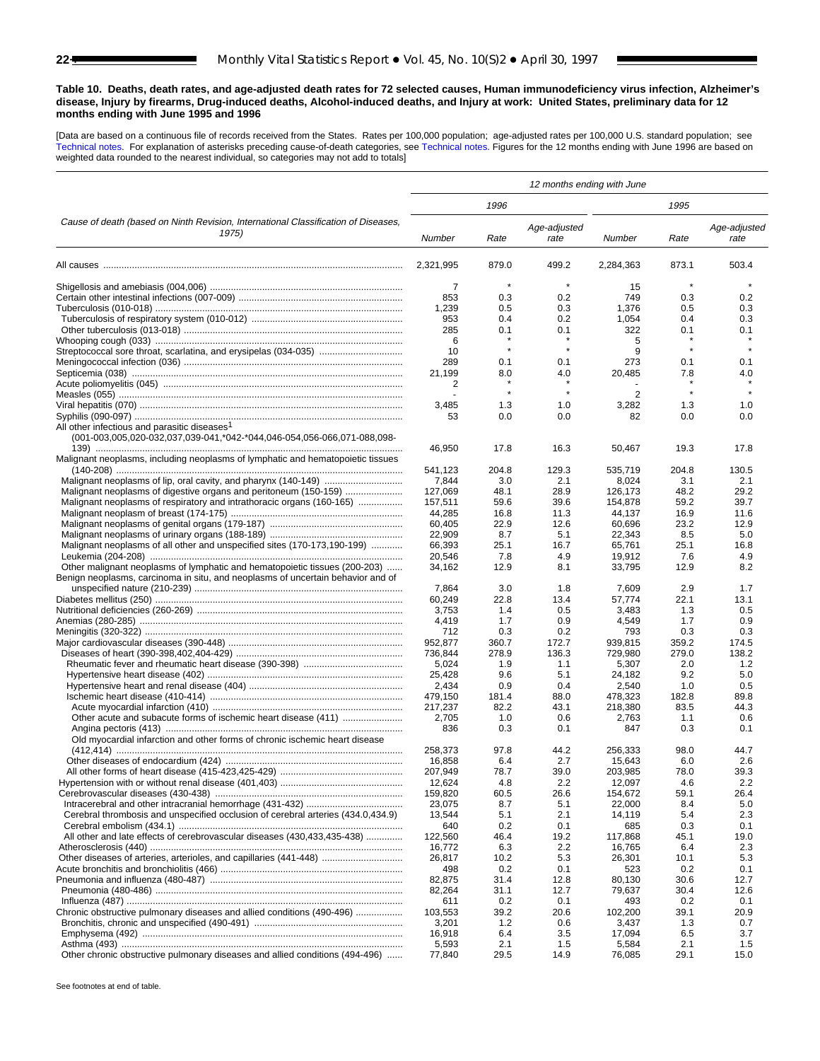**Table 10. Deaths, death rates, and age-adjusted death rates for 72 selected causes, Human immunodeficiency virus infection, Alzheimer's disease, Injury by firearms, Drug-induced deaths, Alcohol-induced deaths, and Injury at work: United States, preliminary data for 12 months ending with June 1995 and 1996**

[Data are based on a continuous file of records received from the States. Rates per 100,000 population; age-adjusted rates per 100,000 U.S. standard population; see Technical notes. For explanation of asterisks preceding cause-of-death categories, see Technical notes. Figures for the 12 months ending with June 1996 are based on weighted data rounded to the nearest individual, so categories may not add to totals]

| Cause of death (based on Ninth Revision, International Classification of Diseases, 1975) | 12 months ending with June | | | | | |
|---|---|---|---|---|---|---|
| | 1996 | | | 1995 | | |
| | Number | Rate | Age-adjusted rate | Number | Rate | Age-adjusted rate |
| All causes | 2,321,995 | 879.0 | 499.2 | 2,284,363 | 873.1 | 503.4 |
| Shigellosis and amebiasis (004,006) | 7 | * | * | 15 | * | * |
| Certain other intestinal infections (007-009) | 853 | 0.3 | 0.2 | 749 | 0.3 | 0.2 |
| Tuberculosis (010-018) | 1,239 | 0.5 | 0.3 | 1,376 | 0.5 | 0.3 |
| Tuberculosis of respiratory system (010-012) | 953 | 0.4 | 0.2 | 1,054 | 0.4 | 0.3 |
| Other tuberculosis (013-018) | 285 | 0.1 | 0.1 | 322 | 0.1 | 0.1 |
| Whooping cough (033) | 6 | * | * | 5 | * | * |
| Streptococcal sore throat, scarlatina, and erysipelas (034-035) | 10 | * | * | 9 | * | * |
| Meningococcal infection (036) | 289 | 0.1 | 0.1 | 273 | 0.1 | 0.1 |
| Septicemia (038) | 21,199 | 8.0 | 4.0 | 20,485 | 7.8 | 4.0 |
| Acute poliomyelitis (045) | 2 | * | * | - | * | * |
| Measles (055) | - | * | * | 2 | * | * |
| Viral hepatitis (070) | 3,485 | 1.3 | 1.0 | 3,282 | 1.3 | 1.0 |
| Syphilis (090-097) | 53 | 0.0 | 0.0 | 82 | 0.0 | 0.0 |
| All other infectious and parasitic diseases[1] (001-003,005,020-032,037,039-041,*042-*044,046-054,056-066,071-088,098-139) | 46,950 | 17.8 | 16.3 | 50,467 | 19.3 | 17.8 |
| Malignant neoplasms, including neoplasms of lymphatic and hematopoietic tissues (140-208) | 541,123 | 204.8 | 129.3 | 535,719 | 204.8 | 130.5 |
| Malignant neoplasms of lip, oral cavity, and pharynx (140-149) | 7,844 | 3.0 | 2.1 | 8,024 | 3.1 | 2.1 |
| Malignant neoplasms of digestive organs and peritoneum (150-159) | 127,069 | 48.1 | 28.9 | 126,173 | 48.2 | 29.2 |
| Malignant neoplasms of respiratory and intrathoracic organs (160-165) | 157,511 | 59.6 | 39.6 | 154,878 | 59.2 | 39.7 |
| Malignant neoplasm of breast (174-175) | 44,285 | 16.8 | 11.3 | 44,137 | 16.9 | 11.6 |
| Malignant neoplasms of genital organs (179-187) | 60,405 | 22.9 | 12.6 | 60,696 | 23.2 | 12.9 |
| Malignant neoplasms of urinary organs (188-189) | 22,909 | 8.7 | 5.1 | 22,343 | 8.5 | 5.0 |
| Malignant neoplasms of all other and unspecified sites (170-173,190-199) | 66,393 | 25.1 | 16.7 | 65,761 | 25.1 | 16.8 |
| Leukemia (204-208) | 20,546 | 7.8 | 4.9 | 19,912 | 7.6 | 4.9 |
| Other malignant neoplasms of lymphatic and hematopoietic tissues (200-203) | 34,162 | 12.9 | 8.1 | 33,795 | 12.9 | 8.2 |
| Benign neoplasms, carcinoma in situ, and neoplasms of uncertain behavior and of unspecified nature (210-239) | 7,864 | 3.0 | 1.8 | 7,609 | 2.9 | 1.7 |
| Diabetes mellitus (250) | 60,249 | 22.8 | 13.4 | 57,774 | 22.1 | 13.1 |
| Nutritional deficiencies (260-269) | 3,753 | 1.4 | 0.5 | 3,483 | 1.3 | 0.5 |
| Anemias (280-285) | 4,419 | 1.7 | 0.9 | 4,549 | 1.7 | 0.9 |
| Meningitis (320-322) | 712 | 0.3 | 0.2 | 793 | 0.3 | 0.3 |
| Major cardiovascular diseases (390-448) | 952,877 | 360.7 | 172.7 | 939,815 | 359.2 | 174.5 |
| Diseases of heart (390-398,402,404-429) | 736,844 | 278.9 | 136.3 | 729,980 | 279.0 | 138.2 |
| Rheumatic fever and rheumatic heart disease (390-398) | 5,024 | 1.9 | 1.1 | 5,307 | 2.0 | 1.2 |
| Hypertensive heart disease (402) | 25,428 | 9.6 | 5.1 | 24,182 | 9.2 | 5.0 |
| Hypertensive heart and renal disease (404) | 2,434 | 0.9 | 0.4 | 2,540 | 1.0 | 0.5 |
| Ischemic heart disease (410-414) | 479,150 | 181.4 | 88.0 | 478,323 | 182.8 | 89.8 |
| Acute myocardial infarction (410) | 217,237 | 82.2 | 43.1 | 218,380 | 83.5 | 44.3 |
| Other acute and subacute forms of ischemic heart disease (411) | 2,705 | 1.0 | 0.6 | 2,763 | 1.1 | 0.6 |
| Angina pectoris (413) | 836 | 0.3 | 0.1 | 847 | 0.3 | 0.1 |
| Old myocardial infarction and other forms of chronic ischemic heart disease (412,414) | 258,373 | 97.8 | 44.2 | 256,333 | 98.0 | 44.7 |
| Other diseases of endocardium (424) | 16,858 | 6.4 | 2.7 | 15,643 | 6.0 | 2.6 |
| All other forms of heart disease (415-423,425-429) | 207,949 | 78.7 | 39.0 | 203,985 | 78.0 | 39.3 |
| Hypertension with or without renal disease (401,403) | 12,624 | 4.8 | 2.2 | 12,097 | 4.6 | 2.2 |
| Cerebrovascular diseases (430-438) | 159,820 | 60.5 | 26.6 | 154,672 | 59.1 | 26.4 |
| Intracerebral and other intracranial hemorrhage (431-432) | 23,075 | 8.7 | 5.1 | 22,000 | 8.4 | 5.0 |
| Cerebral thrombosis and unspecified occlusion of cerebral arteries (434.0,434.9) | 13,544 | 5.1 | 2.1 | 14,119 | 5.4 | 2.3 |
| Cerebral embolism (434.1) | 640 | 0.2 | 0.1 | 685 | 0.3 | 0.1 |
| All other and late effects of cerebrovascular diseases (430,433,435-438) | 122,560 | 46.4 | 19.2 | 117,868 | 45.1 | 19.0 |
| Atherosclerosis (440) | 16,772 | 6.3 | 2.2 | 16,765 | 6.4 | 2.3 |
| Other diseases of arteries, arterioles, and capillaries (441-448) | 26,817 | 10.2 | 5.3 | 26,301 | 10.1 | 5.3 |
| Acute bronchitis and bronchiolitis (466) | 498 | 0.2 | 0.1 | 523 | 0.2 | 0.1 |
| Pneumonia and influenza (480-487) | 82,875 | 31.4 | 12.8 | 80,130 | 30.6 | 12.7 |
| Pneumonia (480-486) | 82,264 | 31.1 | 12.7 | 79,637 | 30.4 | 12.6 |
| Influenza (487) | 611 | 0.2 | 0.1 | 493 | 0.2 | 0.1 |
| Chronic obstructive pulmonary diseases and allied conditions (490-496) | 103,553 | 39.2 | 20.6 | 102,200 | 39.1 | 20.9 |
| Bronchitis, chronic and unspecified (490-491) | 3,201 | 1.2 | 0.6 | 3,437 | 1.3 | 0.7 |
| Emphysema (492) | 16,918 | 6.4 | 3.5 | 17,094 | 6.5 | 3.7 |
| Asthma (493) | 5,593 | 2.1 | 1.5 | 5,584 | 2.1 | 1.5 |
| Other chronic obstructive pulmonary diseases and allied conditions (494-496) | 77,840 | 29.5 | 14.9 | 76,085 | 29.1 | 15.0 |

See footnotes at end of table.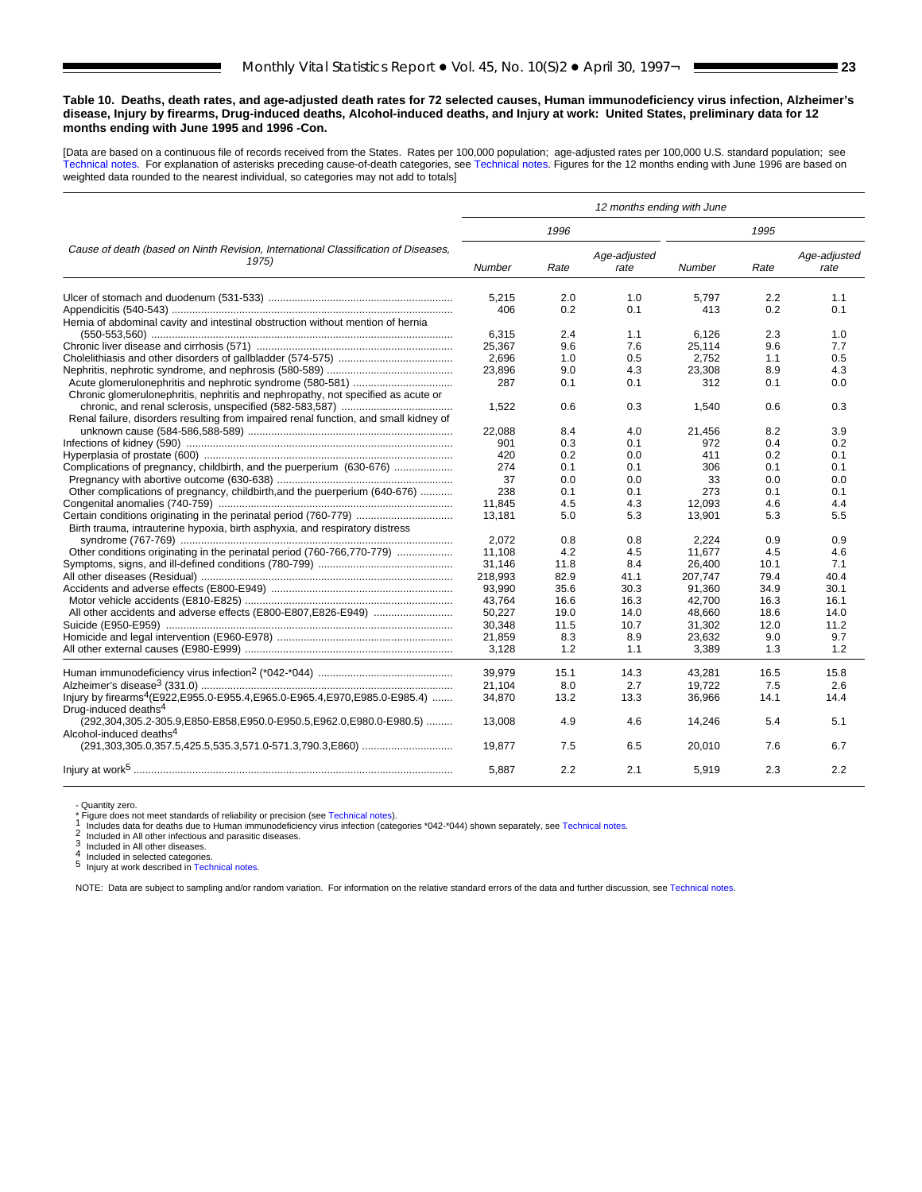**Table 10. Deaths, death rates, and age-adjusted death rates for 72 selected causes, Human immunodeficiency virus infection, Alzheimer's disease, Injury by firearms, Drug-induced deaths, Alcohol-induced deaths, and Injury at work: United States, preliminary data for 12 months ending with June 1995 and 1996 -Con.**

[Data are based on a continuous file of records received from the States. Rates per 100,000 population; age-adjusted rates per 100,000 U.S. standard population; see Technical notes. For explanation of asterisks preceding cause-of-death categories, see Technical notes. Figures for the 12 months ending with June 1996 are based on weighted data rounded to the nearest individual, so categories may not add to totals]

| Cause of death (based on Ninth Revision, International Classification of Diseases, 1975) | 12 months ending with June | | | | | |
|---|---|---|---|---|---|---|
| | 1996 | | | 1995 | | |
| | Number | Rate | Age-adjusted rate | Number | Rate | Age-adjusted rate |
| Ulcer of stomach and duodenum (531-533) | 5,215 | 2.0 | 1.0 | 5,797 | 2.2 | 1.1 |
| Appendicitis (540-543) | 406 | 0.2 | 0.1 | 413 | 0.2 | 0.1 |
| Hernia of abdominal cavity and intestinal obstruction without mention of hernia (550-553,560) | 6,315 | 2.4 | 1.1 | 6,126 | 2.3 | 1.0 |
| Chronic liver disease and cirrhosis (571) | 25,367 | 9.6 | 7.6 | 25,114 | 9.6 | 7.7 |
| Cholelithiasis and other disorders of gallbladder (574-575) | 2,696 | 1.0 | 0.5 | 2,752 | 1.1 | 0.5 |
| Nephritis, nephrotic syndrome, and nephrosis (580-589) | 23,896 | 9.0 | 4.3 | 23,308 | 8.9 | 4.3 |
| Acute glomerulonephritis and nephrotic syndrome (580-581) | 287 | 0.1 | 0.1 | 312 | 0.1 | 0.0 |
| Chronic glomerulonephritis, nephritis and nephropathy, not specified as acute or chronic, and renal sclerosis, unspecified (582-583,587) | 1,522 | 0.6 | 0.3 | 1,540 | 0.6 | 0.3 |
| Renal failure, disorders resulting from impaired renal function, and small kidney of unknown cause (584-586,588-589) | 22,088 | 8.4 | 4.0 | 21,456 | 8.2 | 3.9 |
| Infections of kidney (590) | 901 | 0.3 | 0.1 | 972 | 0.4 | 0.2 |
| Hyperplasia of prostate (600) | 420 | 0.2 | 0.0 | 411 | 0.2 | 0.1 |
| Complications of pregnancy, childbirth, and the puerperium (630-676) | 274 | 0.1 | 0.1 | 306 | 0.1 | 0.1 |
| Pregnancy with abortive outcome (630-638) | 37 | 0.0 | 0.0 | 33 | 0.0 | 0.0 |
| Other complications of pregnancy, childbirth,and the puerperium (640-676) | 238 | 0.1 | 0.1 | 273 | 0.1 | 0.1 |
| Congenital anomalies (740-759) | 11,845 | 4.5 | 4.3 | 12,093 | 4.6 | 4.4 |
| Certain conditions originating in the perinatal period (760-779) | 13,181 | 5.0 | 5.3 | 13,901 | 5.3 | 5.5 |
| Birth trauma, intrauterine hypoxia, birth asphyxia, and respiratory distress syndrome (767-769) | 2,072 | 0.8 | 0.8 | 2,224 | 0.9 | 0.9 |
| Other conditions originating in the perinatal period (760-766,770-779) | 11,108 | 4.2 | 4.5 | 11,677 | 4.5 | 4.6 |
| Symptoms, signs, and ill-defined conditions (780-799) | 31,146 | 11.8 | 8.4 | 26,400 | 10.1 | 7.1 |
| All other diseases (Residual) | 218,993 | 82.9 | 41.1 | 207,747 | 79.4 | 40.4 |
| Accidents and adverse effects (E800-E949) | 93,990 | 35.6 | 30.3 | 91,360 | 34.9 | 30.1 |
| Motor vehicle accidents (E810-E825) | 43,764 | 16.6 | 16.3 | 42,700 | 16.3 | 16.1 |
| All other accidents and adverse effects (E800-E807,E826-E949) | 50,227 | 19.0 | 14.0 | 48,660 | 18.6 | 14.0 |
| Suicide (E950-E959) | 30,348 | 11.5 | 10.7 | 31,302 | 12.0 | 11.2 |
| Homicide and legal intervention (E960-E978) | 21,859 | 8.3 | 8.9 | 23,632 | 9.0 | 9.7 |
| All other external causes (E980-E999) | 3,128 | 1.2 | 1.1 | 3,389 | 1.3 | 1.2 |
| Human immunodeficiency virus infection[2] (*042-*044) | 39,979 | 15.1 | 14.3 | 43,281 | 16.5 | 15.8 |
| Alzheimer's disease[3] (331.0) | 21,104 | 8.0 | 2.7 | 19,722 | 7.5 | 2.6 |
| Injury by firearms[4](E922,E955.0-E955.4,E965.0-E965.4,E970,E985.0-E985.4) | 34,870 | 13.2 | 13.3 | 36,966 | 14.1 | 14.4 |
| Drug-induced deaths[4] (292,304,305.2-305.9,E850-E858,E950.0-E950.5,E962.0,E980.0-E980.5) | 13,008 | 4.9 | 4.6 | 14,246 | 5.4 | 5.1 |
| Alcohol-induced deaths[4] (291,303,305.0,357.5,425.5,535.3,571.0-571.3,790.3,E860) | 19,877 | 7.5 | 6.5 | 20,010 | 7.6 | 6.7 |
| Injury at work[5] | 5,887 | 2.2 | 2.1 | 5,919 | 2.3 | 2.2 |

- Quantity zero.
* Figure does not meet standards of reliability or precision (see Technical notes).
[1] Includes data for deaths due to Human immunodeficiency virus infection (categories *042-*044) shown separately, see Technical notes.
[2] Included in All other infectious and parasitic diseases.
[3] Included in All other diseases.
[4] Included in selected categories.
[5] Injury at work described in Technical notes.

NOTE: Data are subject to sampling and/or random variation. For information on the relative standard errors of the data and further discussion, see Technical notes.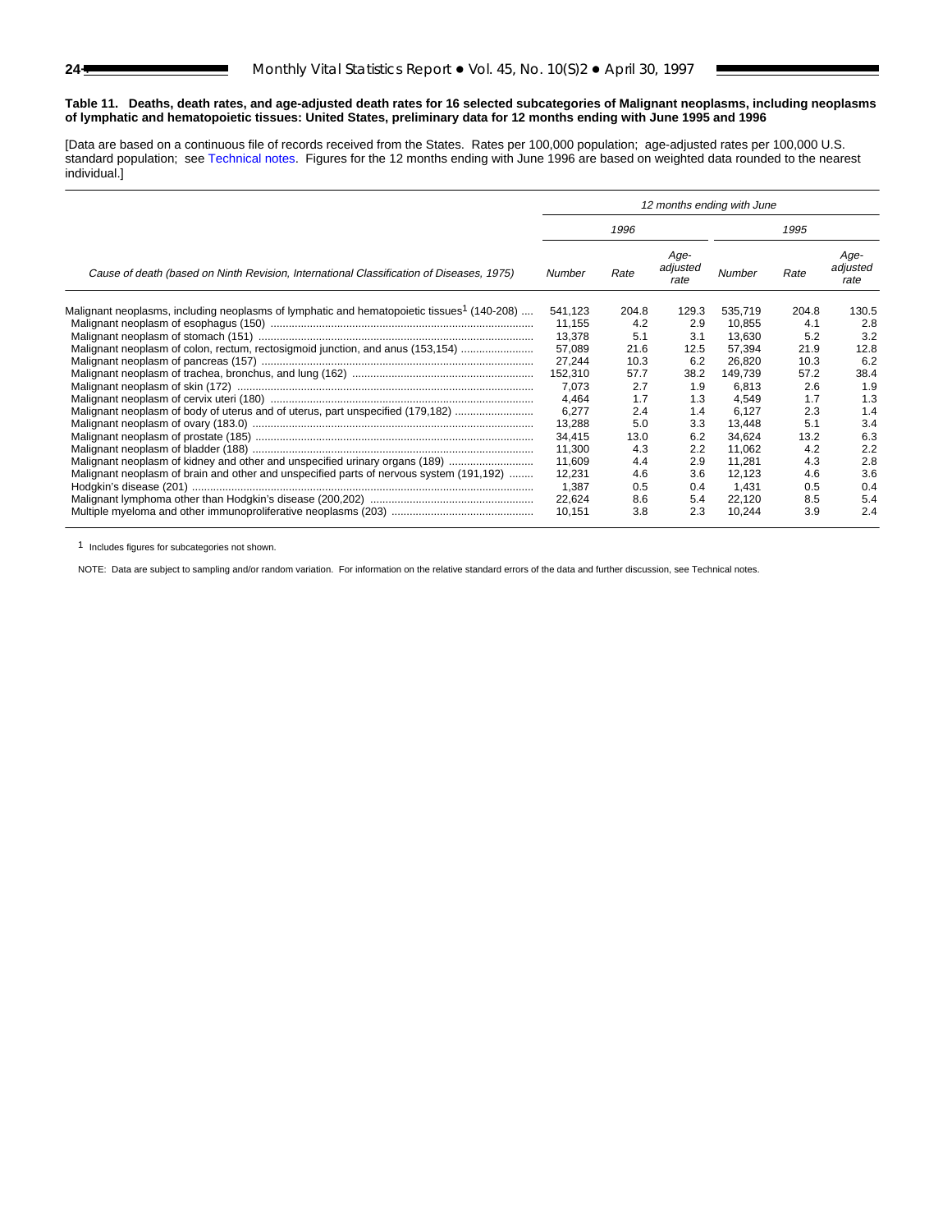**Table 11. Deaths, death rates, and age-adjusted death rates for 16 selected subcategories of Malignant neoplasms, including neoplasms of lymphatic and hematopoietic tissues: United States, preliminary data for 12 months ending with June 1995 and 1996**

[Data are based on a continuous file of records received from the States. Rates per 100,000 population; age-adjusted rates per 100,000 U.S. standard population; see Technical notes. Figures for the 12 months ending with June 1996 are based on weighted data rounded to the nearest individual.]

| Cause of death (based on Ninth Revision, International Classification of Diseases, 1975) | 12 months ending with June | | | | | |
|---|---|---|---|---|---|---|
| | 1996 | | | 1995 | | |
| | Number | Rate | Age-adjusted rate | Number | Rate | Age-adjusted rate |
| Malignant neoplasms, including neoplasms of lymphatic and hematopoietic tissues[1] (140-208) | 541,123 | 204.8 | 129.3 | 535,719 | 204.8 | 130.5 |
| Malignant neoplasm of esophagus (150) | 11,155 | 4.2 | 2.9 | 10,855 | 4.1 | 2.8 |
| Malignant neoplasm of stomach (151) | 13,378 | 5.1 | 3.1 | 13,630 | 5.2 | 3.2 |
| Malignant neoplasm of colon, rectum, rectosigmoid junction, and anus (153,154) | 57,089 | 21.6 | 12.5 | 57,394 | 21.9 | 12.8 |
| Malignant neoplasm of pancreas (157) | 27,244 | 10.3 | 6.2 | 26,820 | 10.3 | 6.2 |
| Malignant neoplasm of trachea, bronchus, and lung (162) | 152,310 | 57.7 | 38.2 | 149,739 | 57.2 | 38.4 |
| Malignant neoplasm of skin (172) | 7,073 | 2.7 | 1.9 | 6,813 | 2.6 | 1.9 |
| Malignant neoplasm of cervix uteri (180) | 4,464 | 1.7 | 1.3 | 4,549 | 1.7 | 1.3 |
| Malignant neoplasm of body of uterus and of uterus, part unspecified (179,182) | 6,277 | 2.4 | 1.4 | 6,127 | 2.3 | 1.4 |
| Malignant neoplasm of ovary (183.0) | 13,288 | 5.0 | 3.3 | 13,448 | 5.1 | 3.4 |
| Malignant neoplasm of prostate (185) | 34,415 | 13.0 | 6.2 | 34,624 | 13.2 | 6.3 |
| Malignant neoplasm of bladder (188) | 11,300 | 4.3 | 2.2 | 11,062 | 4.2 | 2.2 |
| Malignant neoplasm of kidney and other and unspecified urinary organs (189) | 11,609 | 4.4 | 2.9 | 11,281 | 4.3 | 2.8 |
| Malignant neoplasm of brain and other and unspecified parts of nervous system (191,192) | 12,231 | 4.6 | 3.6 | 12,123 | 4.6 | 3.6 |
| Hodgkin's disease (201) | 1,387 | 0.5 | 0.4 | 1,431 | 0.5 | 0.4 |
| Malignant lymphoma other than Hodgkin's disease (200,202) | 22,624 | 8.6 | 5.4 | 22,120 | 8.5 | 5.4 |
| Multiple myeloma and other immunoproliferative neoplasms (203) | 10,151 | 3.8 | 2.3 | 10,244 | 3.9 | 2.4 |

[1] Includes figures for subcategories not shown.

NOTE: Data are subject to sampling and/or random variation. For information on the relative standard errors of the data and further discussion, see Technical notes.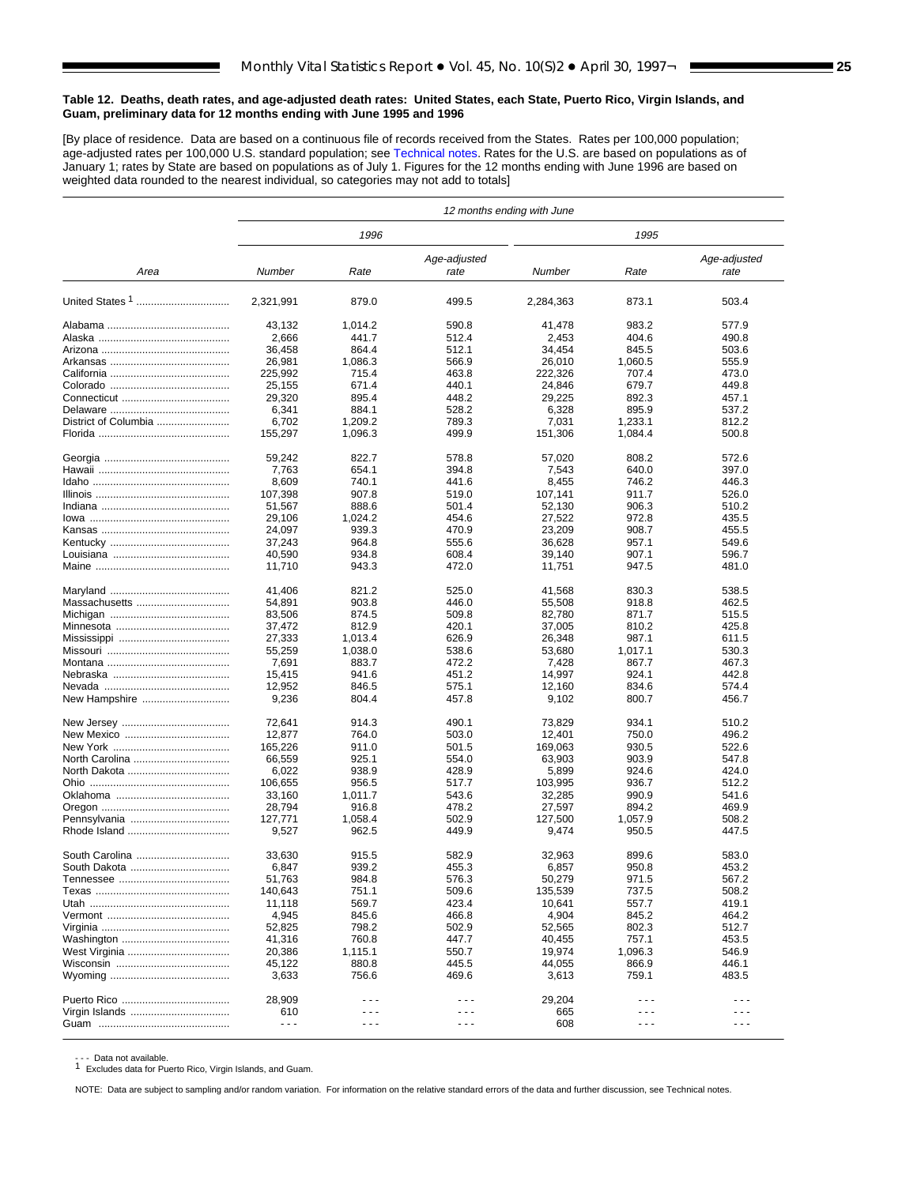**Table 12. Deaths, death rates, and age-adjusted death rates: United States, each State, Puerto Rico, Virgin Islands, and Guam, preliminary data for 12 months ending with June 1995 and 1996**

[By place of residence. Data are based on a continuous file of records received from the States. Rates per 100,000 population; age-adjusted rates per 100,000 U.S. standard population; see Technical notes. Rates for the U.S. are based on populations as of January 1; rates by State are based on populations as of July 1. Figures for the 12 months ending with June 1996 are based on weighted data rounded to the nearest individual, so categories may not add to totals]

| Area | 12 months ending with June | | | | | |
|---|---|---|---|---|---|---|
| | 1996 | | | 1995 | | |
| | Number | Rate | Age-adjusted rate | Number | Rate | Age-adjusted rate |
| United States [1] | 2,321,991 | 879.0 | 499.5 | 2,284,363 | 873.1 | 503.4 |
| Alabama | 43,132 | 1,014.2 | 590.8 | 41,478 | 983.2 | 577.9 |
| Alaska | 2,666 | 441.7 | 512.4 | 2,453 | 404.6 | 490.8 |
| Arizona | 36,458 | 864.4 | 512.1 | 34,454 | 845.5 | 503.6 |
| Arkansas | 26,981 | 1,086.3 | 566.9 | 26,010 | 1,060.5 | 555.9 |
| California | 225,992 | 715.4 | 463.8 | 222,326 | 707.4 | 473.0 |
| Colorado | 25,155 | 671.4 | 440.1 | 24,846 | 679.7 | 449.8 |
| Connecticut | 29,320 | 895.4 | 448.2 | 29,225 | 892.3 | 457.1 |
| Delaware | 6,341 | 884.1 | 528.2 | 6,328 | 895.9 | 537.2 |
| District of Columbia | 6,702 | 1,209.2 | 789.3 | 7,031 | 1,233.1 | 812.2 |
| Florida | 155,297 | 1,096.3 | 499.9 | 151,306 | 1,084.4 | 500.8 |
| Georgia | 59,242 | 822.7 | 578.8 | 57,020 | 808.2 | 572.6 |
| Hawaii | 7,763 | 654.1 | 394.8 | 7,543 | 640.0 | 397.0 |
| Idaho | 8,609 | 740.1 | 441.6 | 8,455 | 746.2 | 446.3 |
| Illinois | 107,398 | 907.8 | 519.0 | 107,141 | 911.7 | 526.0 |
| Indiana | 51,567 | 888.6 | 501.4 | 52,130 | 906.3 | 510.2 |
| Iowa | 29,106 | 1,024.2 | 454.6 | 27,522 | 972.8 | 435.5 |
| Kansas | 24,097 | 939.3 | 470.9 | 23,209 | 908.7 | 455.5 |
| Kentucky | 37,243 | 964.8 | 555.6 | 36,628 | 957.1 | 549.6 |
| Louisiana | 40,590 | 934.8 | 608.4 | 39,140 | 907.1 | 596.7 |
| Maine | 11,710 | 943.3 | 472.0 | 11,751 | 947.5 | 481.0 |
| Maryland | 41,406 | 821.2 | 525.0 | 41,568 | 830.3 | 538.5 |
| Massachusetts | 54,891 | 903.8 | 446.0 | 55,508 | 918.8 | 462.5 |
| Michigan | 83,506 | 874.5 | 509.8 | 82,780 | 871.7 | 515.5 |
| Minnesota | 37,472 | 812.9 | 420.1 | 37,005 | 810.2 | 425.8 |
| Mississippi | 27,333 | 1,013.4 | 626.9 | 26,348 | 987.1 | 611.5 |
| Missouri | 55,259 | 1,038.0 | 538.6 | 53,680 | 1,017.1 | 530.3 |
| Montana | 7,691 | 883.7 | 472.2 | 7,428 | 867.7 | 467.3 |
| Nebraska | 15,415 | 941.6 | 451.2 | 14,997 | 924.1 | 442.8 |
| Nevada | 12,952 | 846.5 | 575.1 | 12,160 | 834.6 | 574.4 |
| New Hampshire | 9,236 | 804.4 | 457.8 | 9,102 | 800.7 | 456.7 |
| New Jersey | 72,641 | 914.3 | 490.1 | 73,829 | 934.1 | 510.2 |
| New Mexico | 12,877 | 764.0 | 503.0 | 12,401 | 750.0 | 496.2 |
| New York | 165,226 | 911.0 | 501.5 | 169,063 | 930.5 | 522.6 |
| North Carolina | 66,559 | 925.1 | 554.0 | 63,903 | 903.9 | 547.8 |
| North Dakota | 6,022 | 938.9 | 428.9 | 5,899 | 924.6 | 424.0 |
| Ohio | 106,655 | 956.5 | 517.7 | 103,995 | 936.7 | 512.2 |
| Oklahoma | 33,160 | 1,011.7 | 543.6 | 32,285 | 990.9 | 541.6 |
| Oregon | 28,794 | 916.8 | 478.2 | 27,597 | 894.2 | 469.9 |
| Pennsylvania | 127,771 | 1,058.4 | 502.9 | 127,500 | 1,057.9 | 508.2 |
| Rhode Island | 9,527 | 962.5 | 449.9 | 9,474 | 950.5 | 447.5 |
| South Carolina | 33,630 | 915.5 | 582.9 | 32,963 | 899.6 | 583.0 |
| South Dakota | 6,847 | 939.2 | 455.3 | 6,857 | 950.8 | 453.2 |
| Tennessee | 51,763 | 984.8 | 576.3 | 50,279 | 971.5 | 567.2 |
| Texas | 140,643 | 751.1 | 509.6 | 135,539 | 737.5 | 508.2 |
| Utah | 11,118 | 569.7 | 423.4 | 10,641 | 557.7 | 419.1 |
| Vermont | 4,945 | 845.6 | 466.8 | 4,904 | 845.2 | 464.2 |
| Virginia | 52,825 | 798.2 | 502.9 | 52,565 | 802.3 | 512.7 |
| Washington | 41,316 | 760.8 | 447.7 | 40,455 | 757.1 | 453.5 |
| West Virginia | 20,386 | 1,115.1 | 550.7 | 19,974 | 1,096.3 | 546.9 |
| Wisconsin | 45,122 | 880.8 | 445.5 | 44,055 | 866.9 | 446.1 |
| Wyoming | 3,633 | 756.6 | 469.6 | 3,613 | 759.1 | 483.5 |
| Puerto Rico | 28,909 | - - - | - - - | 29,204 | - - - | - - - |
| Virgin Islands | 610 | - - - | - - - | 665 | - - - | - - - |
| Guam | - - - | - - - | - - - | 608 | - - - | - - - |

- - - Data not available.
[1] Excludes data for Puerto Rico, Virgin Islands, and Guam.

NOTE: Data are subject to sampling and/or random variation. For information on the relative standard errors of the data and further discussion, see Technical notes.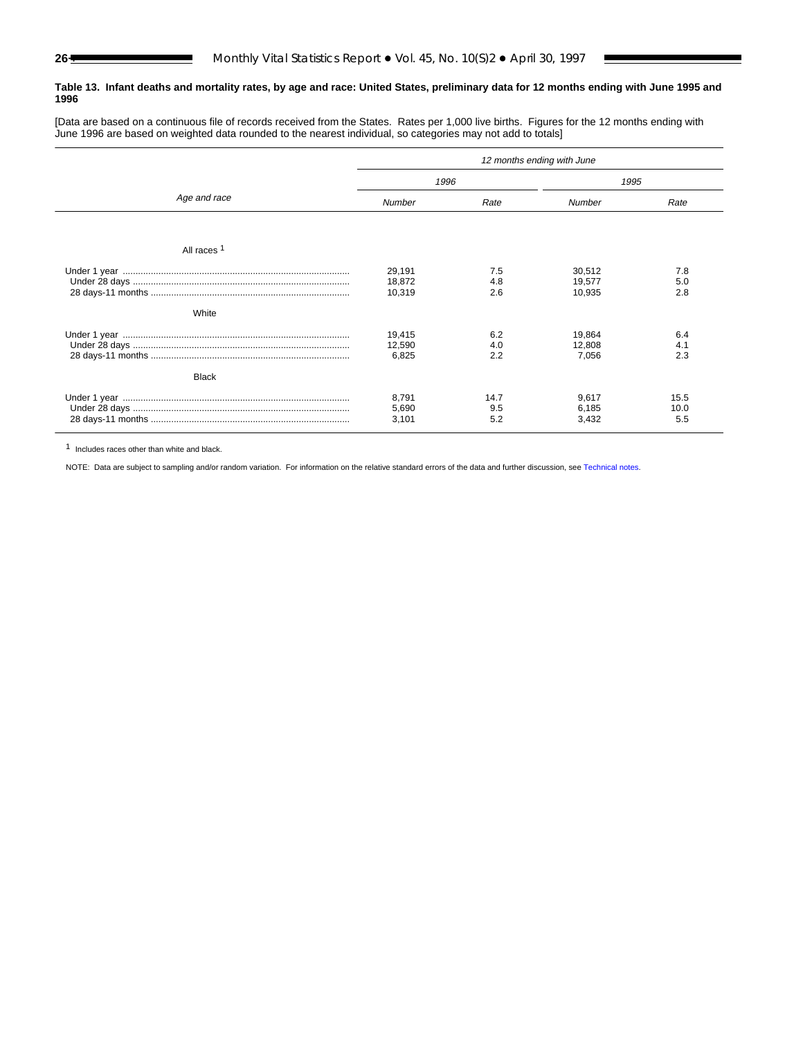**Table 13. Infant deaths and mortality rates, by age and race: United States, preliminary data for 12 months ending with June 1995 and 1996**

[Data are based on a continuous file of records received from the States. Rates per 1,000 live births. Figures for the 12 months ending with June 1996 are based on weighted data rounded to the nearest individual, so categories may not add to totals]

| Age and race | 12 months ending with June | | | |
|---|---|---|---|---|
| | 1996 | | 1995 | |
| | Number | Rate | Number | Rate |
| **All races [1]** | | | | |
| Under 1 year | 29,191 | 7.5 | 30,512 | 7.8 |
| Under 28 days | 18,872 | 4.8 | 19,577 | 5.0 |
| 28 days-11 months | 10,319 | 2.6 | 10,935 | 2.8 |
| **White** | | | | |
| Under 1 year | 19,415 | 6.2 | 19,864 | 6.4 |
| Under 28 days | 12,590 | 4.0 | 12,808 | 4.1 |
| 28 days-11 months | 6,825 | 2.2 | 7,056 | 2.3 |
| **Black** | | | | |
| Under 1 year | 8,791 | 14.7 | 9,617 | 15.5 |
| Under 28 days | 5,690 | 9.5 | 6,185 | 10.0 |
| 28 days-11 months | 3,101 | 5.2 | 3,432 | 5.5 |

[1] Includes races other than white and black.

NOTE: Data are subject to sampling and/or random variation. For information on the relative standard errors of the data and further discussion, see Technical notes.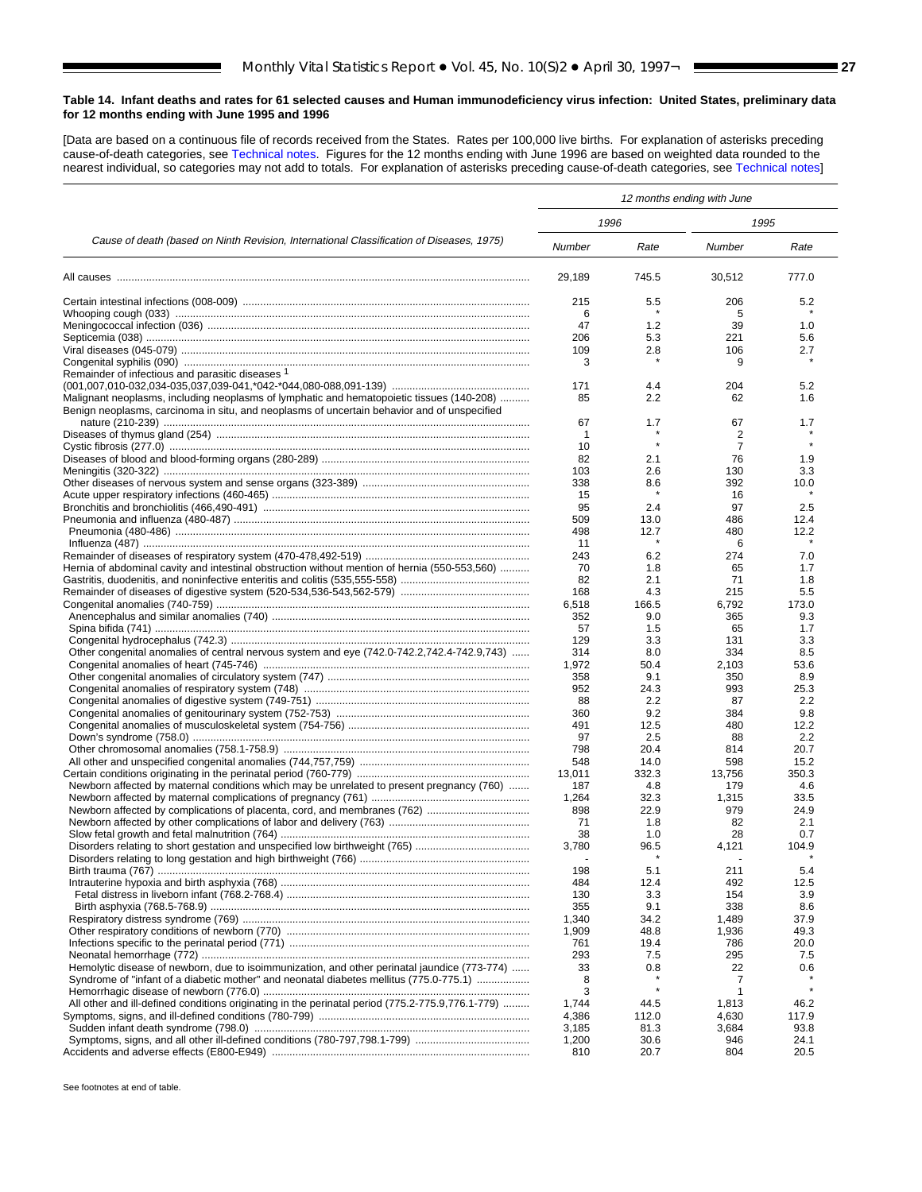**Table 14. Infant deaths and rates for 61 selected causes and Human immunodeficiency virus infection: United States, preliminary data for 12 months ending with June 1995 and 1996**

[Data are based on a continuous file of records received from the States. Rates per 100,000 live births. For explanation of asterisks preceding cause-of-death categories, see Technical notes. Figures for the 12 months ending with June 1996 are based on weighted data rounded to the nearest individual, so categories may not add to totals. For explanation of asterisks preceding cause-of-death categories, see Technical notes]

| Cause of death (based on Ninth Revision, International Classification of Diseases, 1975) | 12 months ending with June | | | |
|---|---|---|---|---|
| | 1996 | | 1995 | |
| | Number | Rate | Number | Rate |
| All causes | 29,189 | 745.5 | 30,512 | 777.0 |
| Certain intestinal infections (008-009) | 215 | 5.5 | 206 | 5.2 |
| Whooping cough (033) | 6 | * | 5 | * |
| Meningococcal infection (036) | 47 | 1.2 | 39 | 1.0 |
| Septicemia (038) | 206 | 5.3 | 221 | 5.6 |
| Viral diseases (045-079) | 109 | 2.8 | 106 | 2.7 |
| Congenital syphilis (090) | 3 | * | 9 | * |
| Remainder of infectious and parasitic diseases [1] (001,007,010-032,034-035,037,039-041,*042-*044,080-088,091-139) | 171 | 4.4 | 204 | 5.2 |
| Malignant neoplasms, including neoplasms of lymphatic and hematopoietic tissues (140-208) | 85 | 2.2 | 62 | 1.6 |
| Benign neoplasms, carcinoma in situ, and neoplasms of uncertain behavior and of unspecified nature (210-239) | 67 | 1.7 | 67 | 1.7 |
| Diseases of thymus gland (254) | 1 | * | 2 | * |
| Cystic fibrosis (277.0) | 10 | * | 7 | * |
| Diseases of blood and blood-forming organs (280-289) | 82 | 2.1 | 76 | 1.9 |
| Meningitis (320-322) | 103 | 2.6 | 130 | 3.3 |
| Other diseases of nervous system and sense organs (323-389) | 338 | 8.6 | 392 | 10.0 |
| Acute upper respiratory infections (460-465) | 15 | * | 16 | * |
| Bronchitis and bronchiolitis (466,490-491) | 95 | 2.4 | 97 | 2.5 |
| Pneumonia and influenza (480-487) | 509 | 13.0 | 486 | 12.4 |
| Pneumonia (480-486) | 498 | 12.7 | 480 | 12.2 |
| Influenza (487) | 11 | * | 6 | * |
| Remainder of diseases of respiratory system (470-478,492-519) | 243 | 6.2 | 274 | 7.0 |
| Hernia of abdominal cavity and intestinal obstruction without mention of hernia (550-553,560) | 70 | 1.8 | 65 | 1.7 |
| Gastritis, duodenitis, and noninfective enteritis and colitis (535,555-558) | 82 | 2.1 | 71 | 1.8 |
| Remainder of diseases of digestive system (520-534,536-543,562-579) | 168 | 4.3 | 215 | 5.5 |
| Congenital anomalies (740-759) | 6,518 | 166.5 | 6,792 | 173.0 |
| Anencephalus and similar anomalies (740) | 352 | 9.0 | 365 | 9.3 |
| Spina bifida (741) | 57 | 1.5 | 65 | 1.7 |
| Congenital hydrocephalus (742.3) | 129 | 3.3 | 131 | 3.3 |
| Other congenital anomalies of central nervous system and eye (742.0-742.2,742.4-742.9,743) | 314 | 8.0 | 334 | 8.5 |
| Congenital anomalies of heart (745-746) | 1,972 | 50.4 | 2,103 | 53.6 |
| Other congenital anomalies of circulatory system (747) | 358 | 9.1 | 350 | 8.9 |
| Congenital anomalies of respiratory system (748) | 952 | 24.3 | 993 | 25.3 |
| Congenital anomalies of digestive system (749-751) | 88 | 2.2 | 87 | 2.2 |
| Congenital anomalies of genitourinary system (752-753) | 360 | 9.2 | 384 | 9.8 |
| Congenital anomalies of musculoskeletal system (754-756) | 491 | 12.5 | 480 | 12.2 |
| Down's syndrome (758.0) | 97 | 2.5 | 88 | 2.2 |
| Other chromosomal anomalies (758.1-758.9) | 798 | 20.4 | 814 | 20.7 |
| All other and unspecified congenital anomalies (744,757,759) | 548 | 14.0 | 598 | 15.2 |
| Certain conditions originating in the perinatal period (760-779) | 13,011 | 332.3 | 13,756 | 350.3 |
| Newborn affected by maternal conditions which may be unrelated to present pregnancy (760) | 187 | 4.8 | 179 | 4.6 |
| Newborn affected by maternal complications of pregnancy (761) | 1,264 | 32.3 | 1,315 | 33.5 |
| Newborn affected by complications of placenta, cord, and membranes (762) | 898 | 22.9 | 979 | 24.9 |
| Newborn affected by other complications of labor and delivery (763) | 71 | 1.8 | 82 | 2.1 |
| Slow fetal growth and fetal malnutrition (764) | 38 | 1.0 | 28 | 0.7 |
| Disorders relating to short gestation and unspecified low birthweight (765) | 3,780 | 96.5 | 4,121 | 104.9 |
| Disorders relating to long gestation and high birthweight (766) | - | * | - | * |
| Birth trauma (767) | 198 | 5.1 | 211 | 5.4 |
| Intrauterine hypoxia and birth asphyxia (768) | 484 | 12.4 | 492 | 12.5 |
| Fetal distress in liveborn infant (768.2-768.4) | 130 | 3.3 | 154 | 3.9 |
| Birth asphyxia (768.5-768.9) | 355 | 9.1 | 338 | 8.6 |
| Respiratory distress syndrome (769) | 1,340 | 34.2 | 1,489 | 37.9 |
| Other respiratory conditions of newborn (770) | 1,909 | 48.8 | 1,936 | 49.3 |
| Infections specific to the perinatal period (771) | 761 | 19.4 | 786 | 20.0 |
| Neonatal hemorrhage (772) | 293 | 7.5 | 295 | 7.5 |
| Hemolytic disease of newborn, due to isoimmunization, and other perinatal jaundice (773-774) | 33 | 0.8 | 22 | 0.6 |
| Syndrome of "infant of a diabetic mother" and neonatal diabetes mellitus (775.0-775.1) | 8 | * | 7 | * |
| Hemorrhagic disease of newborn (776.0) | 3 | * | 1 | * |
| All other and ill-defined conditions originating in the perinatal period (775.2-775.9,776.1-779) | 1,744 | 44.5 | 1,813 | 46.2 |
| Symptoms, signs, and ill-defined conditions (780-799) | 4,386 | 112.0 | 4,630 | 117.9 |
| Sudden infant death syndrome (798.0) | 3,185 | 81.3 | 3,684 | 93.8 |
| Symptoms, signs, and all other ill-defined conditions (780-797,798.1-799) | 1,200 | 30.6 | 946 | 24.1 |
| Accidents and adverse effects (E800-E949) | 810 | 20.7 | 804 | 20.5 |

See footnotes at end of table.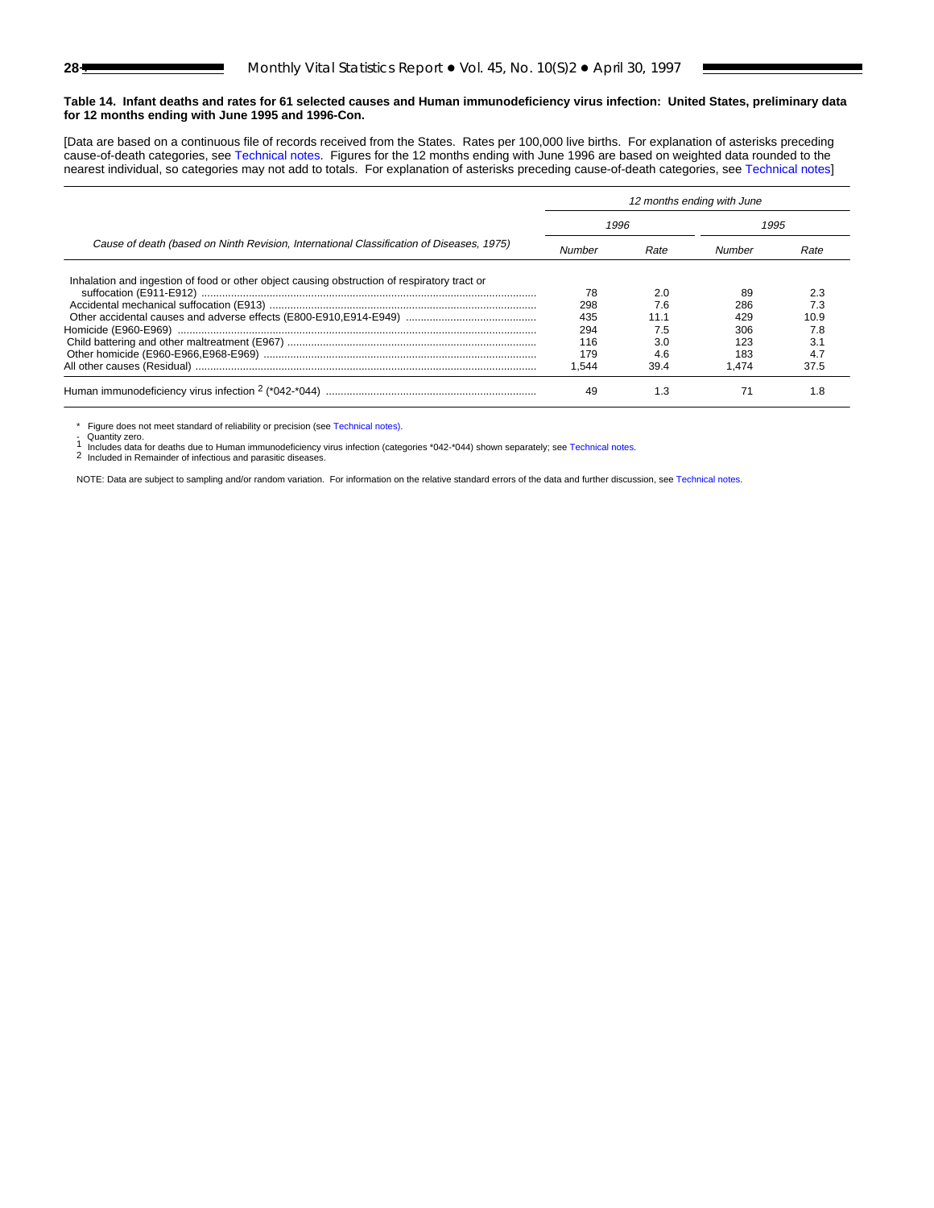**Table 14. Infant deaths and rates for 61 selected causes and Human immunodeficiency virus infection: United States, preliminary data for 12 months ending with June 1995 and 1996-Con.**

[Data are based on a continuous file of records received from the States. Rates per 100,000 live births. For explanation of asterisks preceding cause-of-death categories, see Technical notes. Figures for the 12 months ending with June 1996 are based on weighted data rounded to the nearest individual, so categories may not add to totals. For explanation of asterisks preceding cause-of-death categories, see Technical notes]

| Cause of death (based on Ninth Revision, International Classification of Diseases, 1975) | 12 months ending with June | | | |
|---|---|---|---|---|
| | 1996 | | 1995 | |
| | Number | Rate | Number | Rate |
| Inhalation and ingestion of food or other object causing obstruction of respiratory tract or suffocation (E911-E912) | 78 | 2.0 | 89 | 2.3 |
| Accidental mechanical suffocation (E913) | 298 | 7.6 | 286 | 7.3 |
| Other accidental causes and adverse effects (E800-E910,E914-E949) | 435 | 11.1 | 429 | 10.9 |
| Homicide (E960-E969) | 294 | 7.5 | 306 | 7.8 |
| Child battering and other maltreatment (E967) | 116 | 3.0 | 123 | 3.1 |
| Other homicide (E960-E966,E968-E969) | 179 | 4.6 | 183 | 4.7 |
| All other causes (Residual) | 1,544 | 39.4 | 1,474 | 37.5 |
| Human immunodeficiency virus infection [2] (*042-*044) | 49 | 1.3 | 71 | 1.8 |

\* Figure does not meet standard of reliability or precision (see Technical notes).
\- Quantity zero.
[1] Includes data for deaths due to Human immunodeficiency virus infection (categories *042-*044) shown separately; see Technical notes.
[2] Included in Remainder of infectious and parasitic diseases.

NOTE: Data are subject to sampling and/or random variation. For information on the relative standard errors of the data and further discussion, see Technical notes.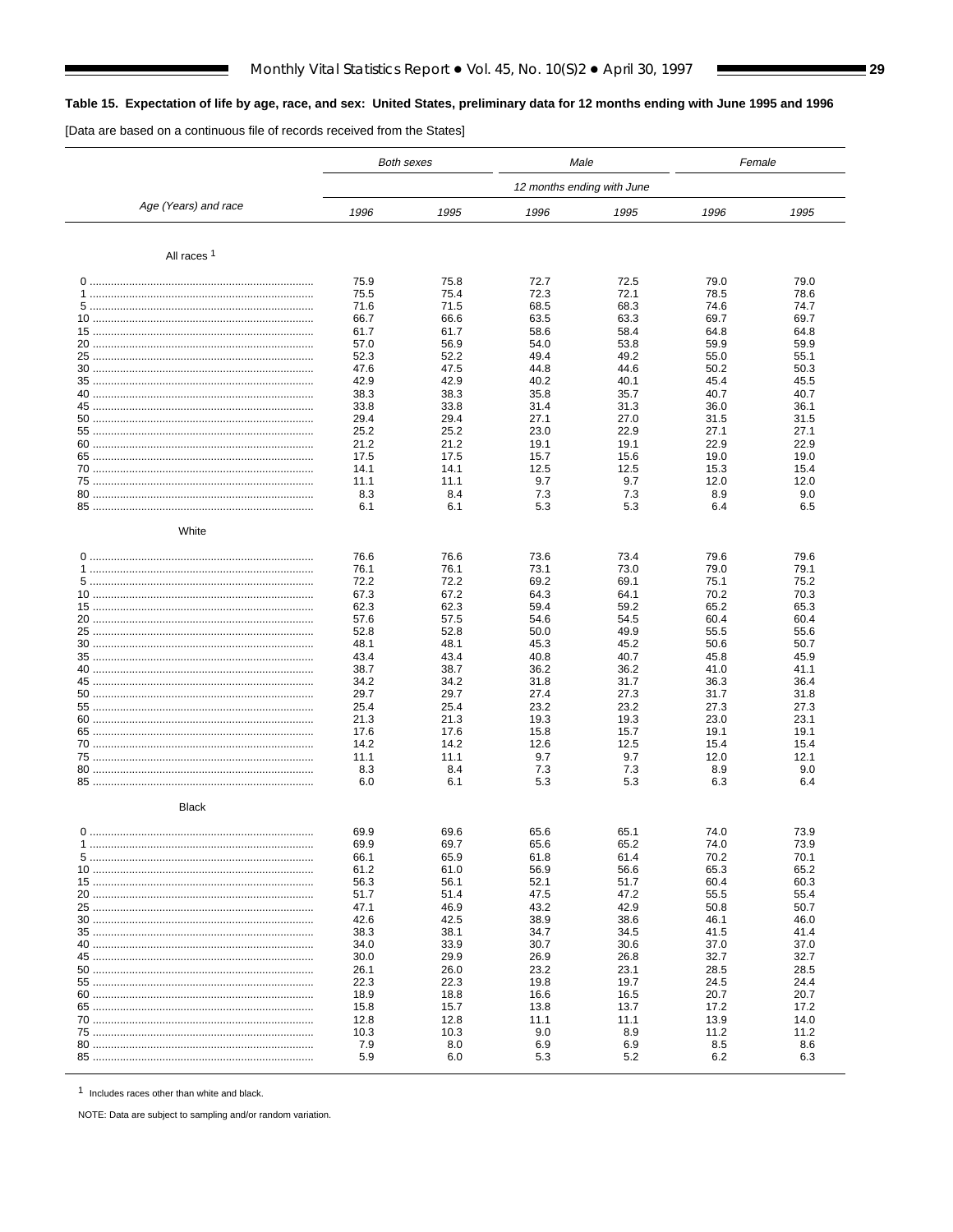**Table 15. Expectation of life by age, race, and sex: United States, preliminary data for 12 months ending with June 1995 and 1996**

[Data are based on a continuous file of records received from the States]

| Age (Years) and race | Both sexes | | Male | | Female | |
|---|---|---|---|---|---|---|
| | 12 months ending with June | | | | | |
| | 1996 | 1995 | 1996 | 1995 | 1996 | 1995 |
| **All races [1]** | | | | | | |
| 0 | 75.9 | 75.8 | 72.7 | 72.5 | 79.0 | 79.0 |
| 1 | 75.5 | 75.4 | 72.3 | 72.1 | 78.5 | 78.6 |
| 5 | 71.6 | 71.5 | 68.5 | 68.3 | 74.6 | 74.7 |
| 10 | 66.7 | 66.6 | 63.5 | 63.3 | 69.7 | 69.7 |
| 15 | 61.7 | 61.7 | 58.6 | 58.4 | 64.8 | 64.8 |
| 20 | 57.0 | 56.9 | 54.0 | 53.8 | 59.9 | 59.9 |
| 25 | 52.3 | 52.2 | 49.4 | 49.2 | 55.0 | 55.1 |
| 30 | 47.6 | 47.5 | 44.8 | 44.6 | 50.2 | 50.3 |
| 35 | 42.9 | 42.9 | 40.2 | 40.1 | 45.4 | 45.5 |
| 40 | 38.3 | 38.3 | 35.8 | 35.7 | 40.7 | 40.7 |
| 45 | 33.8 | 33.8 | 31.4 | 31.3 | 36.0 | 36.1 |
| 50 | 29.4 | 29.4 | 27.1 | 27.0 | 31.5 | 31.5 |
| 55 | 25.2 | 25.2 | 23.0 | 22.9 | 27.1 | 27.1 |
| 60 | 21.2 | 21.2 | 19.1 | 19.1 | 22.9 | 22.9 |
| 65 | 17.5 | 17.5 | 15.7 | 15.6 | 19.0 | 19.0 |
| 70 | 14.1 | 14.1 | 12.5 | 12.5 | 15.3 | 15.4 |
| 75 | 11.1 | 11.1 | 9.7 | 9.7 | 12.0 | 12.0 |
| 80 | 8.3 | 8.4 | 7.3 | 7.3 | 8.9 | 9.0 |
| 85 | 6.1 | 6.1 | 5.3 | 5.3 | 6.4 | 6.5 |
| **White** | | | | | | |
| 0 | 76.6 | 76.6 | 73.6 | 73.4 | 79.6 | 79.6 |
| 1 | 76.1 | 76.1 | 73.1 | 73.0 | 79.0 | 79.1 |
| 5 | 72.2 | 72.2 | 69.2 | 69.1 | 75.1 | 75.2 |
| 10 | 67.3 | 67.2 | 64.3 | 64.1 | 70.2 | 70.3 |
| 15 | 62.3 | 62.3 | 59.4 | 59.2 | 65.2 | 65.3 |
| 20 | 57.6 | 57.5 | 54.6 | 54.5 | 60.4 | 60.4 |
| 25 | 52.8 | 52.8 | 50.0 | 49.9 | 55.5 | 55.6 |
| 30 | 48.1 | 48.1 | 45.3 | 45.2 | 50.6 | 50.7 |
| 35 | 43.4 | 43.4 | 40.8 | 40.7 | 45.8 | 45.9 |
| 40 | 38.7 | 38.7 | 36.2 | 36.2 | 41.0 | 41.1 |
| 45 | 34.2 | 34.2 | 31.8 | 31.7 | 36.3 | 36.4 |
| 50 | 29.7 | 29.7 | 27.4 | 27.3 | 31.7 | 31.8 |
| 55 | 25.4 | 25.4 | 23.2 | 23.2 | 27.3 | 27.3 |
| 60 | 21.3 | 21.3 | 19.3 | 19.3 | 23.0 | 23.1 |
| 65 | 17.6 | 17.6 | 15.8 | 15.7 | 19.1 | 19.1 |
| 70 | 14.2 | 14.2 | 12.6 | 12.5 | 15.4 | 15.4 |
| 75 | 11.1 | 11.1 | 9.7 | 9.7 | 12.0 | 12.1 |
| 80 | 8.3 | 8.4 | 7.3 | 7.3 | 8.9 | 9.0 |
| 85 | 6.0 | 6.1 | 5.3 | 5.3 | 6.3 | 6.4 |
| **Black** | | | | | | |
| 0 | 69.9 | 69.6 | 65.6 | 65.1 | 74.0 | 73.9 |
| 1 | 69.9 | 69.7 | 65.6 | 65.2 | 74.0 | 73.9 |
| 5 | 66.1 | 65.9 | 61.8 | 61.4 | 70.2 | 70.1 |
| 10 | 61.2 | 61.0 | 56.9 | 56.6 | 65.3 | 65.2 |
| 15 | 56.3 | 56.1 | 52.1 | 51.7 | 60.4 | 60.3 |
| 20 | 51.7 | 51.4 | 47.5 | 47.2 | 55.5 | 55.4 |
| 25 | 47.1 | 46.9 | 43.2 | 42.9 | 50.8 | 50.7 |
| 30 | 42.6 | 42.5 | 38.9 | 38.6 | 46.1 | 46.0 |
| 35 | 38.3 | 38.1 | 34.7 | 34.5 | 41.5 | 41.4 |
| 40 | 34.0 | 33.9 | 30.7 | 30.6 | 37.0 | 37.0 |
| 45 | 30.0 | 29.9 | 26.9 | 26.8 | 32.7 | 32.7 |
| 50 | 26.1 | 26.0 | 23.2 | 23.1 | 28.5 | 28.5 |
| 55 | 22.3 | 22.3 | 19.8 | 19.7 | 24.5 | 24.4 |
| 60 | 18.9 | 18.8 | 16.6 | 16.5 | 20.7 | 20.7 |
| 65 | 15.8 | 15.7 | 13.8 | 13.7 | 17.2 | 17.2 |
| 70 | 12.8 | 12.8 | 11.1 | 11.1 | 13.9 | 14.0 |
| 75 | 10.3 | 10.3 | 9.0 | 8.9 | 11.2 | 11.2 |
| 80 | 7.9 | 8.0 | 6.9 | 6.9 | 8.5 | 8.6 |
| 85 | 5.9 | 6.0 | 5.3 | 5.2 | 6.2 | 6.3 |

[1] Includes races other than white and black.

NOTE: Data are subject to sampling and/or random variation.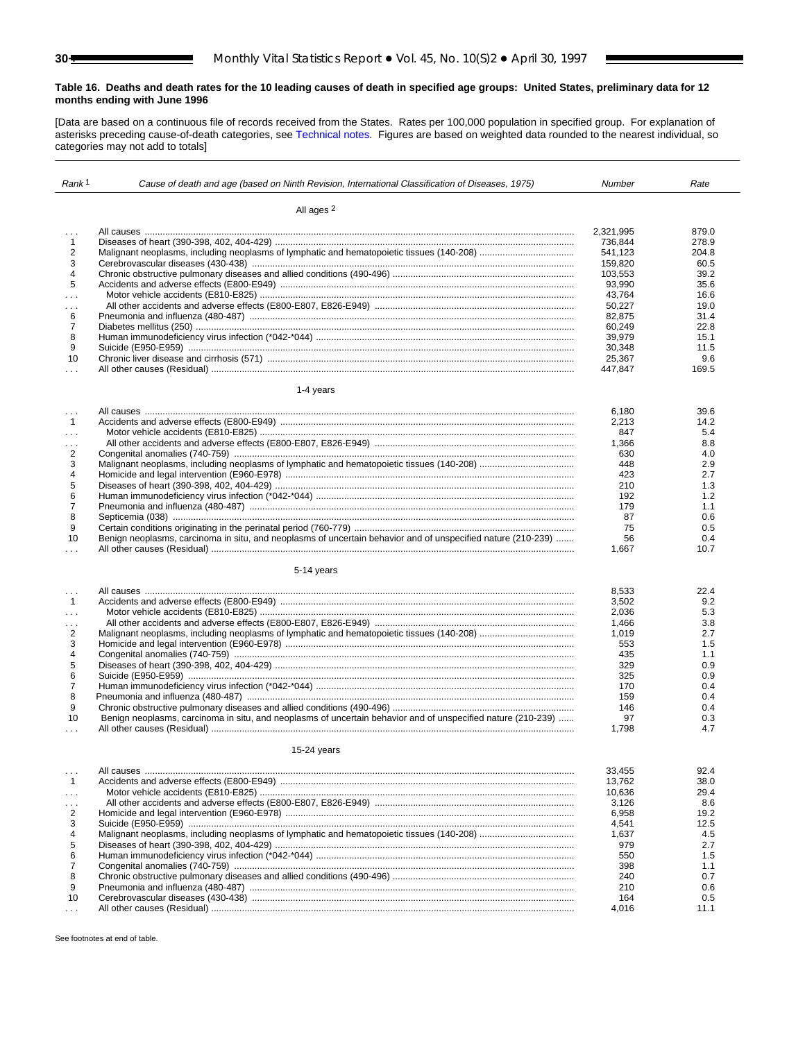**Table 16. Deaths and death rates for the 10 leading causes of death in specified age groups: United States, preliminary data for 12 months ending with June 1996**

[Data are based on a continuous file of records received from the States. Rates per 100,000 population in specified group. For explanation of asterisks preceding cause-of-death categories, see Technical notes. Figures are based on weighted data rounded to the nearest individual, so categories may not add to totals]

| Rank [1] | Cause of death and age (based on Ninth Revision, International Classification of Diseases, 1975) | Number | Rate |
|---|---|---|---|
| | **All ages [2]** | | |
| . . . | All causes | 2,321,995 | 879.0 |
| 1 | Diseases of heart (390-398, 402, 404-429) | 736,844 | 278.9 |
| 2 | Malignant neoplasms, including neoplasms of lymphatic and hematopoietic tissues (140-208) | 541,123 | 204.8 |
| 3 | Cerebrovascular diseases (430-438) | 159,820 | 60.5 |
| 4 | Chronic obstructive pulmonary diseases and allied conditions (490-496) | 103,553 | 39.2 |
| 5 | Accidents and adverse effects (E800-E949) | 93,990 | 35.6 |
| . . . | Motor vehicle accidents (E810-E825) | 43,764 | 16.6 |
| . . . | All other accidents and adverse effects (E800-E807, E826-E949) | 50,227 | 19.0 |
| 6 | Pneumonia and influenza (480-487) | 82,875 | 31.4 |
| 7 | Diabetes mellitus (250) | 60,249 | 22.8 |
| 8 | Human immunodeficiency virus infection (*042-*044) | 39,979 | 15.1 |
| 9 | Suicide (E950-E959) | 30,348 | 11.5 |
| 10 | Chronic liver disease and cirrhosis (571) | 25,367 | 9.6 |
| . . . | All other causes (Residual) | 447,847 | 169.5 |
| | **1-4 years** | | |
| . . . | All causes | 6,180 | 39.6 |
| 1 | Accidents and adverse effects (E800-E949) | 2,213 | 14.2 |
| . . . | Motor vehicle accidents (E810-E825) | 847 | 5.4 |
| . . . | All other accidents and adverse effects (E800-E807, E826-E949) | 1,366 | 8.8 |
| 2 | Congenital anomalies (740-759) | 630 | 4.0 |
| 3 | Malignant neoplasms, including neoplasms of lymphatic and hematopoietic tissues (140-208) | 448 | 2.9 |
| 4 | Homicide and legal intervention (E960-E978) | 423 | 2.7 |
| 5 | Diseases of heart (390-398, 402, 404-429) | 210 | 1.3 |
| 6 | Human immunodeficiency virus infection (*042-*044) | 192 | 1.2 |
| 7 | Pneumonia and influenza (480-487) | 179 | 1.1 |
| 8 | Septicemia (038) | 87 | 0.6 |
| 9 | Certain conditions originating in the perinatal period (760-779) | 75 | 0.5 |
| 10 | Benign neoplasms, carcinoma in situ, and neoplasms of uncertain behavior and of unspecified nature (210-239) | 56 | 0.4 |
| . . . | All other causes (Residual) | 1,667 | 10.7 |
| | **5-14 years** | | |
| . . . | All causes | 8,533 | 22.4 |
| 1 | Accidents and adverse effects (E800-E949) | 3,502 | 9.2 |
| . . . | Motor vehicle accidents (E810-E825) | 2,036 | 5.3 |
| . . . | All other accidents and adverse effects (E800-E807, E826-E949) | 1,466 | 3.8 |
| 2 | Malignant neoplasms, including neoplasms of lymphatic and hematopoietic tissues (140-208) | 1,019 | 2.7 |
| 3 | Homicide and legal intervention (E960-E978) | 553 | 1.5 |
| 4 | Congenital anomalies (740-759) | 435 | 1.1 |
| 5 | Diseases of heart (390-398, 402, 404-429) | 329 | 0.9 |
| 6 | Suicide (E950-E959) | 325 | 0.9 |
| 7 | Human immunodeficiency virus infection (*042-*044) | 170 | 0.4 |
| 8 | Pneumonia and influenza (480-487) | 159 | 0.4 |
| 9 | Chronic obstructive pulmonary diseases and allied conditions (490-496) | 146 | 0.4 |
| 10 | Benign neoplasms, carcinoma in situ, and neoplasms of uncertain behavior and of unspecified nature (210-239) | 97 | 0.3 |
| . . . | All other causes (Residual) | 1,798 | 4.7 |
| | **15-24 years** | | |
| . . . | All causes | 33,455 | 92.4 |
| 1 | Accidents and adverse effects (E800-E949) | 13,762 | 38.0 |
| . . . | Motor vehicle accidents (E810-E825) | 10,636 | 29.4 |
| . . . | All other accidents and adverse effects (E800-E807, E826-E949) | 3,126 | 8.6 |
| 2 | Homicide and legal intervention (E960-E978) | 6,958 | 19.2 |
| 3 | Suicide (E950-E959) | 4,541 | 12.5 |
| 4 | Malignant neoplasms, including neoplasms of lymphatic and hematopoietic tissues (140-208) | 1,637 | 4.5 |
| 5 | Diseases of heart (390-398, 402, 404-429) | 979 | 2.7 |
| 6 | Human immunodeficiency virus infection (*042-*044) | 550 | 1.5 |
| 7 | Congenital anomalies (740-759) | 398 | 1.1 |
| 8 | Chronic obstructive pulmonary diseases and allied conditions (490-496) | 240 | 0.7 |
| 9 | Pneumonia and influenza (480-487) | 210 | 0.6 |
| 10 | Cerebrovascular diseases (430-438) | 164 | 0.5 |
| . . . | All other causes (Residual) | 4,016 | 11.1 |

See footnotes at end of table.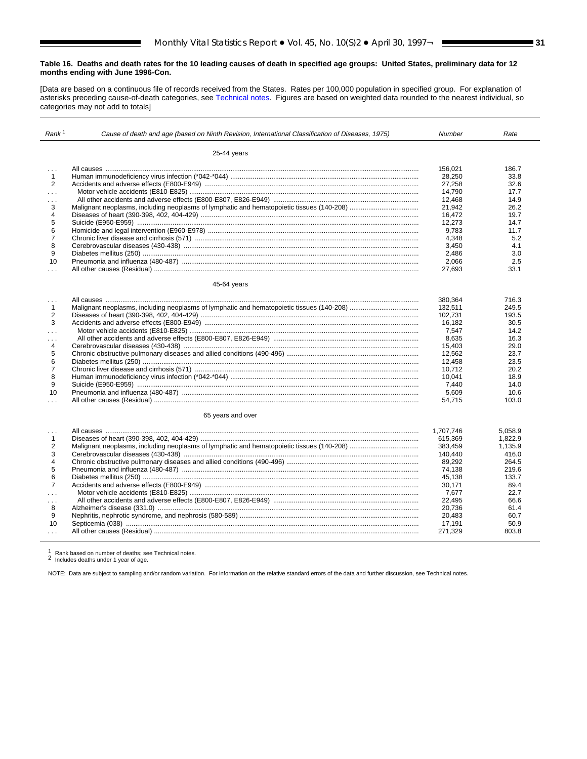**Table 16. Deaths and death rates for the 10 leading causes of death in specified age groups: United States, preliminary data for 12 months ending with June 1996-Con.**

[Data are based on a continuous file of records received from the States. Rates per 100,000 population in specified group. For explanation of asterisks preceding cause-of-death categories, see Technical notes. Figures are based on weighted data rounded to the nearest individual, so categories may not add to totals]

| *Rank* [1] | *Cause of death and age (based on Ninth Revision, International Classification of Diseases, 1975)* | *Number* | *Rate* |
|---|---|---|---|
| | 25-44 years | | |
| . . . | All causes | 156,021 | 186.7 |
| 1 | Human immunodeficiency virus infection (*042-*044) | 28,250 | 33.8 |
| 2 | Accidents and adverse effects (E800-E949) | 27,258 | 32.6 |
| . . . | Motor vehicle accidents (E810-E825) | 14,790 | 17.7 |
| . . . | All other accidents and adverse effects (E800-E807, E826-E949) | 12,468 | 14.9 |
| 3 | Malignant neoplasms, including neoplasms of lymphatic and hematopoietic tissues (140-208) | 21,942 | 26.2 |
| 4 | Diseases of heart (390-398, 402, 404-429) | 16,472 | 19.7 |
| 5 | Suicide (E950-E959) | 12,273 | 14.7 |
| 6 | Homicide and legal intervention (E960-E978) | 9,783 | 11.7 |
| 7 | Chronic liver disease and cirrhosis (571) | 4,348 | 5.2 |
| 8 | Cerebrovascular diseases (430-438) | 3,450 | 4.1 |
| 9 | Diabetes mellitus (250) | 2,486 | 3.0 |
| 10 | Pneumonia and influenza (480-487) | 2,066 | 2.5 |
| . . . | All other causes (Residual) | 27,693 | 33.1 |
| | 45-64 years | | |
| . . . | All causes | 380,364 | 716.3 |
| 1 | Malignant neoplasms, including neoplasms of lymphatic and hematopoietic tissues (140-208) | 132,511 | 249.5 |
| 2 | Diseases of heart (390-398, 402, 404-429) | 102,731 | 193.5 |
| 3 | Accidents and adverse effects (E800-E949) | 16,182 | 30.5 |
| . . . | Motor vehicle accidents (E810-E825) | 7,547 | 14.2 |
| . . . | All other accidents and adverse effects (E800-E807, E826-E949) | 8,635 | 16.3 |
| 4 | Cerebrovascular diseases (430-438) | 15,403 | 29.0 |
| 5 | Chronic obstructive pulmonary diseases and allied conditions (490-496) | 12,562 | 23.7 |
| 6 | Diabetes mellitus (250) | 12,458 | 23.5 |
| 7 | Chronic liver disease and cirrhosis (571) | 10,712 | 20.2 |
| 8 | Human immunodeficiency virus infection (*042-*044) | 10,041 | 18.9 |
| 9 | Suicide (E950-E959) | 7,440 | 14.0 |
| 10 | Pneumonia and influenza (480-487) | 5,609 | 10.6 |
| . . . | All other causes (Residual) | 54,715 | 103.0 |
| | 65 years and over | | |
| . . . | All causes | 1,707,746 | 5,058.9 |
| 1 | Diseases of heart (390-398, 402, 404-429) | 615,369 | 1,822.9 |
| 2 | Malignant neoplasms, including neoplasms of lymphatic and hematopoietic tissues (140-208) | 383,459 | 1,135.9 |
| 3 | Cerebrovascular diseases (430-438) | 140,440 | 416.0 |
| 4 | Chronic obstructive pulmonary diseases and allied conditions (490-496) | 89,292 | 264.5 |
| 5 | Pneumonia and influenza (480-487) | 74,138 | 219.6 |
| 6 | Diabetes mellitus (250) | 45,138 | 133.7 |
| 7 | Accidents and adverse effects (E800-E949) | 30,171 | 89.4 |
| . . . | Motor vehicle accidents (E810-E825) | 7,677 | 22.7 |
| . . . | All other accidents and adverse effects (E800-E807, E826-E949) | 22,495 | 66.6 |
| 8 | Alzheimer's disease (331.0) | 20,736 | 61.4 |
| 9 | Nephritis, nephrotic syndrome, and nephrosis (580-589) | 20,483 | 60.7 |
| 10 | Septicemia (038) | 17,191 | 50.9 |
| . . . | All other causes (Residual) | 271,329 | 803.8 |

[1] Rank based on number of deaths; see Technical notes.
[2] Includes deaths under 1 year of age.

NOTE: Data are subject to sampling and/or random variation. For information on the relative standard errors of the data and further discussion, see Technical notes.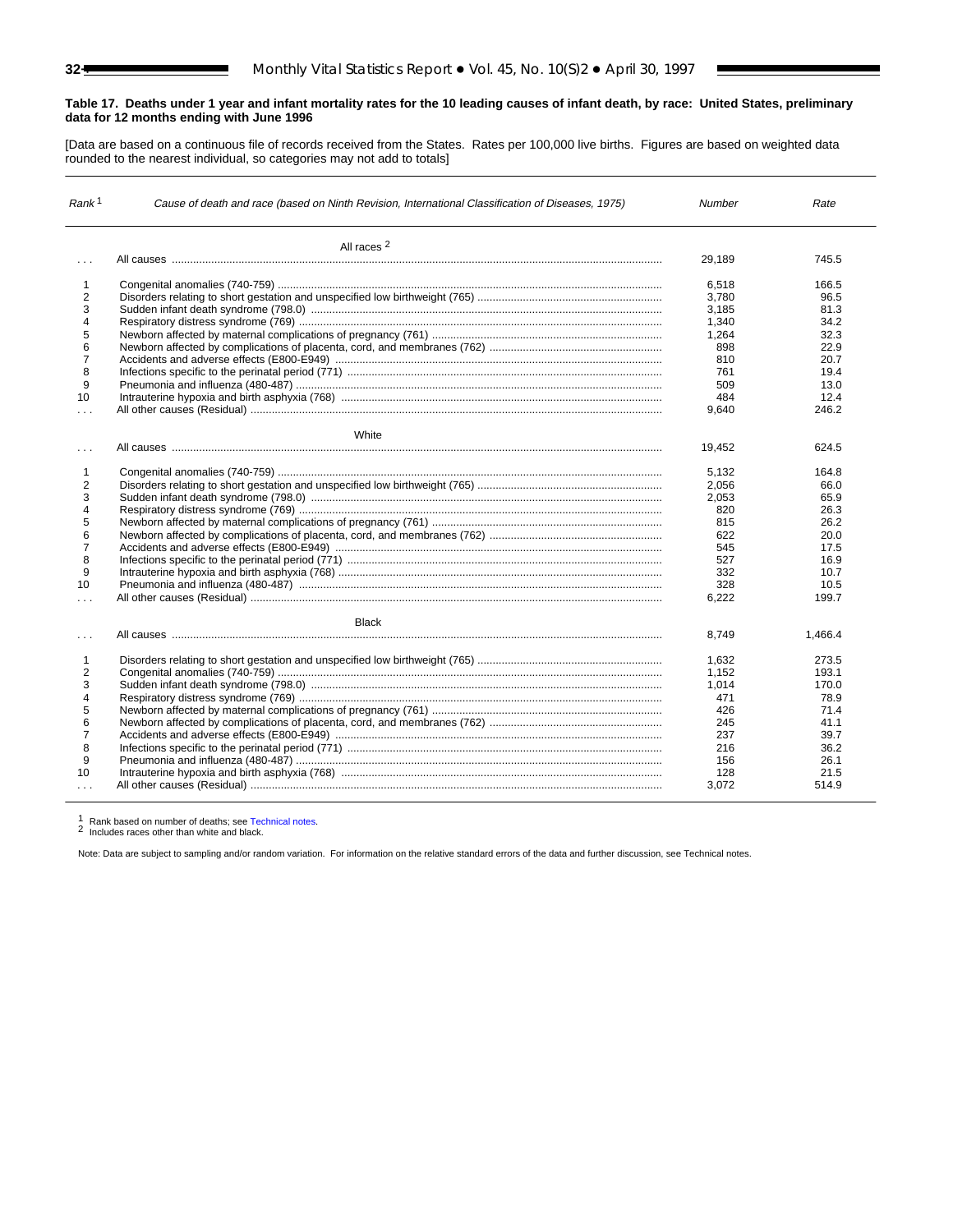**Table 17. Deaths under 1 year and infant mortality rates for the 10 leading causes of infant death, by race: United States, preliminary data for 12 months ending with June 1996**

[Data are based on a continuous file of records received from the States. Rates per 100,000 live births. Figures are based on weighted data rounded to the nearest individual, so categories may not add to totals]

| *Rank* [1] | *Cause of death and race (based on Ninth Revision, International Classification of Diseases, 1975)* | *Number* | *Rate* |
|---|---|---|---|
| | **All races** [2] | | |
| . . . | All causes | 29,189 | 745.5 |
| 1 | Congenital anomalies (740-759) | 6,518 | 166.5 |
| 2 | Disorders relating to short gestation and unspecified low birthweight (765) | 3,780 | 96.5 |
| 3 | Sudden infant death syndrome (798.0) | 3,185 | 81.3 |
| 4 | Respiratory distress syndrome (769) | 1,340 | 34.2 |
| 5 | Newborn affected by maternal complications of pregnancy (761) | 1,264 | 32.3 |
| 6 | Newborn affected by complications of placenta, cord, and membranes (762) | 898 | 22.9 |
| 7 | Accidents and adverse effects (E800-E949) | 810 | 20.7 |
| 8 | Infections specific to the perinatal period (771) | 761 | 19.4 |
| 9 | Pneumonia and influenza (480-487) | 509 | 13.0 |
| 10 | Intrauterine hypoxia and birth asphyxia (768) | 484 | 12.4 |
| . . . | All other causes (Residual) | 9,640 | 246.2 |
| | **White** | | |
| . . . | All causes | 19,452 | 624.5 |
| 1 | Congenital anomalies (740-759) | 5,132 | 164.8 |
| 2 | Disorders relating to short gestation and unspecified low birthweight (765) | 2,056 | 66.0 |
| 3 | Sudden infant death syndrome (798.0) | 2,053 | 65.9 |
| 4 | Respiratory distress syndrome (769) | 820 | 26.3 |
| 5 | Newborn affected by maternal complications of pregnancy (761) | 815 | 26.2 |
| 6 | Newborn affected by complications of placenta, cord, and membranes (762) | 622 | 20.0 |
| 7 | Accidents and adverse effects (E800-E949) | 545 | 17.5 |
| 8 | Infections specific to the perinatal period (771) | 527 | 16.9 |
| 9 | Intrauterine hypoxia and birth asphyxia (768) | 332 | 10.7 |
| 10 | Pneumonia and influenza (480-487) | 328 | 10.5 |
| . . . | All other causes (Residual) | 6,222 | 199.7 |
| | **Black** | | |
| . . . | All causes | 8,749 | 1,466.4 |
| 1 | Disorders relating to short gestation and unspecified low birthweight (765) | 1,632 | 273.5 |
| 2 | Congenital anomalies (740-759) | 1,152 | 193.1 |
| 3 | Sudden infant death syndrome (798.0) | 1,014 | 170.0 |
| 4 | Respiratory distress syndrome (769) | 471 | 78.9 |
| 5 | Newborn affected by maternal complications of pregnancy (761) | 426 | 71.4 |
| 6 | Newborn affected by complications of placenta, cord, and membranes (762) | 245 | 41.1 |
| 7 | Accidents and adverse effects (E800-E949) | 237 | 39.7 |
| 8 | Infections specific to the perinatal period (771) | 216 | 36.2 |
| 9 | Pneumonia and influenza (480-487) | 156 | 26.1 |
| 10 | Intrauterine hypoxia and birth asphyxia (768) | 128 | 21.5 |
| . . . | All other causes (Residual) | 3,072 | 514.9 |

[1] Rank based on number of deaths; see Technical notes.
[2] Includes races other than white and black.

Note: Data are subject to sampling and/or random variation. For information on the relative standard errors of the data and further discussion, see Technical notes.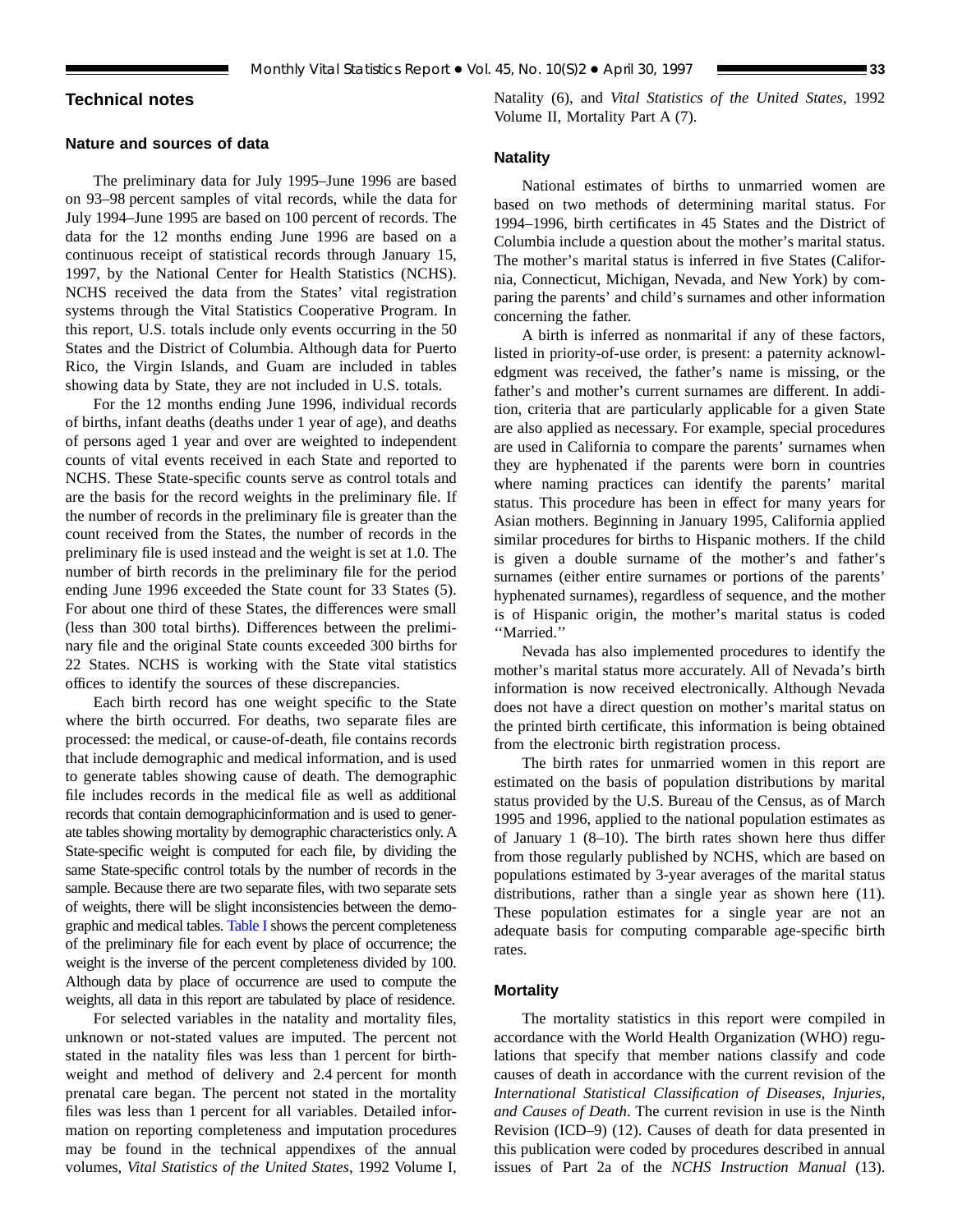## Technical notes

### Nature and sources of data

The preliminary data for July 1995–June 1996 are based on 93–98 percent samples of vital records, while the data for July 1994–June 1995 are based on 100 percent of records. The data for the 12 months ending June 1996 are based on a continuous receipt of statistical records through January 15, 1997, by the National Center for Health Statistics (NCHS). NCHS received the data from the States' vital registration systems through the Vital Statistics Cooperative Program. In this report, U.S. totals include only events occurring in the 50 States and the District of Columbia. Although data for Puerto Rico, the Virgin Islands, and Guam are included in tables showing data by State, they are not included in U.S. totals.

For the 12 months ending June 1996, individual records of births, infant deaths (deaths under 1 year of age), and deaths of persons aged 1 year and over are weighted to independent counts of vital events received in each State and reported to NCHS. These State-specific counts serve as control totals and are the basis for the record weights in the preliminary file. If the number of records in the preliminary file is greater than the count received from the States, the number of records in the preliminary file is used instead and the weight is set at 1.0. The number of birth records in the preliminary file for the period ending June 1996 exceeded the State count for 33 States (5). For about one third of these States, the differences were small (less than 300 total births). Differences between the preliminary file and the original State counts exceeded 300 births for 22 States. NCHS is working with the State vital statistics offices to identify the sources of these discrepancies.

Each birth record has one weight specific to the State where the birth occurred. For deaths, two separate files are processed: the medical, or cause-of-death, file contains records that include demographic and medical information, and is used to generate tables showing cause of death. The demographic file includes records in the medical file as well as additional records that contain demographicinformation and is used to generate tables showing mortality by demographic characteristics only. A State-specific weight is computed for each file, by dividing the same State-specific control totals by the number of records in the sample. Because there are two separate files, with two separate sets of weights, there will be slight inconsistencies between the demographic and medical tables. Table I shows the percent completeness of the preliminary file for each event by place of occurrence; the weight is the inverse of the percent completeness divided by 100. Although data by place of occurrence are used to compute the weights, all data in this report are tabulated by place of residence.

For selected variables in the natality and mortality files, unknown or not-stated values are imputed. The percent not stated in the natality files was less than 1 percent for birthweight and method of delivery and 2.4 percent for month prenatal care began. The percent not stated in the mortality files was less than 1 percent for all variables. Detailed information on reporting completeness and imputation procedures may be found in the technical appendixes of the annual volumes, *Vital Statistics of the United States*, 1992 Volume I, Natality (6), and *Vital Statistics of the United States*, 1992 Volume II, Mortality Part A (7).

### Natality

National estimates of births to unmarried women are based on two methods of determining marital status. For 1994–1996, birth certificates in 45 States and the District of Columbia include a question about the mother's marital status. The mother's marital status is inferred in five States (California, Connecticut, Michigan, Nevada, and New York) by comparing the parents' and child's surnames and other information concerning the father.

A birth is inferred as nonmarital if any of these factors, listed in priority-of-use order, is present: a paternity acknowledgment was received, the father's name is missing, or the father's and mother's current surnames are different. In addition, criteria that are particularly applicable for a given State are also applied as necessary. For example, special procedures are used in California to compare the parents' surnames when they are hyphenated if the parents were born in countries where naming practices can identify the parents' marital status. This procedure has been in effect for many years for Asian mothers. Beginning in January 1995, California applied similar procedures for births to Hispanic mothers. If the child is given a double surname of the mother's and father's surnames (either entire surnames or portions of the parents' hyphenated surnames), regardless of sequence, and the mother is of Hispanic origin, the mother's marital status is coded ''Married.''

Nevada has also implemented procedures to identify the mother's marital status more accurately. All of Nevada's birth information is now received electronically. Although Nevada does not have a direct question on mother's marital status on the printed birth certificate, this information is being obtained from the electronic birth registration process.

The birth rates for unmarried women in this report are estimated on the basis of population distributions by marital status provided by the U.S. Bureau of the Census, as of March 1995 and 1996, applied to the national population estimates as of January 1 (8–10). The birth rates shown here thus differ from those regularly published by NCHS, which are based on populations estimated by 3-year averages of the marital status distributions, rather than a single year as shown here (11). These population estimates for a single year are not an adequate basis for computing comparable age-specific birth rates.

### Mortality

The mortality statistics in this report were compiled in accordance with the World Health Organization (WHO) regulations that specify that member nations classify and code causes of death in accordance with the current revision of the *International Statistical Classification of Diseases, Injuries, and Causes of Death*. The current revision in use is the Ninth Revision (ICD–9) (12). Causes of death for data presented in this publication were coded by procedures described in annual issues of Part 2a of the *NCHS Instruction Manual* (13).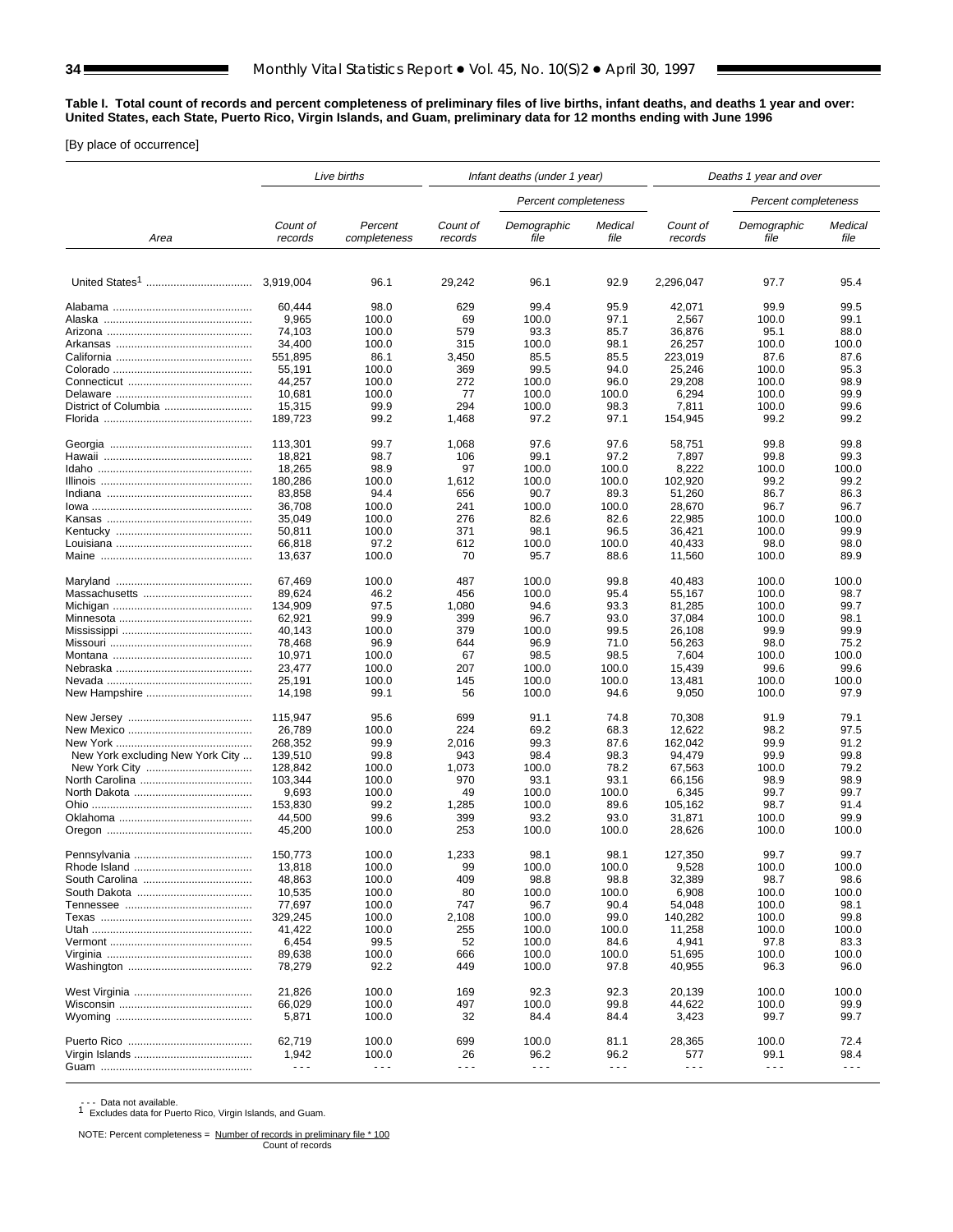**Table I. Total count of records and percent completeness of preliminary files of live births, infant deaths, and deaths 1 year and over: United States, each State, Puerto Rico, Virgin Islands, and Guam, preliminary data for 12 months ending with June 1996**

[By place of occurrence]

| Area | Live births | | Infant deaths (under 1 year) | | | Deaths 1 year and over | | |
|---|---|---|---|---|---|---|---|---|
| | | | | Percent completeness | | | Percent completeness | |
| | Count of records | Percent completeness | Count of records | Demographic file | Medical file | Count of records | Demographic file | Medical file |
| United States[1] | 3,919,004 | 96.1 | 29,242 | 96.1 | 92.9 | 2,296,047 | 97.7 | 95.4 |
| Alabama | 60,444 | 98.0 | 629 | 99.4 | 95.9 | 42,071 | 99.9 | 99.5 |
| Alaska | 9,965 | 100.0 | 69 | 100.0 | 97.1 | 2,567 | 100.0 | 99.1 |
| Arizona | 74,103 | 100.0 | 579 | 93.3 | 85.7 | 36,876 | 95.1 | 88.0 |
| Arkansas | 34,400 | 100.0 | 315 | 100.0 | 98.1 | 26,257 | 100.0 | 100.0 |
| California | 551,895 | 86.1 | 3,450 | 85.5 | 85.5 | 223,019 | 87.6 | 87.6 |
| Colorado | 55,191 | 100.0 | 369 | 99.5 | 94.0 | 25,246 | 100.0 | 95.3 |
| Connecticut | 44,257 | 100.0 | 272 | 100.0 | 96.0 | 29,208 | 100.0 | 98.9 |
| Delaware | 10,681 | 100.0 | 77 | 100.0 | 100.0 | 6,294 | 100.0 | 99.9 |
| District of Columbia | 15,315 | 99.9 | 294 | 100.0 | 98.3 | 7,811 | 100.0 | 99.6 |
| Florida | 189,723 | 99.2 | 1,468 | 97.2 | 97.1 | 154,945 | 99.2 | 99.2 |
| Georgia | 113,301 | 99.7 | 1,068 | 97.6 | 97.6 | 58,751 | 99.8 | 99.8 |
| Hawaii | 18,821 | 98.7 | 106 | 99.1 | 97.2 | 7,897 | 99.8 | 99.3 |
| Idaho | 18,265 | 98.9 | 97 | 100.0 | 100.0 | 8,222 | 100.0 | 100.0 |
| Illinois | 180,286 | 100.0 | 1,612 | 100.0 | 100.0 | 102,920 | 99.2 | 99.2 |
| Indiana | 83,858 | 94.4 | 656 | 90.7 | 89.3 | 51,260 | 86.7 | 86.3 |
| Iowa | 36,708 | 100.0 | 241 | 100.0 | 100.0 | 28,670 | 96.7 | 96.7 |
| Kansas | 35,049 | 100.0 | 276 | 82.6 | 82.6 | 22,985 | 100.0 | 100.0 |
| Kentucky | 50,811 | 100.0 | 371 | 98.1 | 96.5 | 36,421 | 100.0 | 99.9 |
| Louisiana | 66,818 | 97.2 | 612 | 100.0 | 100.0 | 40,433 | 98.0 | 98.0 |
| Maine | 13,637 | 100.0 | 70 | 95.7 | 88.6 | 11,560 | 100.0 | 89.9 |
| Maryland | 67,469 | 100.0 | 487 | 100.0 | 99.8 | 40,483 | 100.0 | 100.0 |
| Massachusetts | 89,624 | 46.2 | 456 | 100.0 | 95.4 | 55,167 | 100.0 | 98.7 |
| Michigan | 134,909 | 97.5 | 1,080 | 94.6 | 93.3 | 81,285 | 100.0 | 99.7 |
| Minnesota | 62,921 | 99.9 | 399 | 96.7 | 93.0 | 37,084 | 100.0 | 98.1 |
| Mississippi | 40,143 | 100.0 | 379 | 100.0 | 99.5 | 26,108 | 99.9 | 99.9 |
| Missouri | 78,468 | 96.9 | 644 | 96.9 | 71.0 | 56,263 | 98.0 | 75.2 |
| Montana | 10,971 | 100.0 | 67 | 98.5 | 98.5 | 7,604 | 100.0 | 100.0 |
| Nebraska | 23,477 | 100.0 | 207 | 100.0 | 100.0 | 15,439 | 99.6 | 99.6 |
| Nevada | 25,191 | 100.0 | 145 | 100.0 | 100.0 | 13,481 | 100.0 | 100.0 |
| New Hampshire | 14,198 | 99.1 | 56 | 100.0 | 94.6 | 9,050 | 100.0 | 97.9 |
| New Jersey | 115,947 | 95.6 | 699 | 91.1 | 74.8 | 70,308 | 91.9 | 79.1 |
| New Mexico | 26,789 | 100.0 | 224 | 69.2 | 68.3 | 12,622 | 98.2 | 97.5 |
| New York | 268,352 | 99.9 | 2,016 | 99.3 | 87.6 | 162,042 | 99.9 | 91.2 |
| New York excluding New York City | 139,510 | 99.8 | 943 | 98.4 | 98.3 | 94,479 | 99.9 | 99.8 |
| New York City | 128,842 | 100.0 | 1,073 | 100.0 | 78.2 | 67,563 | 100.0 | 79.2 |
| North Carolina | 103,344 | 100.0 | 970 | 93.1 | 93.1 | 66,156 | 98.9 | 98.9 |
| North Dakota | 9,693 | 100.0 | 49 | 100.0 | 100.0 | 6,345 | 99.7 | 99.7 |
| Ohio | 153,830 | 99.2 | 1,285 | 100.0 | 89.6 | 105,162 | 98.7 | 91.4 |
| Oklahoma | 44,500 | 99.6 | 399 | 93.2 | 93.0 | 31,871 | 100.0 | 99.9 |
| Oregon | 45,200 | 100.0 | 253 | 100.0 | 100.0 | 28,626 | 100.0 | 100.0 |
| Pennsylvania | 150,773 | 100.0 | 1,233 | 98.1 | 98.1 | 127,350 | 99.7 | 99.7 |
| Rhode Island | 13,818 | 100.0 | 99 | 100.0 | 100.0 | 9,528 | 100.0 | 100.0 |
| South Carolina | 48,863 | 100.0 | 409 | 98.8 | 98.8 | 32,389 | 98.7 | 98.6 |
| South Dakota | 10,535 | 100.0 | 80 | 100.0 | 100.0 | 6,908 | 100.0 | 100.0 |
| Tennessee | 77,697 | 100.0 | 747 | 96.7 | 90.4 | 54,048 | 100.0 | 98.1 |
| Texas | 329,245 | 100.0 | 2,108 | 100.0 | 99.0 | 140,282 | 100.0 | 99.8 |
| Utah | 41,422 | 100.0 | 255 | 100.0 | 100.0 | 11,258 | 100.0 | 100.0 |
| Vermont | 6,454 | 99.5 | 52 | 100.0 | 84.6 | 4,941 | 97.8 | 83.3 |
| Virginia | 89,638 | 100.0 | 666 | 100.0 | 100.0 | 51,695 | 100.0 | 100.0 |
| Washington | 78,279 | 92.2 | 449 | 100.0 | 97.8 | 40,955 | 96.3 | 96.0 |
| West Virginia | 21,826 | 100.0 | 169 | 92.3 | 92.3 | 20,139 | 100.0 | 100.0 |
| Wisconsin | 66,029 | 100.0 | 497 | 100.0 | 99.8 | 44,622 | 100.0 | 99.9 |
| Wyoming | 5,871 | 100.0 | 32 | 84.4 | 84.4 | 3,423 | 99.7 | 99.7 |
| Puerto Rico | 62,719 | 100.0 | 699 | 100.0 | 81.1 | 28,365 | 100.0 | 72.4 |
| Virgin Islands | 1,942 | 100.0 | 26 | 96.2 | 96.2 | 577 | 99.1 | 98.4 |
| Guam | - - - | - - - | - - - | - - - | - - - | - - - | - - - | - - - |

- - - Data not available.
[1] Excludes data for Puerto Rico, Virgin Islands, and Guam.

NOTE: Percent completeness = Number of records in preliminary file * 100 / Count of records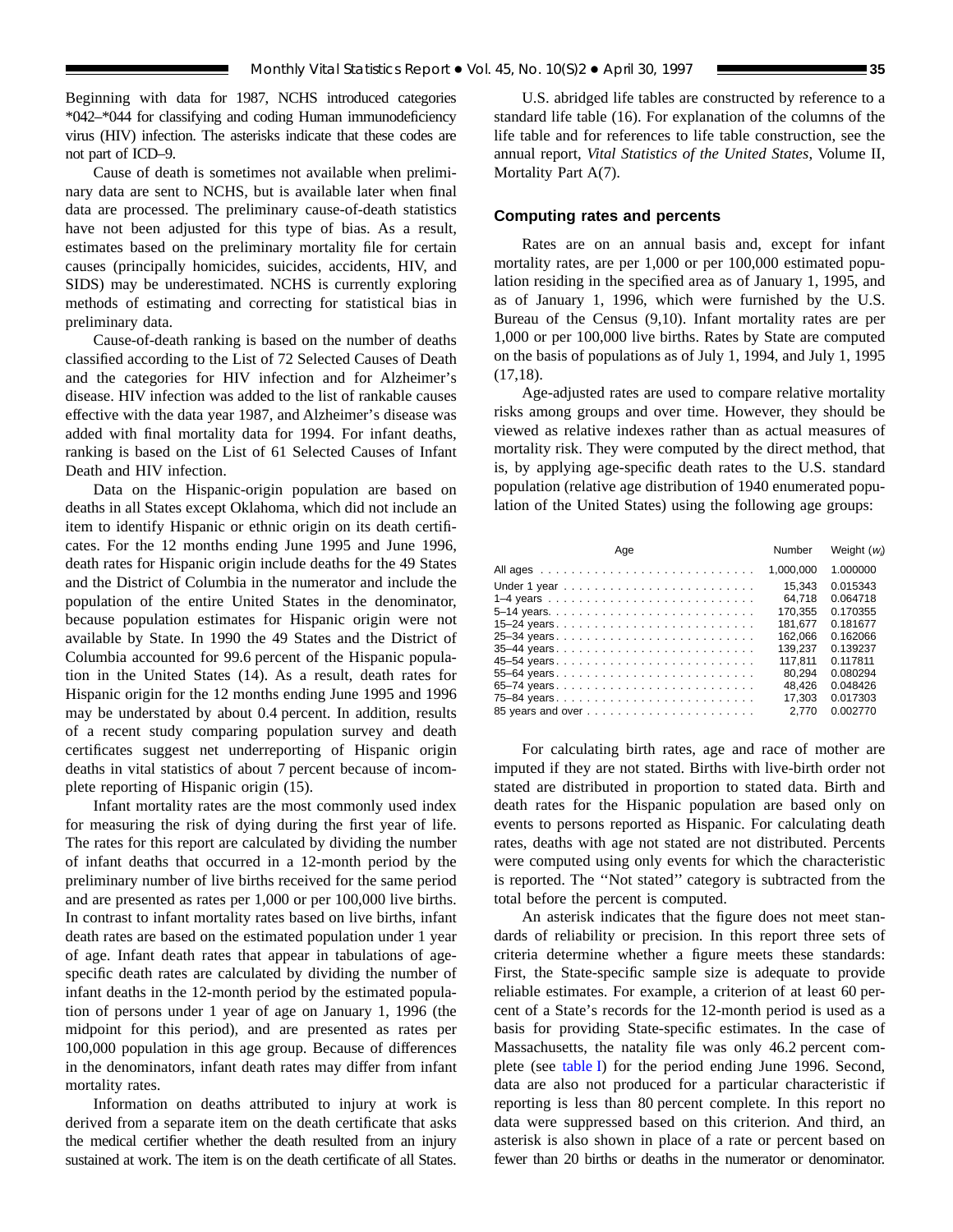Beginning with data for 1987, NCHS introduced categories *042–*044 for classifying and coding Human immunodeficiency virus (HIV) infection. The asterisks indicate that these codes are not part of ICD–9.

Cause of death is sometimes not available when preliminary data are sent to NCHS, but is available later when final data are processed. The preliminary cause-of-death statistics have not been adjusted for this type of bias. As a result, estimates based on the preliminary mortality file for certain causes (principally homicides, suicides, accidents, HIV, and SIDS) may be underestimated. NCHS is currently exploring methods of estimating and correcting for statistical bias in preliminary data.

Cause-of-death ranking is based on the number of deaths classified according to the List of 72 Selected Causes of Death and the categories for HIV infection and for Alzheimer's disease. HIV infection was added to the list of rankable causes effective with the data year 1987, and Alzheimer's disease was added with final mortality data for 1994. For infant deaths, ranking is based on the List of 61 Selected Causes of Infant Death and HIV infection.

Data on the Hispanic-origin population are based on deaths in all States except Oklahoma, which did not include an item to identify Hispanic or ethnic origin on its death certificates. For the 12 months ending June 1995 and June 1996, death rates for Hispanic origin include deaths for the 49 States and the District of Columbia in the numerator and include the population of the entire United States in the denominator, because population estimates for Hispanic origin were not available by State. In 1990 the 49 States and the District of Columbia accounted for 99.6 percent of the Hispanic population in the United States (14). As a result, death rates for Hispanic origin for the 12 months ending June 1995 and 1996 may be understated by about 0.4 percent. In addition, results of a recent study comparing population survey and death certificates suggest net underreporting of Hispanic origin deaths in vital statistics of about 7 percent because of incomplete reporting of Hispanic origin (15).

Infant mortality rates are the most commonly used index for measuring the risk of dying during the first year of life. The rates for this report are calculated by dividing the number of infant deaths that occurred in a 12-month period by the preliminary number of live births received for the same period and are presented as rates per 1,000 or per 100,000 live births. In contrast to infant mortality rates based on live births, infant death rates are based on the estimated population under 1 year of age. Infant death rates that appear in tabulations of age-specific death rates are calculated by dividing the number of infant deaths in the 12-month period by the estimated population of persons under 1 year of age on January 1, 1996 (the midpoint for this period), and are presented as rates per 100,000 population in this age group. Because of differences in the denominators, infant death rates may differ from infant mortality rates.

Information on deaths attributed to injury at work is derived from a separate item on the death certificate that asks the medical certifier whether the death resulted from an injury sustained at work. The item is on the death certificate of all States.

U.S. abridged life tables are constructed by reference to a standard life table (16). For explanation of the columns of the life table and for references to life table construction, see the annual report, *Vital Statistics of the United States*, Volume II, Mortality Part A(7).

### Computing rates and percents

Rates are on an annual basis and, except for infant mortality rates, are per 1,000 or per 100,000 estimated population residing in the specified area as of January 1, 1995, and as of January 1, 1996, which were furnished by the U.S. Bureau of the Census (9,10). Infant mortality rates are per 1,000 or per 100,000 live births. Rates by State are computed on the basis of populations as of July 1, 1994, and July 1, 1995 (17,18).

Age-adjusted rates are used to compare relative mortality risks among groups and over time. However, they should be viewed as relative indexes rather than as actual measures of mortality risk. They were computed by the direct method, that is, by applying age-specific death rates to the U.S. standard population (relative age distribution of 1940 enumerated population of the United States) using the following age groups:

| Age | Number | Weight ($w_i$) |
|---|---|---|
| All ages | 1,000,000 | 1.000000 |
| Under 1 year | 15,343 | 0.015343 |
| 1–4 years | 64,718 | 0.064718 |
| 5–14 years | 170,355 | 0.170355 |
| 15–24 years | 181,677 | 0.181677 |
| 25–34 years | 162,066 | 0.162066 |
| 35–44 years | 139,237 | 0.139237 |
| 45–54 years | 117,811 | 0.117811 |
| 55–64 years | 80,294 | 0.080294 |
| 65–74 years | 48,426 | 0.048426 |
| 75–84 years | 17,303 | 0.017303 |
| 85 years and over | 2,770 | 0.002770 |

For calculating birth rates, age and race of mother are imputed if they are not stated. Births with live-birth order not stated are distributed in proportion to stated data. Birth and death rates for the Hispanic population are based only on events to persons reported as Hispanic. For calculating death rates, deaths with age not stated are not distributed. Percents were computed using only events for which the characteristic is reported. The ''Not stated'' category is subtracted from the total before the percent is computed.

An asterisk indicates that the figure does not meet standards of reliability or precision. In this report three sets of criteria determine whether a figure meets these standards: First, the State-specific sample size is adequate to provide reliable estimates. For example, a criterion of at least 60 percent of a State's records for the 12-month period is used as a basis for providing State-specific estimates. In the case of Massachusetts, the natality file was only 46.2 percent complete (see table I) for the period ending June 1996. Second, data are also not produced for a particular characteristic if reporting is less than 80 percent complete. In this report no data were suppressed based on this criterion. And third, an asterisk is also shown in place of a rate or percent based on fewer than 20 births or deaths in the numerator or denominator.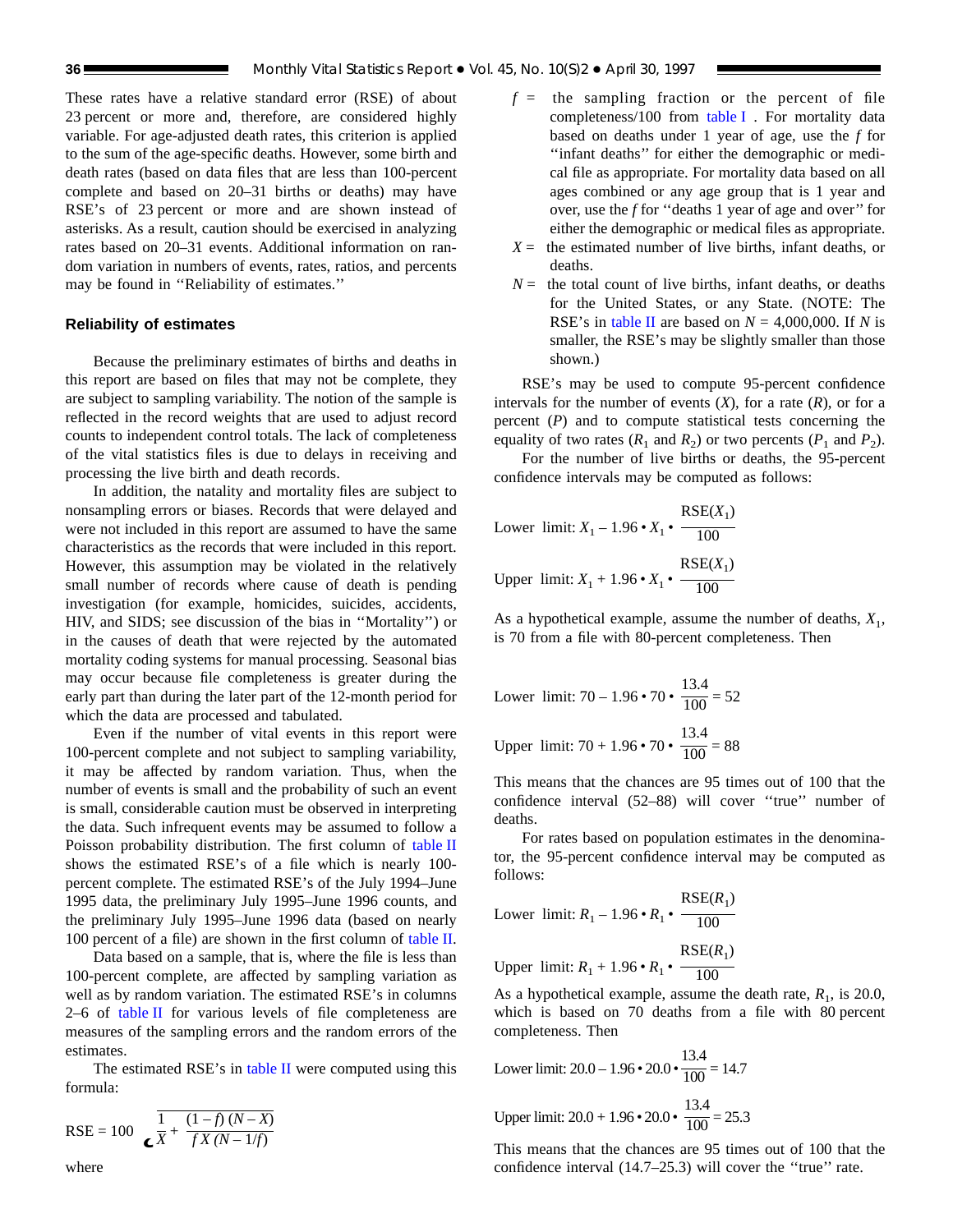These rates have a relative standard error (RSE) of about 23 percent or more and, therefore, are considered highly variable. For age-adjusted death rates, this criterion is applied to the sum of the age-specific deaths. However, some birth and death rates (based on data files that are less than 100-percent complete and based on 20–31 births or deaths) may have RSE's of 23 percent or more and are shown instead of asterisks. As a result, caution should be exercised in analyzing rates based on 20–31 events. Additional information on random variation in numbers of events, rates, ratios, and percents may be found in ''Reliability of estimates.''

### Reliability of estimates

Because the preliminary estimates of births and deaths in this report are based on files that may not be complete, they are subject to sampling variability. The notion of the sample is reflected in the record weights that are used to adjust record counts to independent control totals. The lack of completeness of the vital statistics files is due to delays in receiving and processing the live birth and death records.

In addition, the natality and mortality files are subject to nonsampling errors or biases. Records that were delayed and were not included in this report are assumed to have the same characteristics as the records that were included in this report. However, this assumption may be violated in the relatively small number of records where cause of death is pending investigation (for example, homicides, suicides, accidents, HIV, and SIDS; see discussion of the bias in ''Mortality'') or in the causes of death that were rejected by the automated mortality coding systems for manual processing. Seasonal bias may occur because file completeness is greater during the early part than during the later part of the 12-month period for which the data are processed and tabulated.

Even if the number of vital events in this report were 100-percent complete and not subject to sampling variability, it may be affected by random variation. Thus, when the number of events is small and the probability of such an event is small, considerable caution must be observed in interpreting the data. Such infrequent events may be assumed to follow a Poisson probability distribution. The first column of table II shows the estimated RSE's of a file which is nearly 100-percent complete. The estimated RSE's of the July 1994–June 1995 data, the preliminary July 1995–June 1996 counts, and the preliminary July 1995–June 1996 data (based on nearly 100 percent of a file) are shown in the first column of table II.

Data based on a sample, that is, where the file is less than 100-percent complete, are affected by sampling variation as well as by random variation. The estimated RSE's in columns 2–6 of table II for various levels of file completeness are measures of the sampling errors and the random errors of the estimates.

The estimated RSE's in table II were computed using this formula:

$$\text{RSE} = 100 \sqrt{\frac{1}{X} + \frac{(1-f)(N-X)}{f\,X\,(N-1/f)}}$$

where

$f$ = the sampling fraction or the percent of file completeness/100 from table I . For mortality data based on deaths under 1 year of age, use the $f$ for ''infant deaths'' for either the demographic or medical file as appropriate. For mortality data based on all ages combined or any age group that is 1 year and over, use the $f$ for ''deaths 1 year of age and over'' for either the demographic or medical files as appropriate.

$X$ = the estimated number of live births, infant deaths, or deaths.

$N$ = the total count of live births, infant deaths, or deaths for the United States, or any State. (NOTE: The RSE's in table II are based on $N$ = 4,000,000. If $N$ is smaller, the RSE's may be slightly smaller than those shown.)

RSE's may be used to compute 95-percent confidence intervals for the number of events ($X$), for a rate ($R$), or for a percent ($P$) and to compute statistical tests concerning the equality of two rates ($R_1$ and $R_2$) or two percents ($P_1$ and $P_2$).

For the number of live births or deaths, the 95-percent confidence intervals may be computed as follows:

$$\text{Lower limit: } X_1 - 1.96 \cdot X_1 \cdot \frac{\text{RSE}(X_1)}{100}$$

$$\text{Upper limit: } X_1 + 1.96 \cdot X_1 \cdot \frac{\text{RSE}(X_1)}{100}$$

As a hypothetical example, assume the number of deaths, $X_1$, is 70 from a file with 80-percent completeness. Then

$$\text{Lower limit: } 70 - 1.96 \cdot 70 \cdot \frac{13.4}{100} = 52$$

$$\text{Upper limit: } 70 + 1.96 \cdot 70 \cdot \frac{13.4}{100} = 88$$

This means that the chances are 95 times out of 100 that the confidence interval (52–88) will cover ''true'' number of deaths.

For rates based on population estimates in the denominator, the 95-percent confidence interval may be computed as follows:

$$\text{Lower limit: } R_1 - 1.96 \cdot R_1 \cdot \frac{\text{RSE}(R_1)}{100}$$

$$\text{Upper limit: } R_1 + 1.96 \cdot R_1 \cdot \frac{\text{RSE}(R_1)}{100}$$

As a hypothetical example, assume the death rate, $R_1$, is 20.0, which is based on 70 deaths from a file with 80 percent completeness. Then

$$\text{Lower limit: } 20.0 - 1.96 \cdot 20.0 \cdot \frac{13.4}{100} = 14.7$$

$$\text{Upper limit: } 20.0 + 1.96 \cdot 20.0 \cdot \frac{13.4}{100} = 25.3$$

This means that the chances are 95 times out of 100 that the confidence interval (14.7–25.3) will cover the ''true'' rate.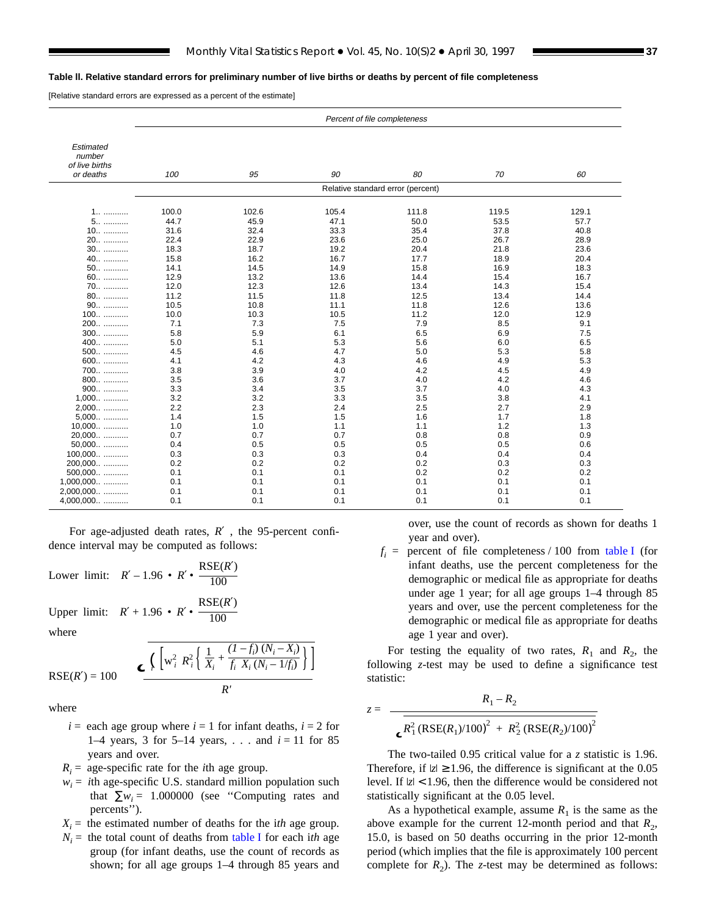**Table II. Relative standard errors for preliminary number of live births or deaths by percent of file completeness**

[Relative standard errors are expressed as a percent of the estimate]

| Estimated number of live births or deaths | Percent of file completeness | | | | | |
|---|---|---|---|---|---|---|
| | 100 | 95 | 90 | 80 | 70 | 60 |
| | Relative standard error (percent) | | | | | |
| 1 | 100.0 | 102.6 | 105.4 | 111.8 | 119.5 | 129.1 |
| 5 | 44.7 | 45.9 | 47.1 | 50.0 | 53.5 | 57.7 |
| 10 | 31.6 | 32.4 | 33.3 | 35.4 | 37.8 | 40.8 |
| 20 | 22.4 | 22.9 | 23.6 | 25.0 | 26.7 | 28.9 |
| 30 | 18.3 | 18.7 | 19.2 | 20.4 | 21.8 | 23.6 |
| 40 | 15.8 | 16.2 | 16.7 | 17.7 | 18.9 | 20.4 |
| 50 | 14.1 | 14.5 | 14.9 | 15.8 | 16.9 | 18.3 |
| 60 | 12.9 | 13.2 | 13.6 | 14.4 | 15.4 | 16.7 |
| 70 | 12.0 | 12.3 | 12.6 | 13.4 | 14.3 | 15.4 |
| 80 | 11.2 | 11.5 | 11.8 | 12.5 | 13.4 | 14.4 |
| 90 | 10.5 | 10.8 | 11.1 | 11.8 | 12.6 | 13.6 |
| 100 | 10.0 | 10.3 | 10.5 | 11.2 | 12.0 | 12.9 |
| 200 | 7.1 | 7.3 | 7.5 | 7.9 | 8.5 | 9.1 |
| 300 | 5.8 | 5.9 | 6.1 | 6.5 | 6.9 | 7.5 |
| 400 | 5.0 | 5.1 | 5.3 | 5.6 | 6.0 | 6.5 |
| 500 | 4.5 | 4.6 | 4.7 | 5.0 | 5.3 | 5.8 |
| 600 | 4.1 | 4.2 | 4.3 | 4.6 | 4.9 | 5.3 |
| 700 | 3.8 | 3.9 | 4.0 | 4.2 | 4.5 | 4.9 |
| 800 | 3.5 | 3.6 | 3.7 | 4.0 | 4.2 | 4.6 |
| 900 | 3.3 | 3.4 | 3.5 | 3.7 | 4.0 | 4.3 |
| 1,000 | 3.2 | 3.2 | 3.3 | 3.5 | 3.8 | 4.1 |
| 2,000 | 2.2 | 2.3 | 2.4 | 2.5 | 2.7 | 2.9 |
| 5,000 | 1.4 | 1.5 | 1.5 | 1.6 | 1.7 | 1.8 |
| 10,000 | 1.0 | 1.0 | 1.1 | 1.1 | 1.2 | 1.3 |
| 20,000 | 0.7 | 0.7 | 0.7 | 0.8 | 0.8 | 0.9 |
| 50,000 | 0.4 | 0.5 | 0.5 | 0.5 | 0.5 | 0.6 |
| 100,000 | 0.3 | 0.3 | 0.3 | 0.4 | 0.4 | 0.4 |
| 200,000 | 0.2 | 0.2 | 0.2 | 0.2 | 0.3 | 0.3 |
| 500,000 | 0.1 | 0.1 | 0.1 | 0.2 | 0.2 | 0.2 |
| 1,000,000 | 0.1 | 0.1 | 0.1 | 0.1 | 0.1 | 0.1 |
| 2,000,000 | 0.1 | 0.1 | 0.1 | 0.1 | 0.1 | 0.1 |
| 4,000,000 | 0.1 | 0.1 | 0.1 | 0.1 | 0.1 | 0.1 |

For age-adjusted death rates, $R'$ , the 95-percent confidence interval may be computed as follows:

$$\text{Lower limit:} \quad R' - 1.96 \cdot R' \cdot \frac{\text{RSE}(R')}{100}$$

$$\text{Upper limit:} \quad R' + 1.96 \cdot R' \cdot \frac{\text{RSE}(R')}{100}$$

where

$$\text{RSE}(R') = 100 \; \frac{\sqrt{\sum_i \left[ w_i^2 \; R_i^2 \left\{ \frac{1}{X_i} + \frac{(1-f_i)\,(N_i - X_i)}{f_i \; X_i \,(N_i - 1/f_i)} \right\} \right]}}{R'}$$

where

- $i$ = each age group where $i = 1$ for infant deaths, $i = 2$ for 1–4 years, 3 for 5–14 years, . . . and $i = 11$ for 85 years and over.
- $R_i$ = age-specific rate for the *i*th age group.
- $w_i$ = *i*th age-specific U.S. standard million population such that $\sum w_i =$ 1.000000 (see ''Computing rates and percents'').
- $X_i$ = the estimated number of deaths for the *ith* age group.
- $N_i$ = the total count of deaths from table I for each *ith* age group (for infant deaths, use the count of records as shown; for all age groups 1–4 through 85 years and over, use the count of records as shown for deaths 1 year and over).
- $f_i$ = percent of file completeness / 100 from table I (for infant deaths, use the percent completeness for the demographic or medical file as appropriate for deaths under age 1 year; for all age groups 1–4 through 85 years and over, use the percent completeness for the demographic or medical file as appropriate for deaths age 1 year and over).

For testing the equality of two rates, $R_1$ and $R_2$, the following *z*-test may be used to define a significance test statistic:

$$z = \frac{R_1 - R_2}{\sqrt{R_1^2\,(\text{RSE}(R_1)/100)^2 \; + \; R_2^2\,(\text{RSE}(R_2)/100)^2}}$$

The two-tailed 0.95 critical value for a *z* statistic is 1.96. Therefore, if $|z| \geq 1.96$, the difference is significant at the 0.05 level. If $|z| < 1.96$, then the difference would be considered not statistically significant at the 0.05 level.

As a hypothetical example, assume $R_1$ is the same as the above example for the current 12-month period and that $R_2$, 15.0, is based on 50 deaths occurring in the prior 12-month period (which implies that the file is approximately 100 percent complete for $R_2$). The *z*-test may be determined as follows: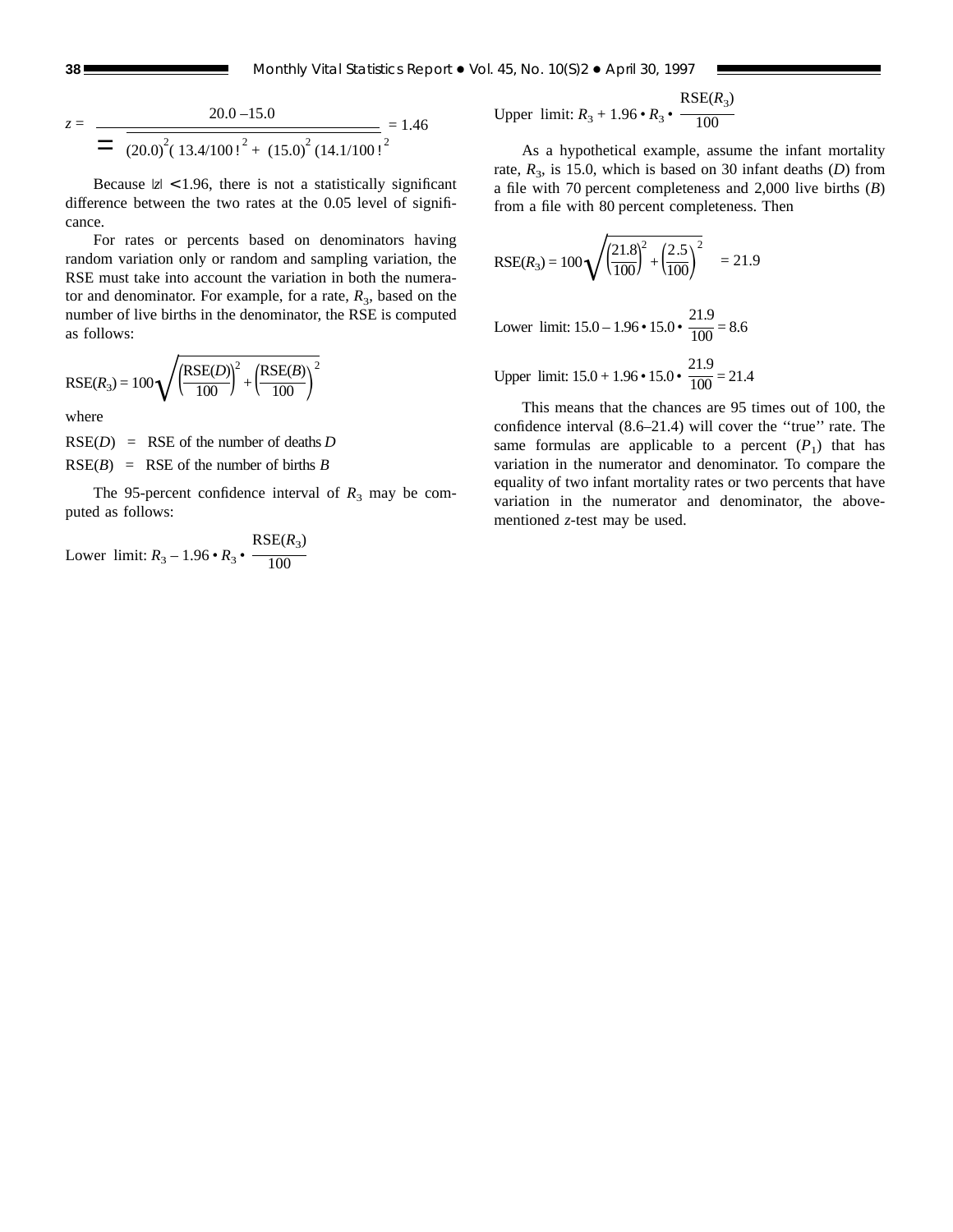$$z = \frac{20.0 - 15.0}{\sqrt{(20.0)^2(13.4/100)^2 + (15.0)^2(14.1/100)^2}} = 1.46$$

Because $|z| < 1.96$, there is not a statistically significant difference between the two rates at the 0.05 level of significance.

For rates or percents based on denominators having random variation only or random and sampling variation, the RSE must take into account the variation in both the numerator and denominator. For example, for a rate, $R_3$, based on the number of live births in the denominator, the RSE is computed as follows:

$$RSE(R_3) = 100\sqrt{\left(\frac{RSE(D)}{100}\right)^2 + \left(\frac{RSE(B)}{100}\right)^2}$$

where

$RSE(D)$ = RSE of the number of deaths $D$

$RSE(B)$ = RSE of the number of births $B$

The 95-percent confidence interval of $R_3$ may be computed as follows:

$$\text{Lower limit: } R_3 - 1.96 \cdot R_3 \cdot \frac{RSE(R_3)}{100}$$

$$\text{Upper limit: } R_3 + 1.96 \cdot R_3 \cdot \frac{RSE(R_3)}{100}$$

As a hypothetical example, assume the infant mortality rate, $R_3$, is 15.0, which is based on 30 infant deaths ($D$) from a file with 70 percent completeness and 2,000 live births ($B$) from a file with 80 percent completeness. Then

$$RSE(R_3) = 100\sqrt{\left(\frac{21.8}{100}\right)^2 + \left(\frac{2.5}{100}\right)^2} = 21.9$$

$$\text{Lower limit: } 15.0 - 1.96 \cdot 15.0 \cdot \frac{21.9}{100} = 8.6$$

$$\text{Upper limit: } 15.0 + 1.96 \cdot 15.0 \cdot \frac{21.9}{100} = 21.4$$

This means that the chances are 95 times out of 100, the confidence interval (8.6–21.4) will cover the "true" rate. The same formulas are applicable to a percent ($P_1$) that has variation in the numerator and denominator. To compare the equality of two infant mortality rates or two percents that have variation in the numerator and denominator, the above-mentioned *z*-test may be used.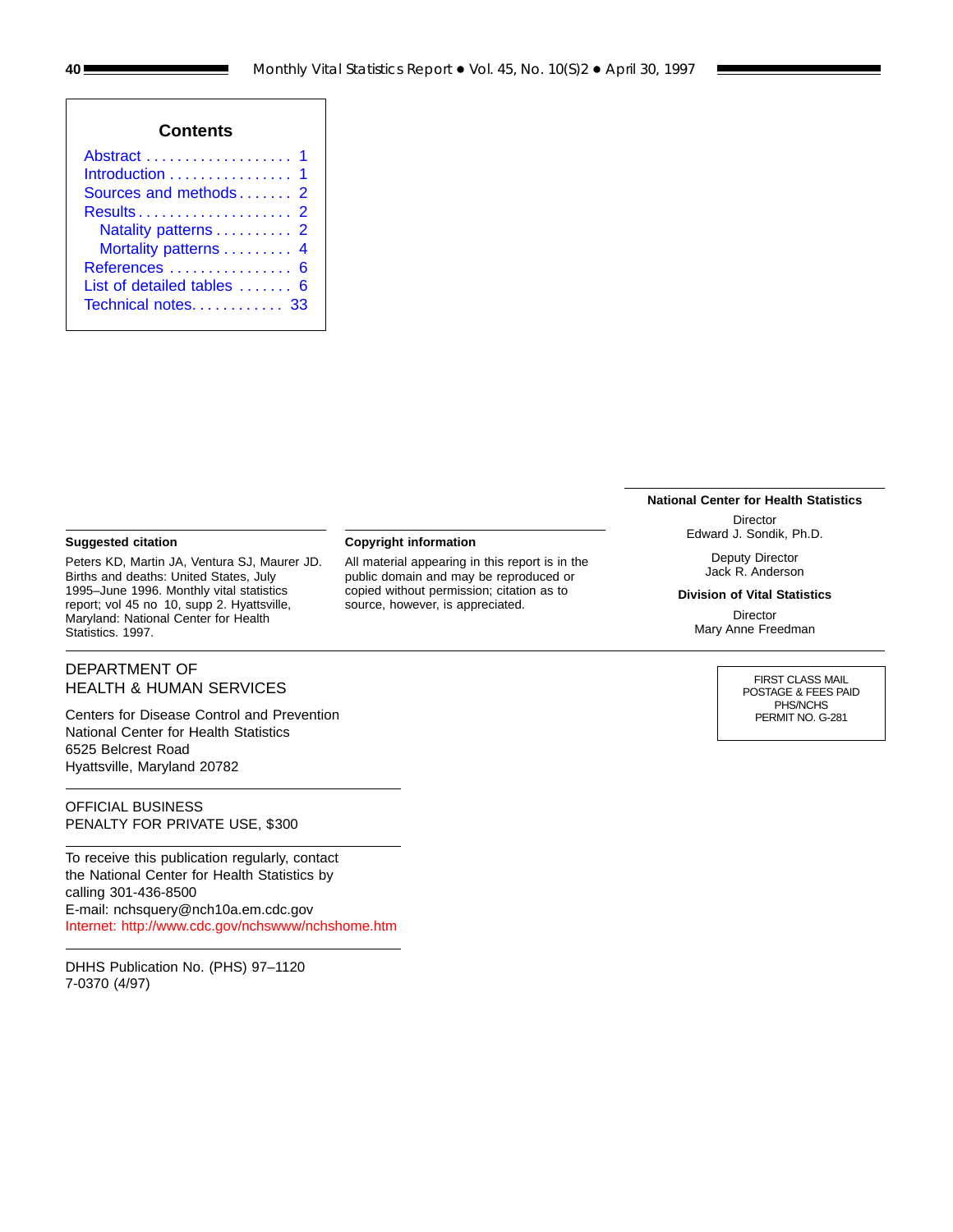## Contents

- Abstract . . . . . . . . . . . . . . . . . . . . 1
- Introduction . . . . . . . . . . . . . . . . . 1
- Sources and methods . . . . . . . 2
- Results . . . . . . . . . . . . . . . . . . . . . 2
  - Natality patterns . . . . . . . . . . 2
  - Mortality patterns . . . . . . . . . 4
- References . . . . . . . . . . . . . . . . . 6
- List of detailed tables . . . . . . . 6
- Technical notes. . . . . . . . . . . . 33

**Suggested citation**

Peters KD, Martin JA, Ventura SJ, Maurer JD. Births and deaths: United States, July 1995–June 1996. Monthly vital statistics report; vol 45 no 10, supp 2. Hyattsville, Maryland: National Center for Health Statistics. 1997.

**Copyright information**

All material appearing in this report is in the public domain and may be reproduced or copied without permission; citation as to source, however, is appreciated.

**National Center for Health Statistics**

Director
Edward J. Sondik, Ph.D.

Deputy Director
Jack R. Anderson

**Division of Vital Statistics**

Director
Mary Anne Freedman

DEPARTMENT OF
HEALTH & HUMAN SERVICES

Centers for Disease Control and Prevention
National Center for Health Statistics
6525 Belcrest Road
Hyattsville, Maryland 20782

OFFICIAL BUSINESS
PENALTY FOR PRIVATE USE, $300

To receive this publication regularly, contact the National Center for Health Statistics by calling 301-436-8500
E-mail: nchsquery@nch10a.em.cdc.gov
Internet: http://www.cdc.gov/nchswww/nchshome.htm

DHHS Publication No. (PHS) 97–1120
7-0370 (4/97)

FIRST CLASS MAIL
POSTAGE & FEES PAID
PHS/NCHS
PERMIT NO. G-281